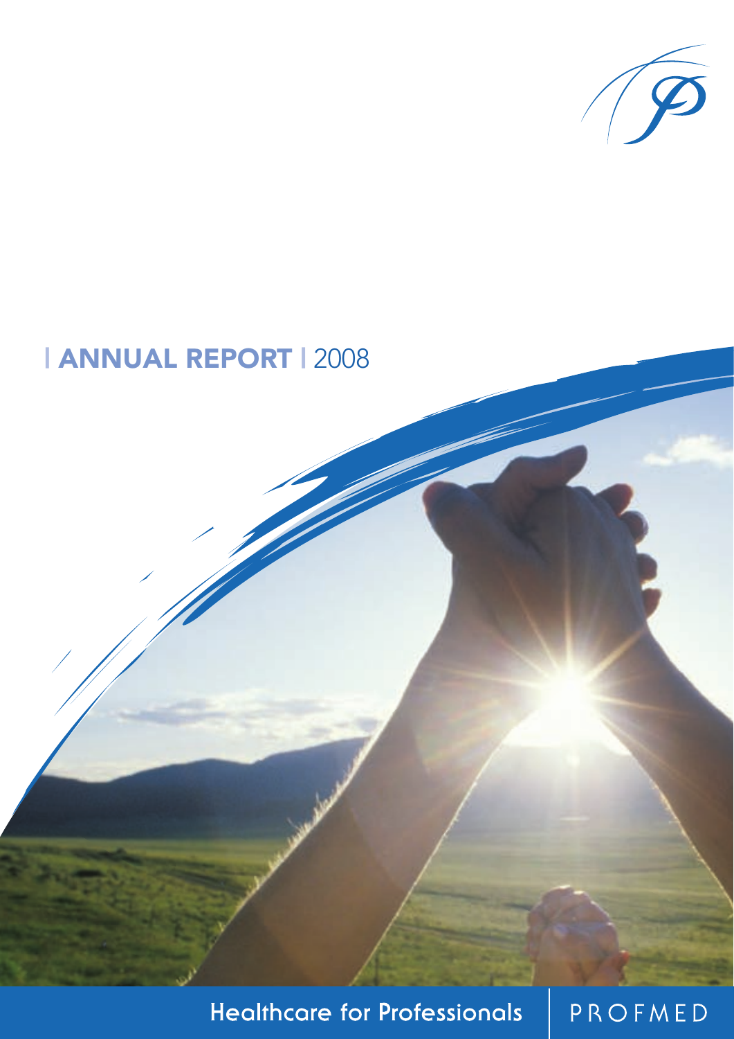# | ANNUAL REPORT | 2008

Healthcare for Professionals | PROFMED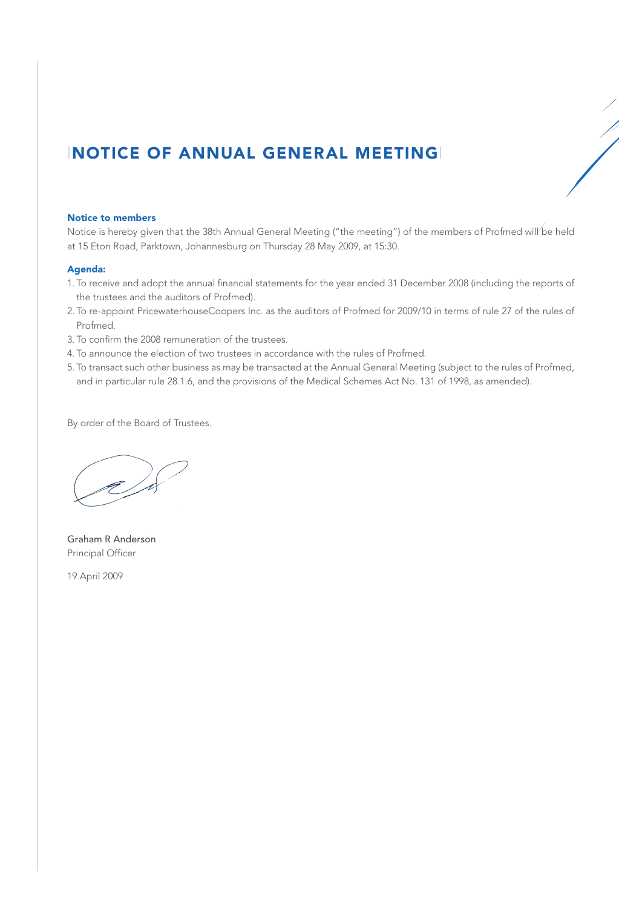# NOTICE OF ANNUAL GENERAL MEETING

**Notice to members**

Notice is hereby given that the 38th Annual General Meeting ("the meeting") of the members of Profmed will be held at 15 Eton Road, Parktown, Johannesburg on Thursday 28 May 2009, at 15:30.

**Agenda:**

1. To receive and adopt the annual financial statements for the year ended 31 December 2008 (including the reports of the trustees and the auditors of Profmed).
2. To re-appoint PricewaterhouseCoopers Inc. as the auditors of Profmed for 2009/10 in terms of rule 27 of the rules of Profmed.
3. To confirm the 2008 remuneration of the trustees.
4. To announce the election of two trustees in accordance with the rules of Profmed.
5. To transact such other business as may be transacted at the Annual General Meeting (subject to the rules of Profmed, and in particular rule 28.1.6, and the provisions of the Medical Schemes Act No. 131 of 1998, as amended).

By order of the Board of Trustees.

Graham R Anderson
Principal Officer

19 April 2009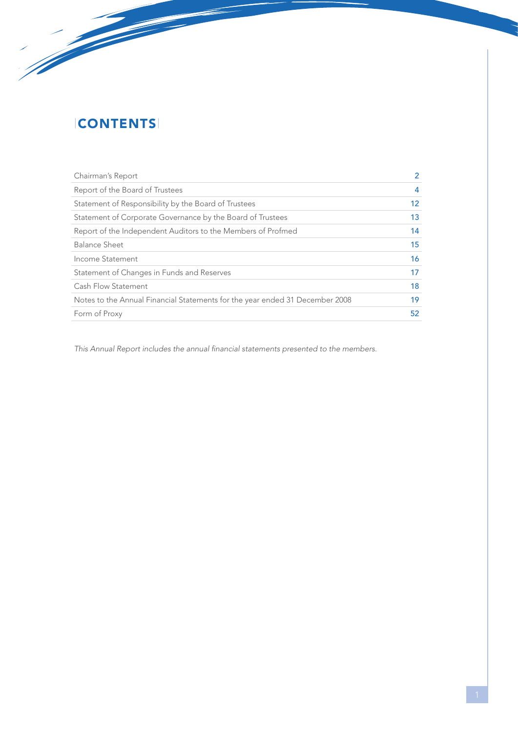# CONTENTS

| | |
|---|---|
| Chairman's Report | 2 |
| Report of the Board of Trustees | 4 |
| Statement of Responsibility by the Board of Trustees | 12 |
| Statement of Corporate Governance by the Board of Trustees | 13 |
| Report of the Independent Auditors to the Members of Profmed | 14 |
| Balance Sheet | 15 |
| Income Statement | 16 |
| Statement of Changes in Funds and Reserves | 17 |
| Cash Flow Statement | 18 |
| Notes to the Annual Financial Statements for the year ended 31 December 2008 | 19 |
| Form of Proxy | 52 |

*This Annual Report includes the annual financial statements presented to the members.*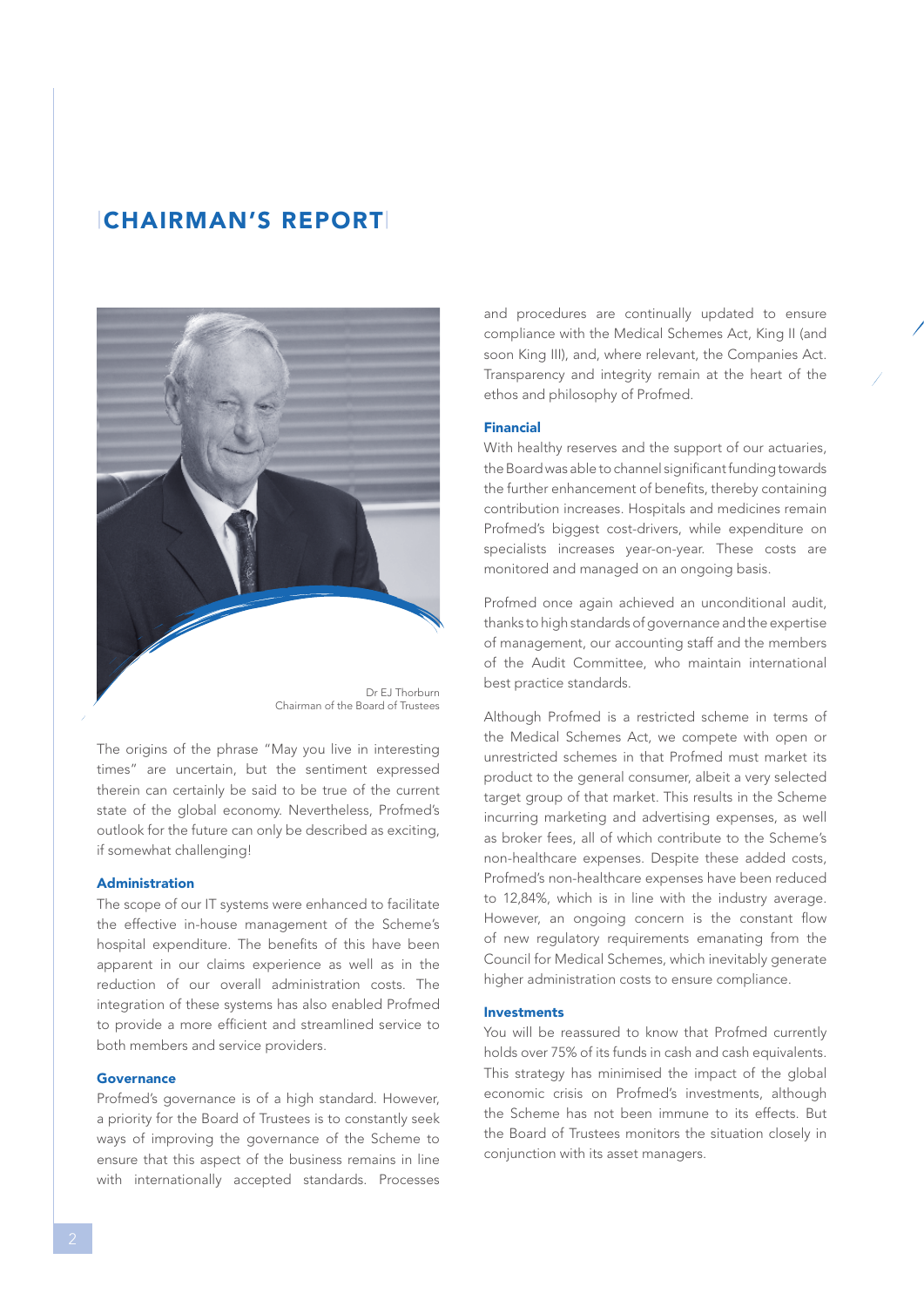# CHAIRMAN'S REPORT

Dr EJ Thorburn
Chairman of the Board of Trustees

The origins of the phrase "May you live in interesting times" are uncertain, but the sentiment expressed therein can certainly be said to be true of the current state of the global economy. Nevertheless, Profmed's outlook for the future can only be described as exciting, if somewhat challenging!

### Administration

The scope of our IT systems were enhanced to facilitate the effective in-house management of the Scheme's hospital expenditure. The benefits of this have been apparent in our claims experience as well as in the reduction of our overall administration costs. The integration of these systems has also enabled Profmed to provide a more efficient and streamlined service to both members and service providers.

### Governance

Profmed's governance is of a high standard. However, a priority for the Board of Trustees is to constantly seek ways of improving the governance of the Scheme to ensure that this aspect of the business remains in line with internationally accepted standards. Processes and procedures are continually updated to ensure compliance with the Medical Schemes Act, King II (and soon King III), and, where relevant, the Companies Act. Transparency and integrity remain at the heart of the ethos and philosophy of Profmed.

### Financial

With healthy reserves and the support of our actuaries, the Board was able to channel significant funding towards the further enhancement of benefits, thereby containing contribution increases. Hospitals and medicines remain Profmed's biggest cost-drivers, while expenditure on specialists increases year-on-year. These costs are monitored and managed on an ongoing basis.

Profmed once again achieved an unconditional audit, thanks to high standards of governance and the expertise of management, our accounting staff and the members of the Audit Committee, who maintain international best practice standards.

Although Profmed is a restricted scheme in terms of the Medical Schemes Act, we compete with open or unrestricted schemes in that Profmed must market its product to the general consumer, albeit a very selected target group of that market. This results in the Scheme incurring marketing and advertising expenses, as well as broker fees, all of which contribute to the Scheme's non-healthcare expenses. Despite these added costs, Profmed's non-healthcare expenses have been reduced to 12,84%, which is in line with the industry average. However, an ongoing concern is the constant flow of new regulatory requirements emanating from the Council for Medical Schemes, which inevitably generate higher administration costs to ensure compliance.

### Investments

You will be reassured to know that Profmed currently holds over 75% of its funds in cash and cash equivalents. This strategy has minimised the impact of the global economic crisis on Profmed's investments, although the Scheme has not been immune to its effects. But the Board of Trustees monitors the situation closely in conjunction with its asset managers.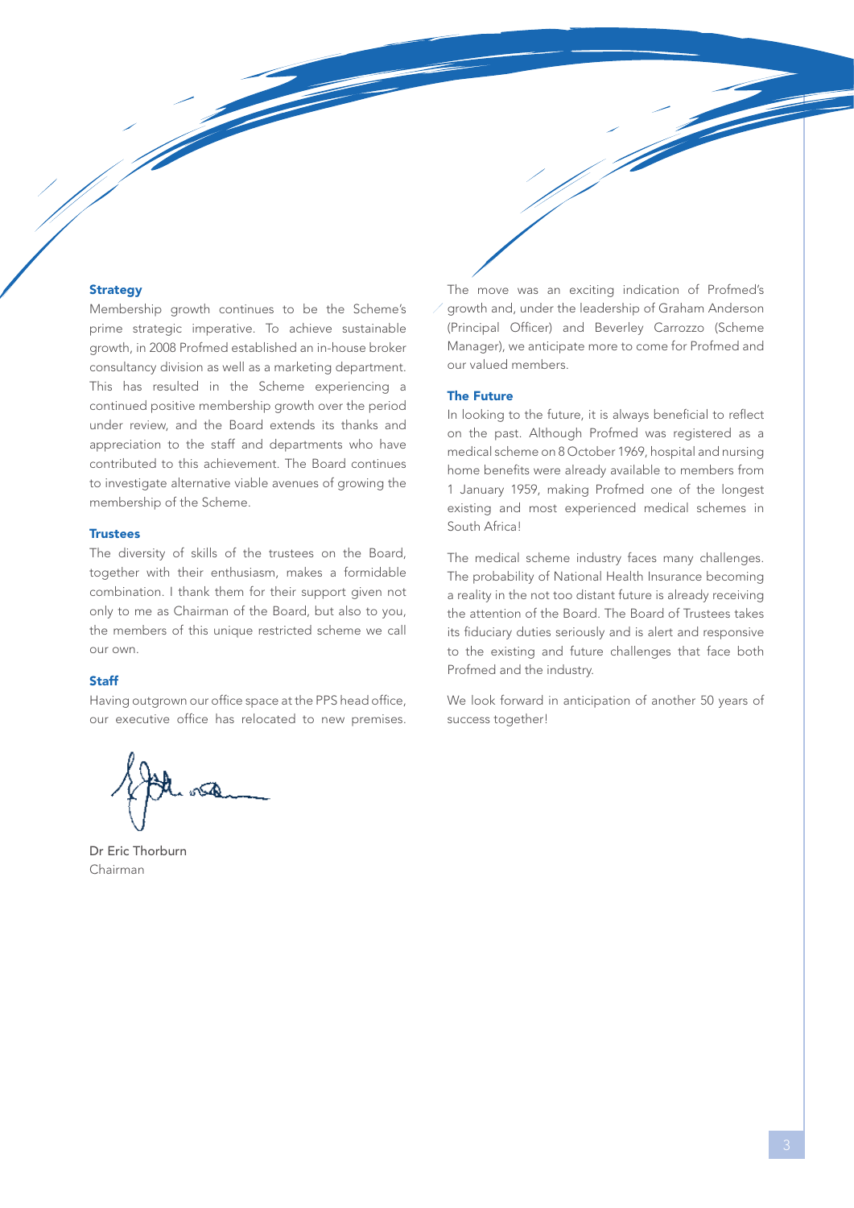### Strategy

Membership growth continues to be the Scheme's prime strategic imperative. To achieve sustainable growth, in 2008 Profmed established an in-house broker consultancy division as well as a marketing department. This has resulted in the Scheme experiencing a continued positive membership growth over the period under review, and the Board extends its thanks and appreciation to the staff and departments who have contributed to this achievement. The Board continues to investigate alternative viable avenues of growing the membership of the Scheme.

### Trustees

The diversity of skills of the trustees on the Board, together with their enthusiasm, makes a formidable combination. I thank them for their support given not only to me as Chairman of the Board, but also to you, the members of this unique restricted scheme we call our own.

### Staff

Having outgrown our office space at the PPS head office, our executive office has relocated to new premises. The move was an exciting indication of Profmed's growth and, under the leadership of Graham Anderson (Principal Officer) and Beverley Carrozzo (Scheme Manager), we anticipate more to come for Profmed and our valued members.

### The Future

In looking to the future, it is always beneficial to reflect on the past. Although Profmed was registered as a medical scheme on 8 October 1969, hospital and nursing home benefits were already available to members from 1 January 1959, making Profmed one of the longest existing and most experienced medical schemes in South Africa!

The medical scheme industry faces many challenges. The probability of National Health Insurance becoming a reality in the not too distant future is already receiving the attention of the Board. The Board of Trustees takes its fiduciary duties seriously and is alert and responsive to the existing and future challenges that face both Profmed and the industry.

We look forward in anticipation of another 50 years of success together!

Dr Eric Thorburn
Chairman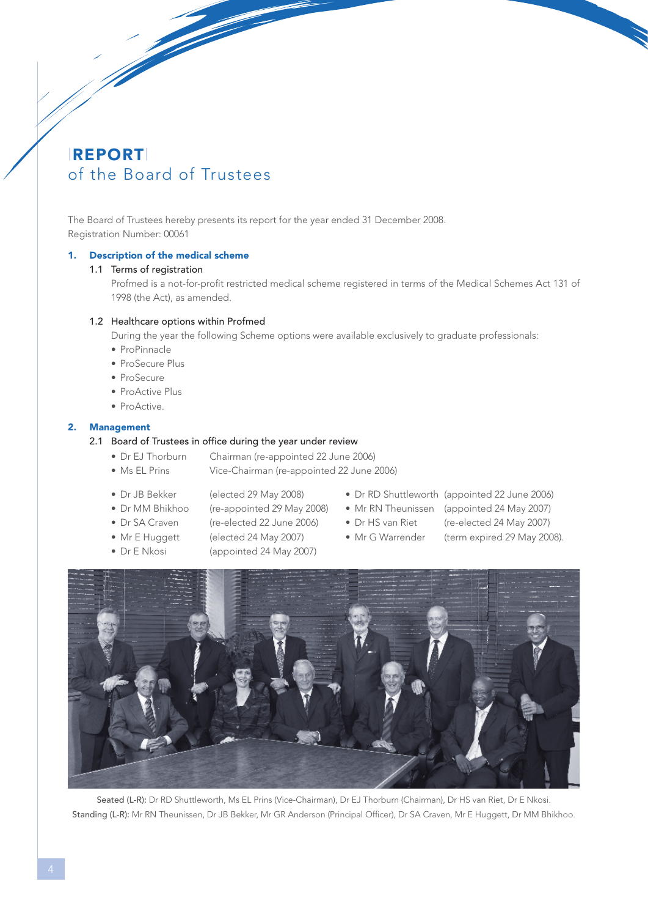# REPORT
## of the Board of Trustees

The Board of Trustees hereby presents its report for the year ended 31 December 2008.
Registration Number: 00061

### 1. Description of the medical scheme

#### 1.1 Terms of registration

Profmed is a not-for-profit restricted medical scheme registered in terms of the Medical Schemes Act 131 of 1998 (the Act), as amended.

#### 1.2 Healthcare options within Profmed

During the year the following Scheme options were available exclusively to graduate professionals:

- ProPinnacle
- ProSecure Plus
- ProSecure
- ProActive Plus
- ProActive.

### 2. Management

#### 2.1 Board of Trustees in office during the year under review

- Dr EJ Thorburn — Chairman (re-appointed 22 June 2006)
- Ms EL Prins — Vice-Chairman (re-appointed 22 June 2006)

- Dr JB Bekker (elected 29 May 2008)
- Dr MM Bhikhoo (re-appointed 29 May 2008)
- Dr SA Craven (re-elected 22 June 2006)
- Mr E Huggett (elected 24 May 2007)
- Dr E Nkosi (appointed 24 May 2007)
- Dr RD Shuttleworth (appointed 22 June 2006)
- Mr RN Theunissen (appointed 24 May 2007)
- Dr HS van Riet (re-elected 24 May 2007)
- Mr G Warrender (term expired 29 May 2008).

**Seated (L-R):** Dr RD Shuttleworth, Ms EL Prins (Vice-Chairman), Dr EJ Thorburn (Chairman), Dr HS van Riet, Dr E Nkosi.
**Standing (L-R):** Mr RN Theunissen, Dr JB Bekker, Mr GR Anderson (Principal Officer), Dr SA Craven, Mr E Huggett, Dr MM Bhikhoo.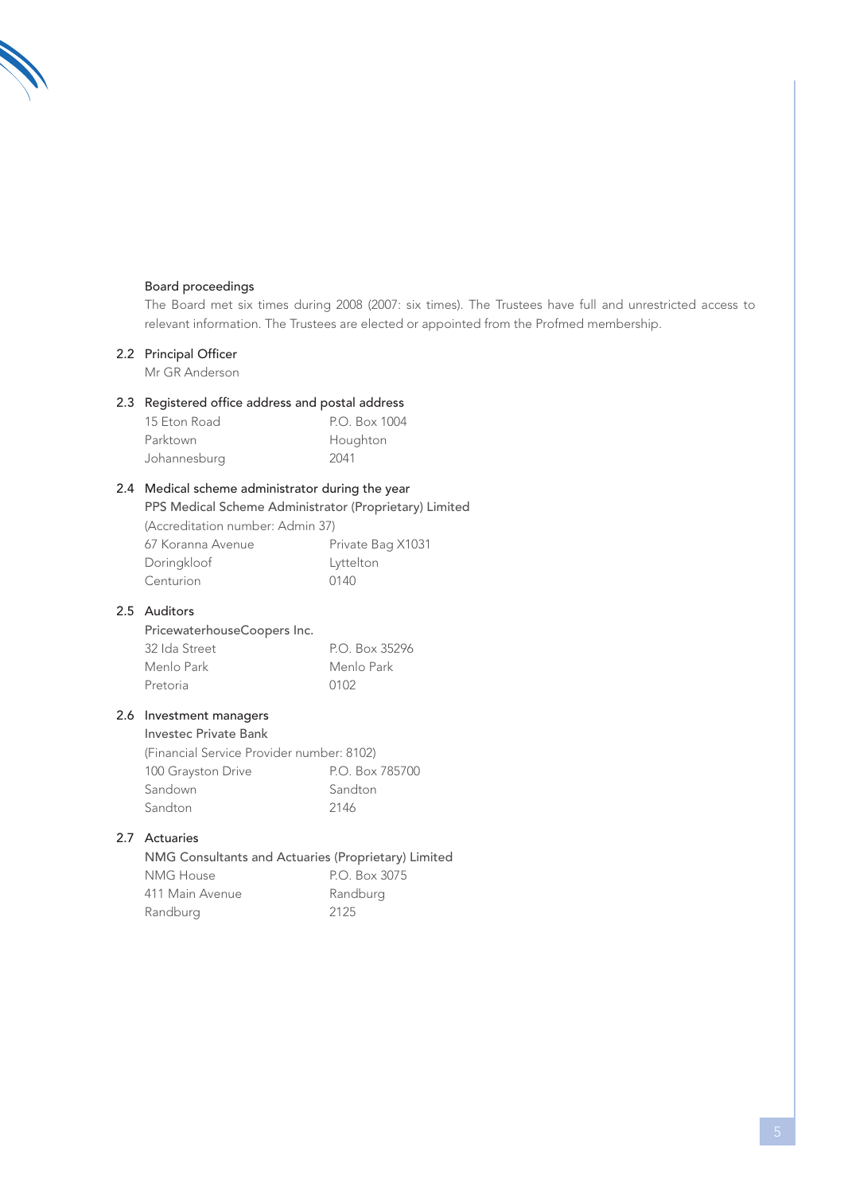### Board proceedings

The Board met six times during 2008 (2007: six times). The Trustees have full and unrestricted access to relevant information. The Trustees are elected or appointed from the Profmed membership.

### 2.2 Principal Officer

Mr GR Anderson

### 2.3 Registered office address and postal address

| | |
|---|---|
| 15 Eton Road | P.O. Box 1004 |
| Parktown | Houghton |
| Johannesburg | 2041 |

### 2.4 Medical scheme administrator during the year

PPS Medical Scheme Administrator (Proprietary) Limited

(Accreditation number: Admin 37)

| | |
|---|---|
| 67 Koranna Avenue | Private Bag X1031 |
| Doringkloof | Lyttelton |
| Centurion | 0140 |

### 2.5 Auditors

PricewaterhouseCoopers Inc.

| | |
|---|---|
| 32 Ida Street | P.O. Box 35296 |
| Menlo Park | Menlo Park |
| Pretoria | 0102 |

### 2.6 Investment managers

Investec Private Bank

(Financial Service Provider number: 8102)

| | |
|---|---|
| 100 Grayston Drive | P.O. Box 785700 |
| Sandown | Sandton |
| Sandton | 2146 |

### 2.7 Actuaries

NMG Consultants and Actuaries (Proprietary) Limited

| | |
|---|---|
| NMG House | P.O. Box 3075 |
| 411 Main Avenue | Randburg |
| Randburg | 2125 |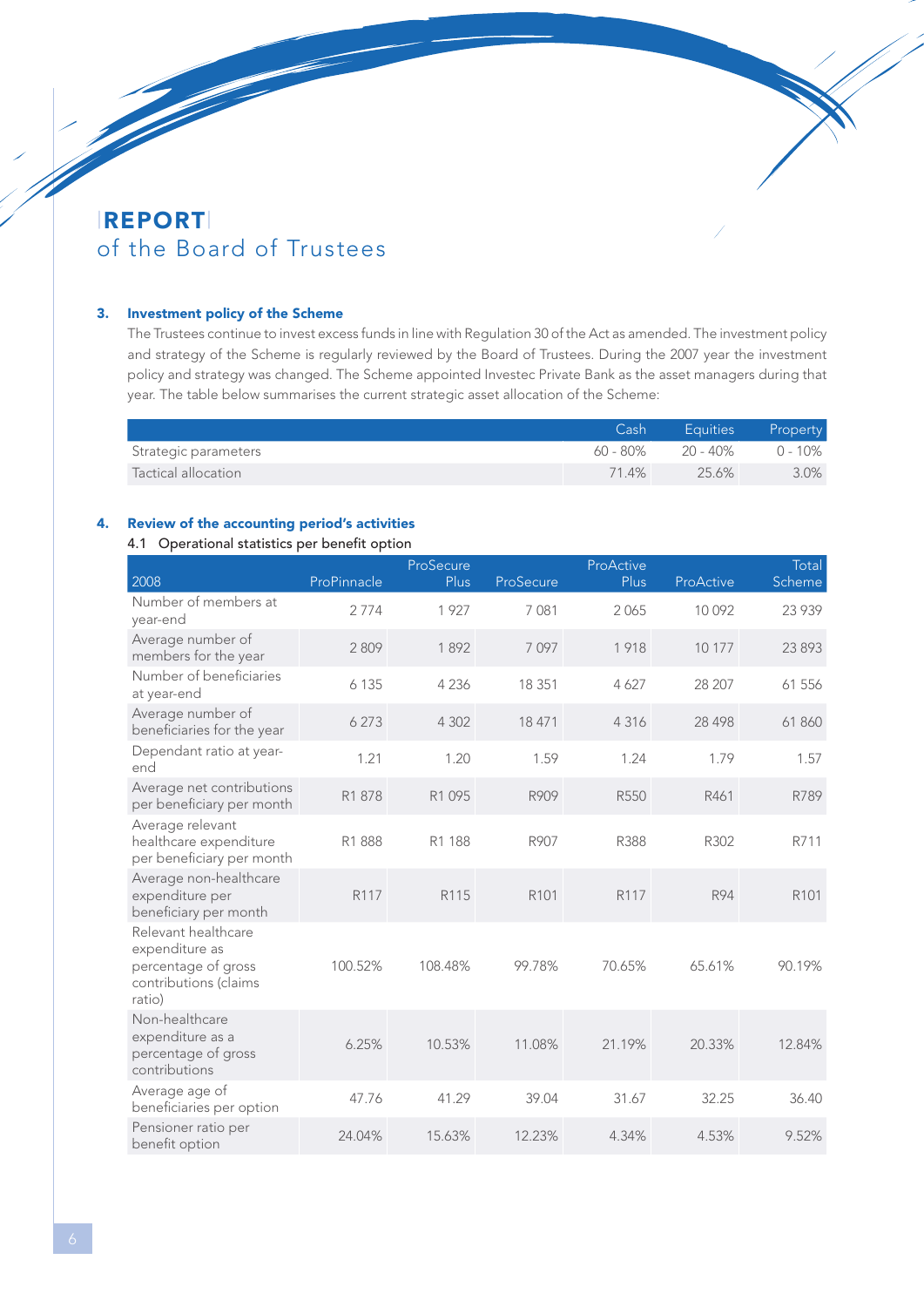# REPORT
## of the Board of Trustees

### 3. Investment policy of the Scheme

The Trustees continue to invest excess funds in line with Regulation 30 of the Act as amended. The investment policy and strategy of the Scheme is regularly reviewed by the Board of Trustees. During the 2007 year the investment policy and strategy was changed. The Scheme appointed Investec Private Bank as the asset managers during that year. The table below summarises the current strategic asset allocation of the Scheme:

| | Cash | Equities | Property |
|---|---|---|---|
| Strategic parameters | 60 - 80% | 20 - 40% | 0 - 10% |
| Tactical allocation | 71.4% | 25.6% | 3.0% |

### 4. Review of the accounting period's activities

4.1 Operational statistics per benefit option

| 2008 | ProPinnacle | ProSecure Plus | ProSecure | ProActive Plus | ProActive | Total Scheme |
|---|---|---|---|---|---|---|
| Number of members at year-end | 2 774 | 1 927 | 7 081 | 2 065 | 10 092 | 23 939 |
| Average number of members for the year | 2 809 | 1 892 | 7 097 | 1 918 | 10 177 | 23 893 |
| Number of beneficiaries at year-end | 6 135 | 4 236 | 18 351 | 4 627 | 28 207 | 61 556 |
| Average number of beneficiaries for the year | 6 273 | 4 302 | 18 471 | 4 316 | 28 498 | 61 860 |
| Dependant ratio at year-end | 1.21 | 1.20 | 1.59 | 1.24 | 1.79 | 1.57 |
| Average net contributions per beneficiary per month | R1 878 | R1 095 | R909 | R550 | R461 | R789 |
| Average relevant healthcare expenditure per beneficiary per month | R1 888 | R1 188 | R907 | R388 | R302 | R711 |
| Average non-healthcare expenditure per beneficiary per month | R117 | R115 | R101 | R117 | R94 | R101 |
| Relevant healthcare expenditure as percentage of gross contributions (claims ratio) | 100.52% | 108.48% | 99.78% | 70.65% | 65.61% | 90.19% |
| Non-healthcare expenditure as a percentage of gross contributions | 6.25% | 10.53% | 11.08% | 21.19% | 20.33% | 12.84% |
| Average age of beneficiaries per option | 47.76 | 41.29 | 39.04 | 31.67 | 32.25 | 36.40 |
| Pensioner ratio per benefit option | 24.04% | 15.63% | 12.23% | 4.34% | 4.53% | 9.52% |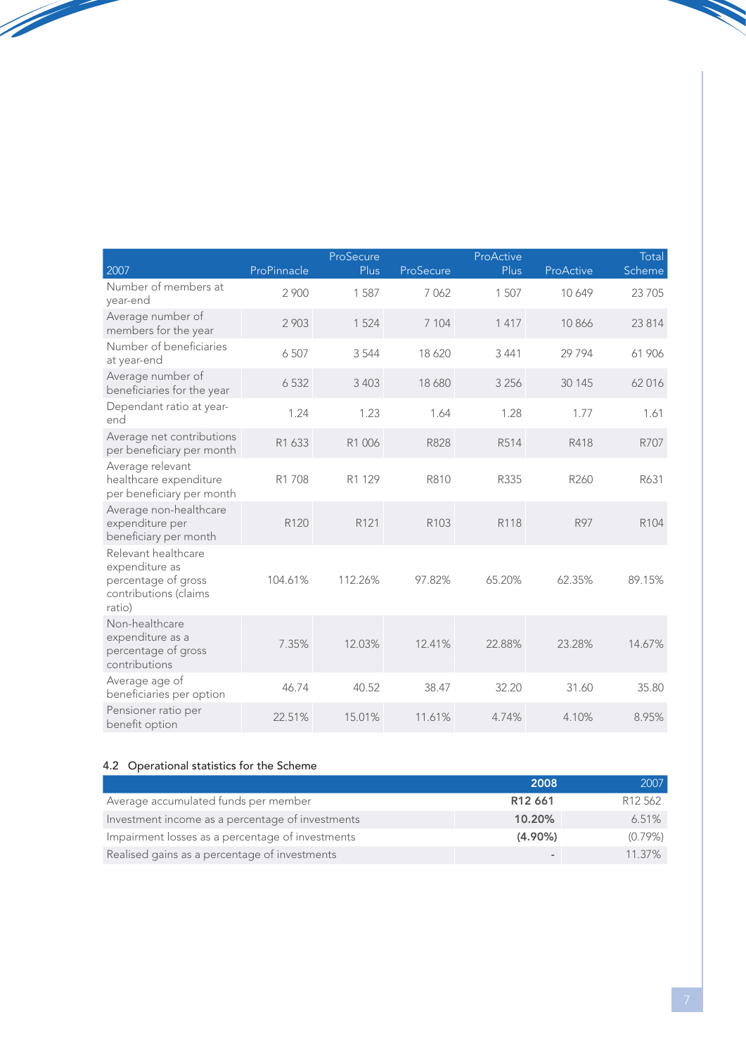| 2007 | ProPinnacle | ProSecure Plus | ProSecure | ProActive Plus | ProActive | Total Scheme |
|---|---|---|---|---|---|---|
| Number of members at year-end | 2 900 | 1 587 | 7 062 | 1 507 | 10 649 | 23 705 |
| Average number of members for the year | 2 903 | 1 524 | 7 104 | 1 417 | 10 866 | 23 814 |
| Number of beneficiaries at year-end | 6 507 | 3 544 | 18 620 | 3 441 | 29 794 | 61 906 |
| Average number of beneficiaries for the year | 6 532 | 3 403 | 18 680 | 3 256 | 30 145 | 62 016 |
| Dependant ratio at year-end | 1.24 | 1.23 | 1.64 | 1.28 | 1.77 | 1.61 |
| Average net contributions per beneficiary per month | R1 633 | R1 006 | R828 | R514 | R418 | R707 |
| Average relevant healthcare expenditure per beneficiary per month | R1 708 | R1 129 | R810 | R335 | R260 | R631 |
| Average non-healthcare expenditure per beneficiary per month | R120 | R121 | R103 | R118 | R97 | R104 |
| Relevant healthcare expenditure as percentage of gross contributions (claims ratio) | 104.61% | 112.26% | 97.82% | 65.20% | 62.35% | 89.15% |
| Non-healthcare expenditure as a percentage of gross contributions | 7.35% | 12.03% | 12.41% | 22.88% | 23.28% | 14.67% |
| Average age of beneficiaries per option | 46.74 | 40.52 | 38.47 | 32.20 | 31.60 | 35.80 |
| Pensioner ratio per benefit option | 22.51% | 15.01% | 11.61% | 4.74% | 4.10% | 8.95% |

### 4.2 Operational statistics for the Scheme

| | **2008** | 2007 |
|---|---|---|
| Average accumulated funds per member | **R12 661** | R12 562 |
| Investment income as a percentage of investments | **10.20%** | 6.51% |
| Impairment losses as a percentage of investments | **(4.90%)** | (0.79%) |
| Realised gains as a percentage of investments | - | 11.37% |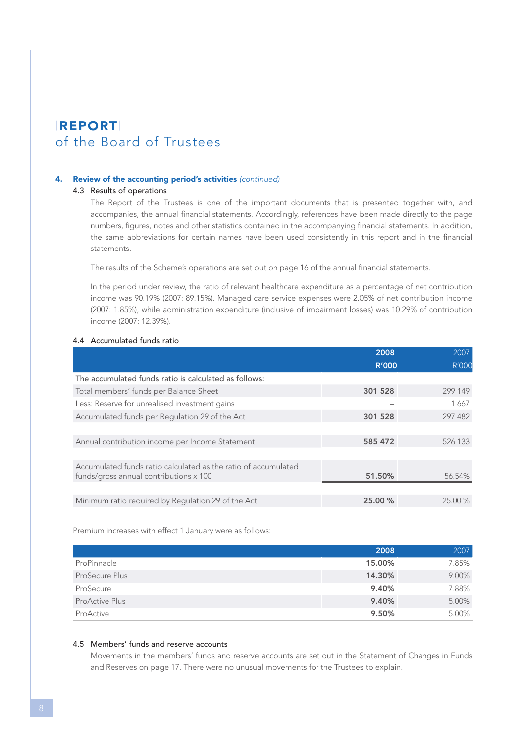# REPORT
## of the Board of Trustees

### 4. Review of the accounting period's activities *(continued)*

#### 4.3 Results of operations

The Report of the Trustees is one of the important documents that is presented together with, and accompanies, the annual financial statements. Accordingly, references have been made directly to the page numbers, figures, notes and other statistics contained in the accompanying financial statements. In addition, the same abbreviations for certain names have been used consistently in this report and in the financial statements.

The results of the Scheme's operations are set out on page 16 of the annual financial statements.

In the period under review, the ratio of relevant healthcare expenditure as a percentage of net contribution income was 90.19% (2007: 89.15%). Managed care service expenses were 2.05% of net contribution income (2007: 1.85%), while administration expenditure (inclusive of impairment losses) was 10.29% of contribution income (2007: 12.39%).

#### 4.4 Accumulated funds ratio

| | **2008 R'000** | 2007 R'000 |
|---|---|---|
| The accumulated funds ratio is calculated as follows: | | |
| Total members' funds per Balance Sheet | **301 528** | 299 149 |
| Less: Reserve for unrealised investment gains | – | 1 667 |
| Accumulated funds per Regulation 29 of the Act | **301 528** | 297 482 |
| Annual contribution income per Income Statement | **585 472** | 526 133 |
| Accumulated funds ratio calculated as the ratio of accumulated funds/gross annual contributions x 100 | **51.50%** | 56.54% |
| Minimum ratio required by Regulation 29 of the Act | **25.00 %** | 25.00 % |

Premium increases with effect 1 January were as follows:

| | **2008** | 2007 |
|---|---|---|
| ProPinnacle | **15.00%** | 7.85% |
| ProSecure Plus | **14.30%** | 9.00% |
| ProSecure | **9.40%** | 7.88% |
| ProActive Plus | **9.40%** | 5.00% |
| ProActive | **9.50%** | 5.00% |

#### 4.5 Members' funds and reserve accounts

Movements in the members' funds and reserve accounts are set out in the Statement of Changes in Funds and Reserves on page 17. There were no unusual movements for the Trustees to explain.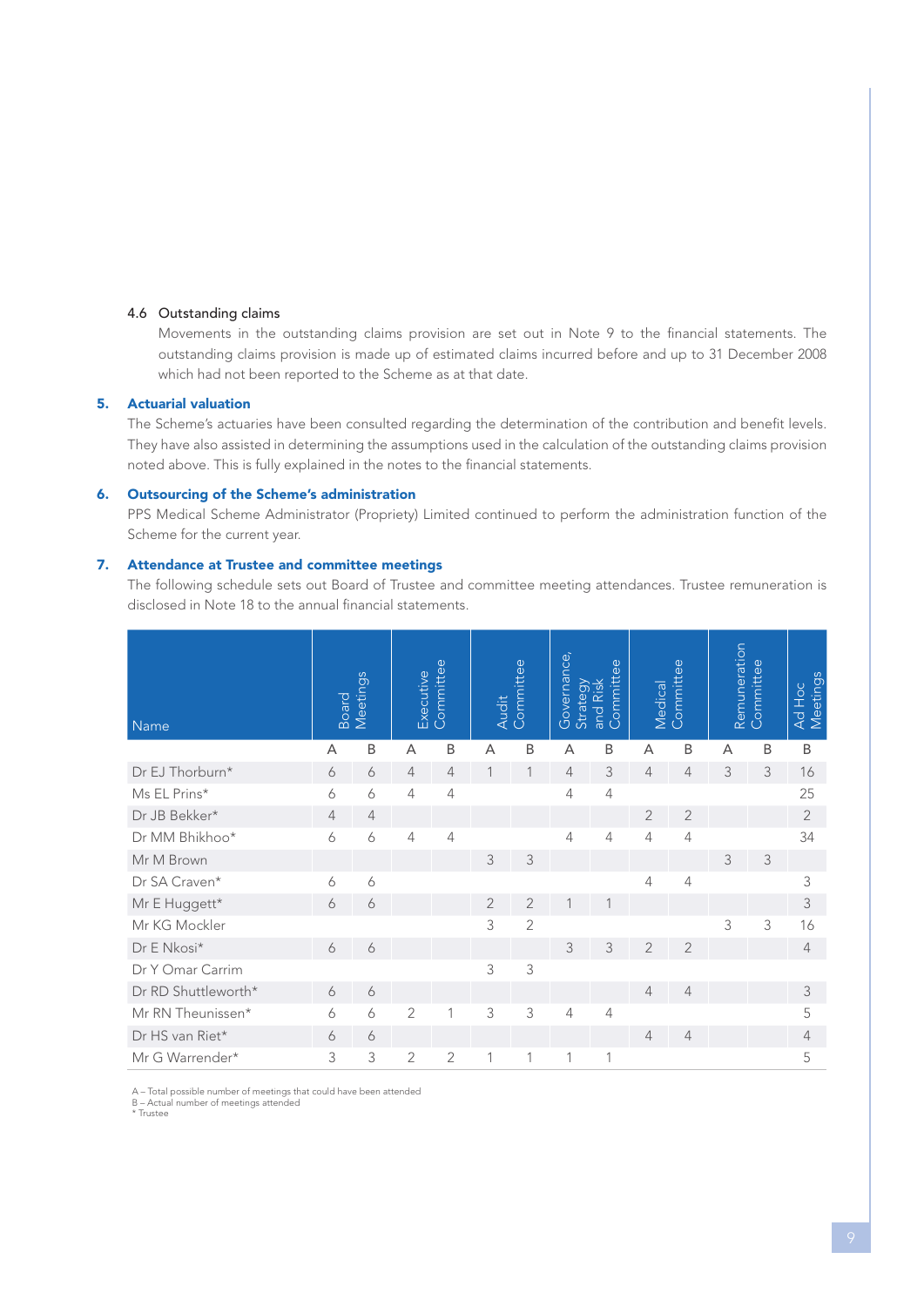4.6 Outstanding claims

Movements in the outstanding claims provision are set out in Note 9 to the financial statements. The outstanding claims provision is made up of estimated claims incurred before and up to 31 December 2008 which had not been reported to the Scheme as at that date.

## 5. Actuarial valuation

The Scheme's actuaries have been consulted regarding the determination of the contribution and benefit levels. They have also assisted in determining the assumptions used in the calculation of the outstanding claims provision noted above. This is fully explained in the notes to the financial statements.

## 6. Outsourcing of the Scheme's administration

PPS Medical Scheme Administrator (Propriety) Limited continued to perform the administration function of the Scheme for the current year.

## 7. Attendance at Trustee and committee meetings

The following schedule sets out Board of Trustee and committee meeting attendances. Trustee remuneration is disclosed in Note 18 to the annual financial statements.

| Name | Board Meetings | | Executive Committee | | Audit Committee | | Governance, Strategy and Risk Committee | | Medical Committee | | Remuneration Committee | | Ad Hoc Meetings |
|---|---|---|---|---|---|---|---|---|---|---|---|---|---|
| | A | B | A | B | A | B | A | B | A | B | A | B | B |
| Dr EJ Thorburn* | 6 | 6 | 4 | 4 | 1 | 1 | 4 | 3 | 4 | 4 | 3 | 3 | 16 |
| Ms EL Prins* | 6 | 6 | 4 | 4 | | | 4 | 4 | | | | | 25 |
| Dr JB Bekker* | 4 | 4 | | | | | | | 2 | 2 | | | 2 |
| Dr MM Bhikhoo* | 6 | 6 | 4 | 4 | | | 4 | 4 | 4 | 4 | | | 34 |
| Mr M Brown | | | | | 3 | 3 | | | | | 3 | 3 | |
| Dr SA Craven* | 6 | 6 | | | | | | | 4 | 4 | | | 3 |
| Mr E Huggett* | 6 | 6 | | | 2 | 2 | 1 | 1 | | | | | 3 |
| Mr KG Mockler | | | | | 3 | 2 | | | | | 3 | 3 | 16 |
| Dr E Nkosi* | 6 | 6 | | | | | 3 | 3 | 2 | 2 | | | 4 |
| Dr Y Omar Carrim | | | | | 3 | 3 | | | | | | | |
| Dr RD Shuttleworth* | 6 | 6 | | | | | | | 4 | 4 | | | 3 |
| Mr RN Theunissen* | 6 | 6 | 2 | 1 | 3 | 3 | 4 | 4 | | | | | 5 |
| Dr HS van Riet* | 6 | 6 | | | | | | | 4 | 4 | | | 4 |
| Mr G Warrender* | 3 | 3 | 2 | 2 | 1 | 1 | 1 | 1 | | | | | 5 |

A – Total possible number of meetings that could have been attended
B – Actual number of meetings attended
* Trustee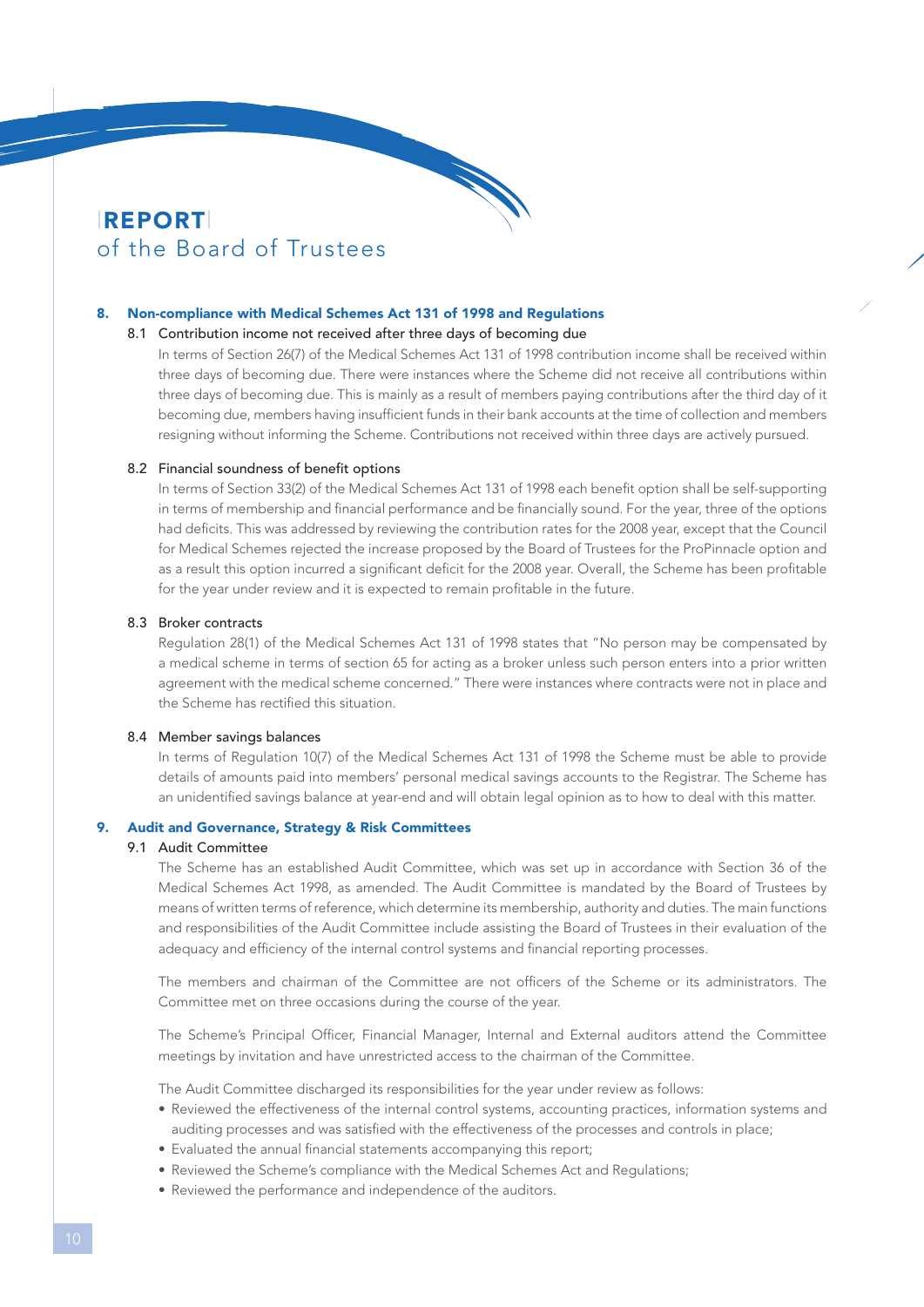# REPORT
## of the Board of Trustees

### 8. Non-compliance with Medical Schemes Act 131 of 1998 and Regulations

#### 8.1 Contribution income not received after three days of becoming due

In terms of Section 26(7) of the Medical Schemes Act 131 of 1998 contribution income shall be received within three days of becoming due. There were instances where the Scheme did not receive all contributions within three days of becoming due. This is mainly as a result of members paying contributions after the third day of it becoming due, members having insufficient funds in their bank accounts at the time of collection and members resigning without informing the Scheme. Contributions not received within three days are actively pursued.

#### 8.2 Financial soundness of benefit options

In terms of Section 33(2) of the Medical Schemes Act 131 of 1998 each benefit option shall be self-supporting in terms of membership and financial performance and be financially sound. For the year, three of the options had deficits. This was addressed by reviewing the contribution rates for the 2008 year, except that the Council for Medical Schemes rejected the increase proposed by the Board of Trustees for the ProPinnacle option and as a result this option incurred a significant deficit for the 2008 year. Overall, the Scheme has been profitable for the year under review and it is expected to remain profitable in the future.

#### 8.3 Broker contracts

Regulation 28(1) of the Medical Schemes Act 131 of 1998 states that "No person may be compensated by a medical scheme in terms of section 65 for acting as a broker unless such person enters into a prior written agreement with the medical scheme concerned." There were instances where contracts were not in place and the Scheme has rectified this situation.

#### 8.4 Member savings balances

In terms of Regulation 10(7) of the Medical Schemes Act 131 of 1998 the Scheme must be able to provide details of amounts paid into members' personal medical savings accounts to the Registrar. The Scheme has an unidentified savings balance at year-end and will obtain legal opinion as to how to deal with this matter.

### 9. Audit and Governance, Strategy & Risk Committees

#### 9.1 Audit Committee

The Scheme has an established Audit Committee, which was set up in accordance with Section 36 of the Medical Schemes Act 1998, as amended. The Audit Committee is mandated by the Board of Trustees by means of written terms of reference, which determine its membership, authority and duties. The main functions and responsibilities of the Audit Committee include assisting the Board of Trustees in their evaluation of the adequacy and efficiency of the internal control systems and financial reporting processes.

The members and chairman of the Committee are not officers of the Scheme or its administrators. The Committee met on three occasions during the course of the year.

The Scheme's Principal Officer, Financial Manager, Internal and External auditors attend the Committee meetings by invitation and have unrestricted access to the chairman of the Committee.

The Audit Committee discharged its responsibilities for the year under review as follows:

- Reviewed the effectiveness of the internal control systems, accounting practices, information systems and auditing processes and was satisfied with the effectiveness of the processes and controls in place;
- Evaluated the annual financial statements accompanying this report;
- Reviewed the Scheme's compliance with the Medical Schemes Act and Regulations;
- Reviewed the performance and independence of the auditors.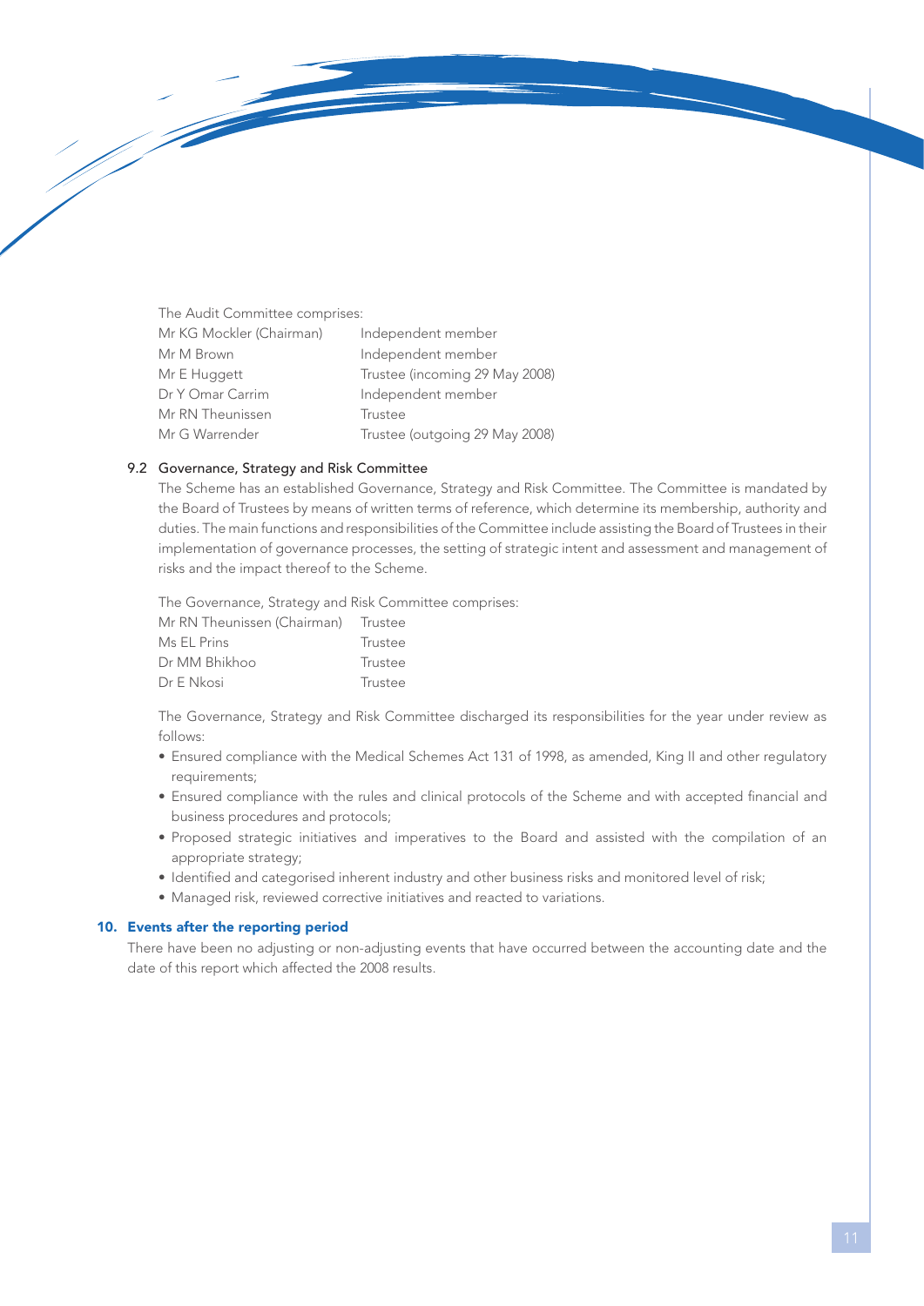The Audit Committee comprises:

| | |
|---|---|
| Mr KG Mockler (Chairman) | Independent member |
| Mr M Brown | Independent member |
| Mr E Huggett | Trustee (incoming 29 May 2008) |
| Dr Y Omar Carrim | Independent member |
| Mr RN Theunissen | Trustee |
| Mr G Warrender | Trustee (outgoing 29 May 2008) |

### 9.2 Governance, Strategy and Risk Committee

The Scheme has an established Governance, Strategy and Risk Committee. The Committee is mandated by the Board of Trustees by means of written terms of reference, which determine its membership, authority and duties. The main functions and responsibilities of the Committee include assisting the Board of Trustees in their implementation of governance processes, the setting of strategic intent and assessment and management of risks and the impact thereof to the Scheme.

The Governance, Strategy and Risk Committee comprises:

| | |
|---|---|
| Mr RN Theunissen (Chairman) | Trustee |
| Ms EL Prins | Trustee |
| Dr MM Bhikhoo | Trustee |
| Dr E Nkosi | Trustee |

The Governance, Strategy and Risk Committee discharged its responsibilities for the year under review as follows:

- Ensured compliance with the Medical Schemes Act 131 of 1998, as amended, King II and other regulatory requirements;
- Ensured compliance with the rules and clinical protocols of the Scheme and with accepted financial and business procedures and protocols;
- Proposed strategic initiatives and imperatives to the Board and assisted with the compilation of an appropriate strategy;
- Identified and categorised inherent industry and other business risks and monitored level of risk;
- Managed risk, reviewed corrective initiatives and reacted to variations.

## 10. Events after the reporting period

There have been no adjusting or non-adjusting events that have occurred between the accounting date and the date of this report which affected the 2008 results.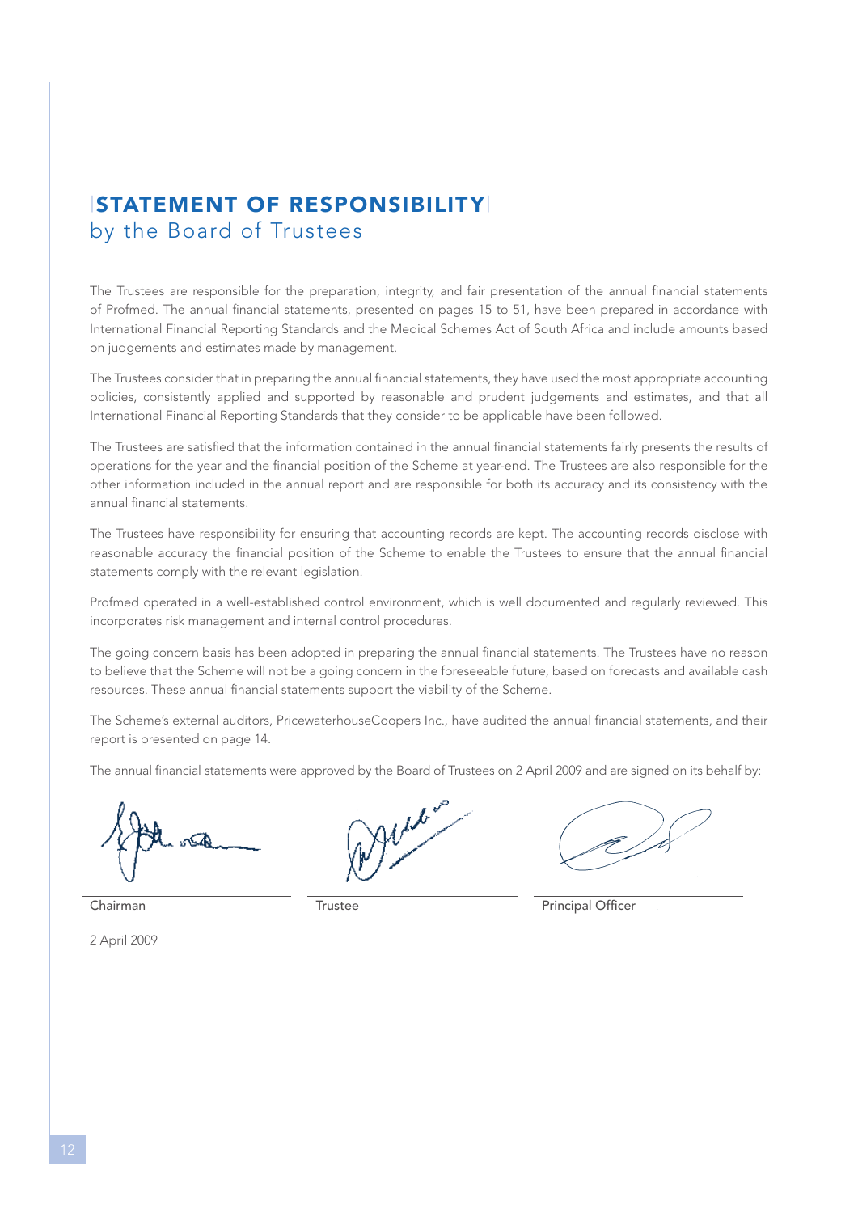# STATEMENT OF RESPONSIBILITY
## by the Board of Trustees

The Trustees are responsible for the preparation, integrity, and fair presentation of the annual financial statements of Profmed. The annual financial statements, presented on pages 15 to 51, have been prepared in accordance with International Financial Reporting Standards and the Medical Schemes Act of South Africa and include amounts based on judgements and estimates made by management.

The Trustees consider that in preparing the annual financial statements, they have used the most appropriate accounting policies, consistently applied and supported by reasonable and prudent judgements and estimates, and that all International Financial Reporting Standards that they consider to be applicable have been followed.

The Trustees are satisfied that the information contained in the annual financial statements fairly presents the results of operations for the year and the financial position of the Scheme at year-end. The Trustees are also responsible for the other information included in the annual report and are responsible for both its accuracy and its consistency with the annual financial statements.

The Trustees have responsibility for ensuring that accounting records are kept. The accounting records disclose with reasonable accuracy the financial position of the Scheme to enable the Trustees to ensure that the annual financial statements comply with the relevant legislation.

Profmed operated in a well-established control environment, which is well documented and regularly reviewed. This incorporates risk management and internal control procedures.

The going concern basis has been adopted in preparing the annual financial statements. The Trustees have no reason to believe that the Scheme will not be a going concern in the foreseeable future, based on forecasts and available cash resources. These annual financial statements support the viability of the Scheme.

The Scheme's external auditors, PricewaterhouseCoopers Inc., have audited the annual financial statements, and their report is presented on page 14.

The annual financial statements were approved by the Board of Trustees on 2 April 2009 and are signed on its behalf by:

| Chairman | Trustee | Principal Officer |
|---|---|---|

2 April 2009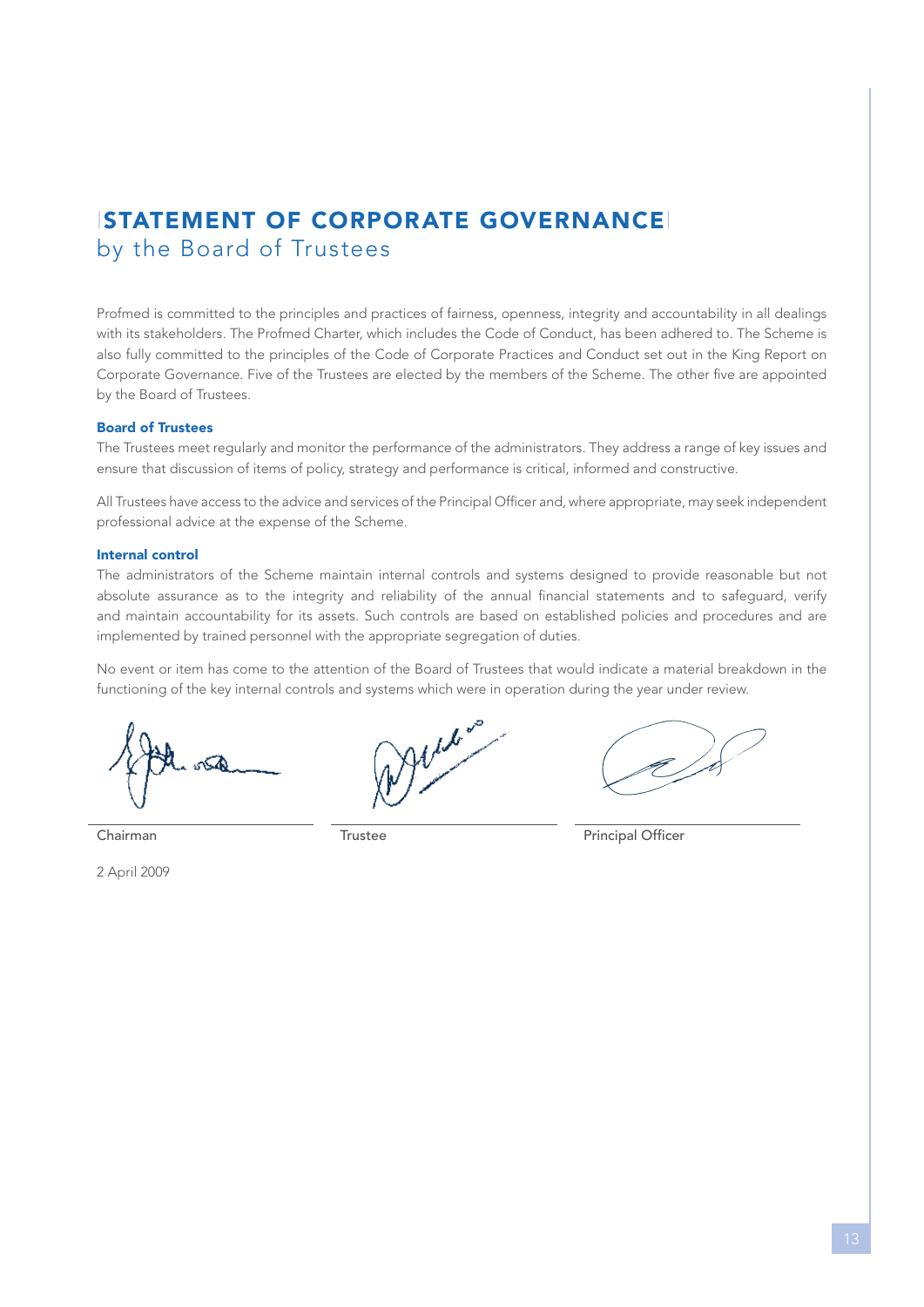# STATEMENT OF CORPORATE GOVERNANCE
## by the Board of Trustees

Profmed is committed to the principles and practices of fairness, openness, integrity and accountability in all dealings with its stakeholders. The Profmed Charter, which includes the Code of Conduct, has been adhered to. The Scheme is also fully committed to the principles of the Code of Corporate Practices and Conduct set out in the King Report on Corporate Governance. Five of the Trustees are elected by the members of the Scheme. The other five are appointed by the Board of Trustees.

### Board of Trustees

The Trustees meet regularly and monitor the performance of the administrators. They address a range of key issues and ensure that discussion of items of policy, strategy and performance is critical, informed and constructive.

All Trustees have access to the advice and services of the Principal Officer and, where appropriate, may seek independent professional advice at the expense of the Scheme.

### Internal control

The administrators of the Scheme maintain internal controls and systems designed to provide reasonable but not absolute assurance as to the integrity and reliability of the annual financial statements and to safeguard, verify and maintain accountability for its assets. Such controls are based on established policies and procedures and are implemented by trained personnel with the appropriate segregation of duties.

No event or item has come to the attention of the Board of Trustees that would indicate a material breakdown in the functioning of the key internal controls and systems which were in operation during the year under review.

Chairman

Trustee

Principal Officer

2 April 2009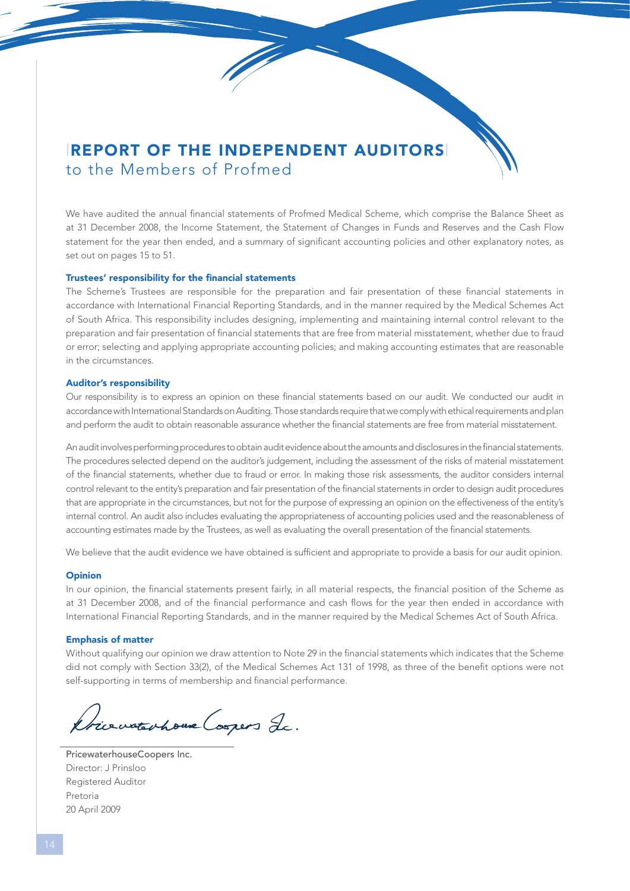# REPORT OF THE INDEPENDENT AUDITORS

to the Members of Profmed

We have audited the annual financial statements of Profmed Medical Scheme, which comprise the Balance Sheet as at 31 December 2008, the Income Statement, the Statement of Changes in Funds and Reserves and the Cash Flow statement for the year then ended, and a summary of significant accounting policies and other explanatory notes, as set out on pages 15 to 51.

### Trustees' responsibility for the financial statements

The Scheme's Trustees are responsible for the preparation and fair presentation of these financial statements in accordance with International Financial Reporting Standards, and in the manner required by the Medical Schemes Act of South Africa. This responsibility includes designing, implementing and maintaining internal control relevant to the preparation and fair presentation of financial statements that are free from material misstatement, whether due to fraud or error; selecting and applying appropriate accounting policies; and making accounting estimates that are reasonable in the circumstances.

### Auditor's responsibility

Our responsibility is to express an opinion on these financial statements based on our audit. We conducted our audit in accordance with International Standards on Auditing. Those standards require that we comply with ethical requirements and plan and perform the audit to obtain reasonable assurance whether the financial statements are free from material misstatement.

An audit involves performing procedures to obtain audit evidence about the amounts and disclosures in the financial statements. The procedures selected depend on the auditor's judgement, including the assessment of the risks of material misstatement of the financial statements, whether due to fraud or error. In making those risk assessments, the auditor considers internal control relevant to the entity's preparation and fair presentation of the financial statements in order to design audit procedures that are appropriate in the circumstances, but not for the purpose of expressing an opinion on the effectiveness of the entity's internal control. An audit also includes evaluating the appropriateness of accounting policies used and the reasonableness of accounting estimates made by the Trustees, as well as evaluating the overall presentation of the financial statements.

We believe that the audit evidence we have obtained is sufficient and appropriate to provide a basis for our audit opinion.

### Opinion

In our opinion, the financial statements present fairly, in all material respects, the financial position of the Scheme as at 31 December 2008, and of the financial performance and cash flows for the year then ended in accordance with International Financial Reporting Standards, and in the manner required by the Medical Schemes Act of South Africa.

### Emphasis of matter

Without qualifying our opinion we draw attention to Note 29 in the financial statements which indicates that the Scheme did not comply with Section 33(2), of the Medical Schemes Act 131 of 1998, as three of the benefit options were not self-supporting in terms of membership and financial performance.

PricewaterhouseCoopers Inc.

PricewaterhouseCoopers Inc.
Director: J Prinsloo
Registered Auditor
Pretoria
20 April 2009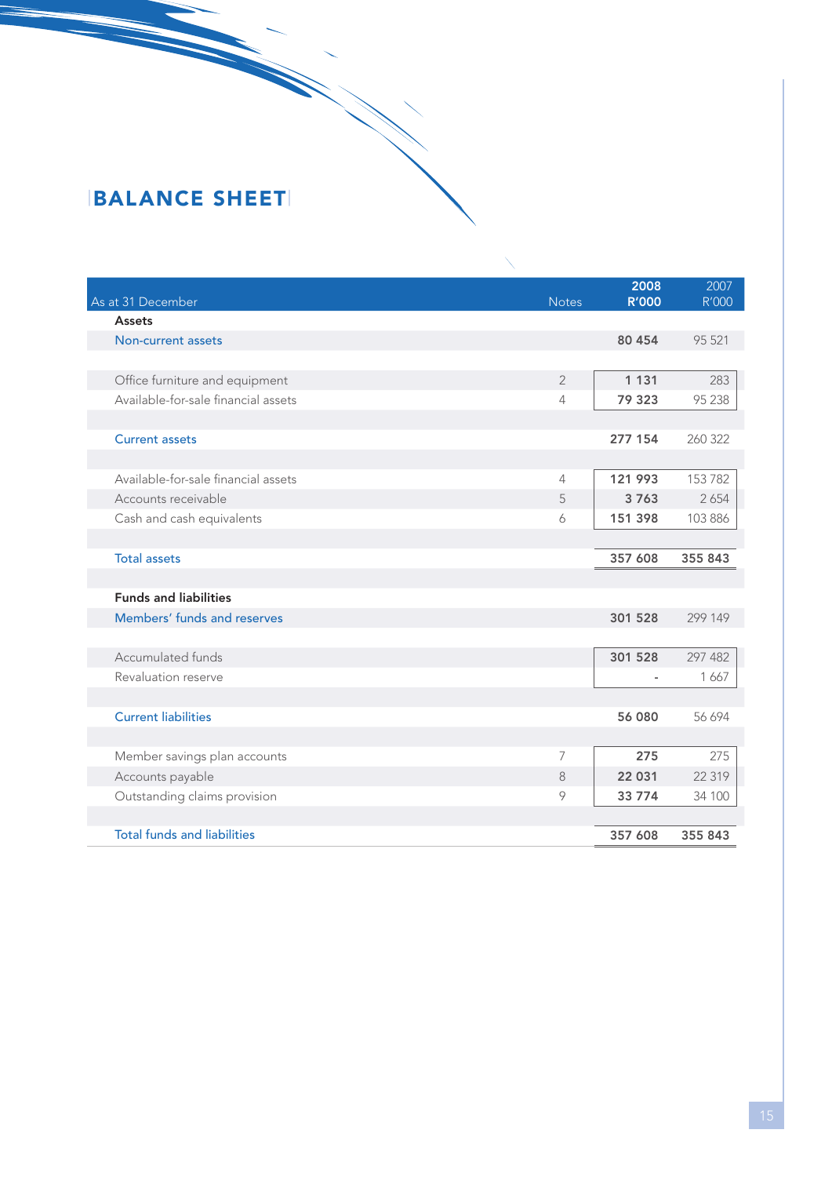# BALANCE SHEET

| As at 31 December | Notes | 2008 R'000 | 2007 R'000 |
|---|---|---|---|
| **Assets** | | | |
| Non-current assets | | **80 454** | 95 521 |
| | | | |
| Office furniture and equipment | 2 | **1 131** | 283 |
| Available-for-sale financial assets | 4 | **79 323** | 95 238 |
| | | | |
| Current assets | | **277 154** | 260 322 |
| | | | |
| Available-for-sale financial assets | 4 | **121 993** | 153 782 |
| Accounts receivable | 5 | **3 763** | 2 654 |
| Cash and cash equivalents | 6 | **151 398** | 103 886 |
| | | | |
| Total assets | | **357 608** | **355 843** |
| | | | |
| **Funds and liabilities** | | | |
| Members' funds and reserves | | **301 528** | 299 149 |
| | | | |
| Accumulated funds | | **301 528** | 297 482 |
| Revaluation reserve | | - | 1 667 |
| | | | |
| Current liabilities | | **56 080** | 56 694 |
| | | | |
| Member savings plan accounts | 7 | **275** | 275 |
| Accounts payable | 8 | **22 031** | 22 319 |
| Outstanding claims provision | 9 | **33 774** | 34 100 |
| | | | |
| Total funds and liabilities | | **357 608** | **355 843** |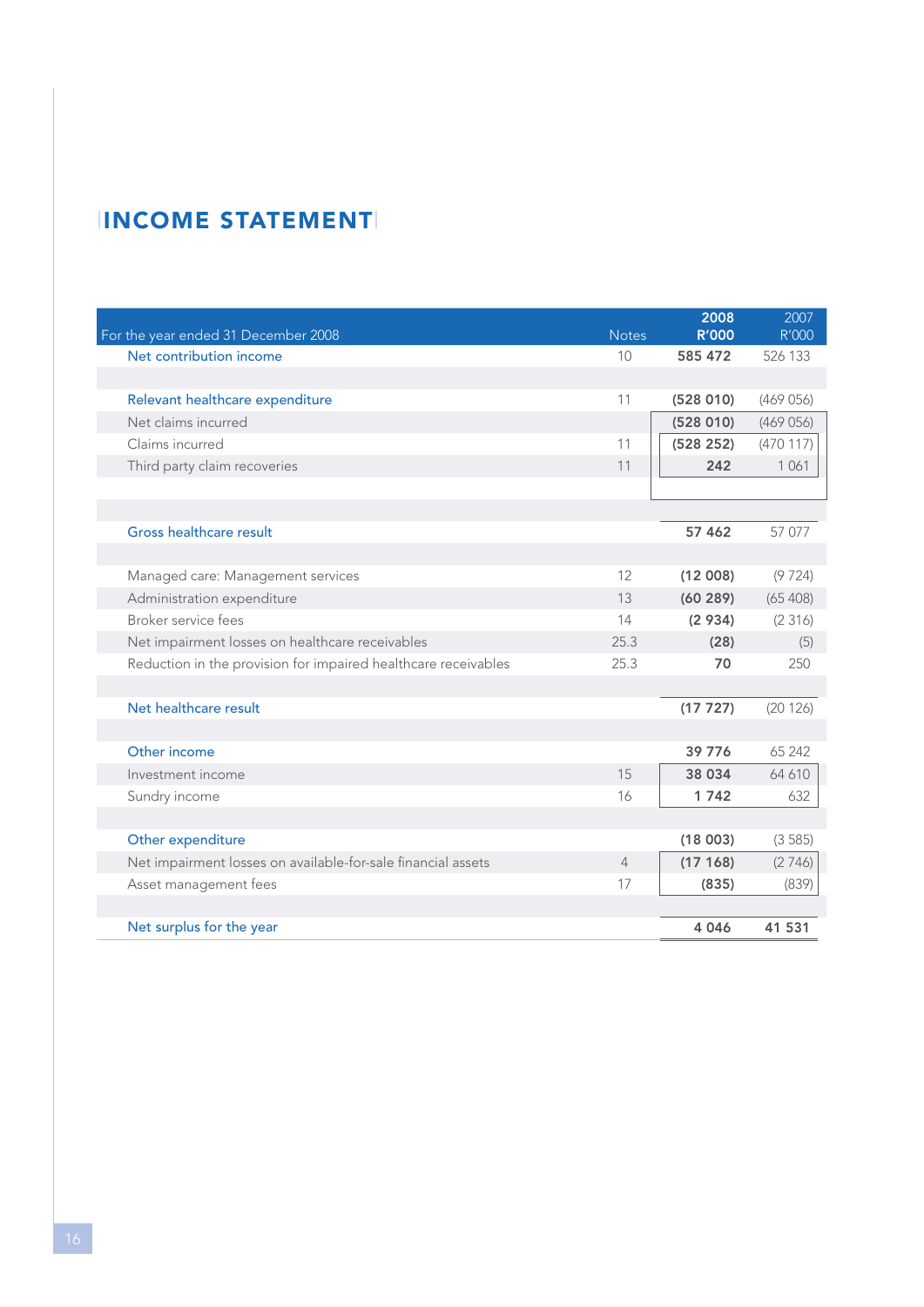# INCOME STATEMENT

| For the year ended 31 December 2008 | Notes | 2008 R'000 | 2007 R'000 |
|---|---|---|---|
| Net contribution income | 10 | **585 472** | 526 133 |
| | | | |
| Relevant healthcare expenditure | 11 | **(528 010)** | (469 056) |
| Net claims incurred | | **(528 010)** | (469 056) |
| Claims incurred | 11 | **(528 252)** | (470 117) |
| Third party claim recoveries | 11 | **242** | 1 061 |
| | | | |
| Gross healthcare result | | **57 462** | 57 077 |
| | | | |
| Managed care: Management services | 12 | **(12 008)** | (9 724) |
| Administration expenditure | 13 | **(60 289)** | (65 408) |
| Broker service fees | 14 | **(2 934)** | (2 316) |
| Net impairment losses on healthcare receivables | 25.3 | **(28)** | (5) |
| Reduction in the provision for impaired healthcare receivables | 25.3 | **70** | 250 |
| | | | |
| Net healthcare result | | **(17 727)** | (20 126) |
| | | | |
| Other income | | **39 776** | 65 242 |
| Investment income | 15 | **38 034** | 64 610 |
| Sundry income | 16 | **1 742** | 632 |
| | | | |
| Other expenditure | | **(18 003)** | (3 585) |
| Net impairment losses on available-for-sale financial assets | 4 | **(17 168)** | (2 746) |
| Asset management fees | 17 | **(835)** | (839) |
| | | | |
| Net surplus for the year | | **4 046** | **41 531** |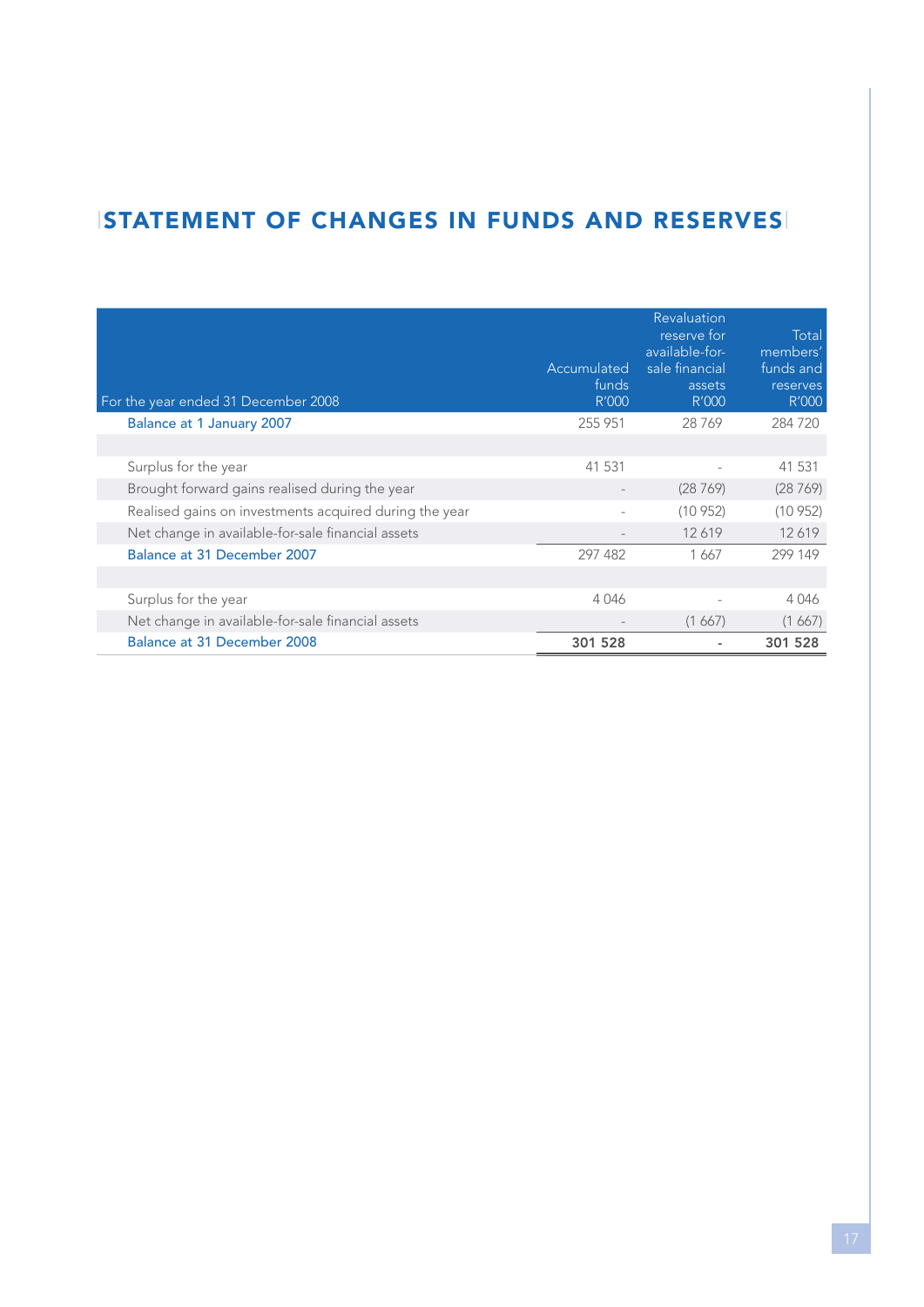# STATEMENT OF CHANGES IN FUNDS AND RESERVES

| For the year ended 31 December 2008 | Accumulated funds R'000 | Revaluation reserve for available-for-sale financial assets R'000 | Total members' funds and reserves R'000 |
|---|---|---|---|
| Balance at 1 January 2007 | 255 951 | 28 769 | 284 720 |
| | | | |
| Surplus for the year | 41 531 | - | 41 531 |
| Brought forward gains realised during the year | - | (28 769) | (28 769) |
| Realised gains on investments acquired during the year | - | (10 952) | (10 952) |
| Net change in available-for-sale financial assets | - | 12 619 | 12 619 |
| Balance at 31 December 2007 | 297 482 | 1 667 | 299 149 |
| | | | |
| Surplus for the year | 4 046 | - | 4 046 |
| Net change in available-for-sale financial assets | - | (1 667) | (1 667) |
| Balance at 31 December 2008 | **301 528** | - | **301 528** |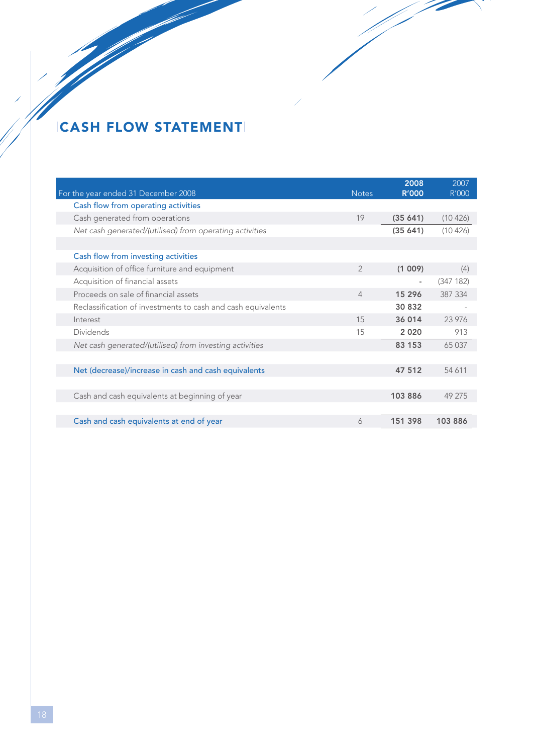# CASH FLOW STATEMENT

| For the year ended 31 December 2008 | Notes | 2008 R'000 | 2007 R'000 |
|---|---|---|---|
| Cash flow from operating activities | | | |
| Cash generated from operations | 19 | **(35 641)** | (10 426) |
| *Net cash generated/(utilised) from operating activities* | | **(35 641)** | (10 426) |
| | | | |
| Cash flow from investing activities | | | |
| Acquisition of office furniture and equipment | 2 | **(1 009)** | (4) |
| Acquisition of financial assets | | **-** | (347 182) |
| Proceeds on sale of financial assets | 4 | **15 296** | 387 334 |
| Reclassification of investments to cash and cash equivalents | | **30 832** | - |
| Interest | 15 | **36 014** | 23 976 |
| Dividends | 15 | **2 020** | 913 |
| *Net cash generated/(utilised) from investing activities* | | **83 153** | 65 037 |
| | | | |
| Net (decrease)/increase in cash and cash equivalents | | **47 512** | 54 611 |
| | | | |
| Cash and cash equivalents at beginning of year | | **103 886** | 49 275 |
| | | | |
| Cash and cash equivalents at end of year | 6 | **151 398** | **103 886** |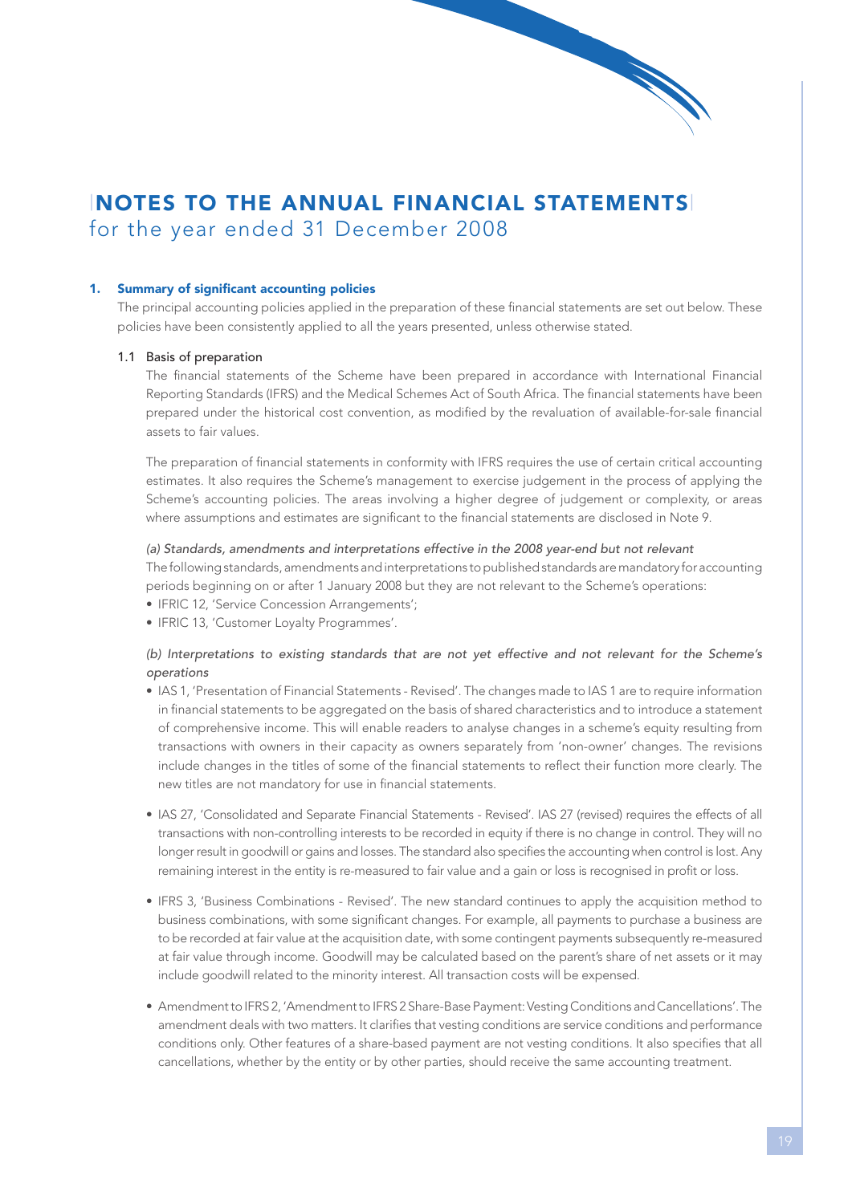# NOTES TO THE ANNUAL FINANCIAL STATEMENTS
for the year ended 31 December 2008

## 1. Summary of significant accounting policies

The principal accounting policies applied in the preparation of these financial statements are set out below. These policies have been consistently applied to all the years presented, unless otherwise stated.

### 1.1 Basis of preparation

The financial statements of the Scheme have been prepared in accordance with International Financial Reporting Standards (IFRS) and the Medical Schemes Act of South Africa. The financial statements have been prepared under the historical cost convention, as modified by the revaluation of available-for-sale financial assets to fair values.

The preparation of financial statements in conformity with IFRS requires the use of certain critical accounting estimates. It also requires the Scheme's management to exercise judgement in the process of applying the Scheme's accounting policies. The areas involving a higher degree of judgement or complexity, or areas where assumptions and estimates are significant to the financial statements are disclosed in Note 9.

*(a) Standards, amendments and interpretations effective in the 2008 year-end but not relevant*

The following standards, amendments and interpretations to published standards are mandatory for accounting periods beginning on or after 1 January 2008 but they are not relevant to the Scheme's operations:

- IFRIC 12, 'Service Concession Arrangements';
- IFRIC 13, 'Customer Loyalty Programmes'.

*(b) Interpretations to existing standards that are not yet effective and not relevant for the Scheme's operations*

- IAS 1, 'Presentation of Financial Statements - Revised'. The changes made to IAS 1 are to require information in financial statements to be aggregated on the basis of shared characteristics and to introduce a statement of comprehensive income. This will enable readers to analyse changes in a scheme's equity resulting from transactions with owners in their capacity as owners separately from 'non-owner' changes. The revisions include changes in the titles of some of the financial statements to reflect their function more clearly. The new titles are not mandatory for use in financial statements.

- IAS 27, 'Consolidated and Separate Financial Statements - Revised'. IAS 27 (revised) requires the effects of all transactions with non-controlling interests to be recorded in equity if there is no change in control. They will no longer result in goodwill or gains and losses. The standard also specifies the accounting when control is lost. Any remaining interest in the entity is re-measured to fair value and a gain or loss is recognised in profit or loss.

- IFRS 3, 'Business Combinations - Revised'. The new standard continues to apply the acquisition method to business combinations, with some significant changes. For example, all payments to purchase a business are to be recorded at fair value at the acquisition date, with some contingent payments subsequently re-measured at fair value through income. Goodwill may be calculated based on the parent's share of net assets or it may include goodwill related to the minority interest. All transaction costs will be expensed.

- Amendment to IFRS 2, 'Amendment to IFRS 2 Share-Base Payment: Vesting Conditions and Cancellations'. The amendment deals with two matters. It clarifies that vesting conditions are service conditions and performance conditions only. Other features of a share-based payment are not vesting conditions. It also specifies that all cancellations, whether by the entity or by other parties, should receive the same accounting treatment.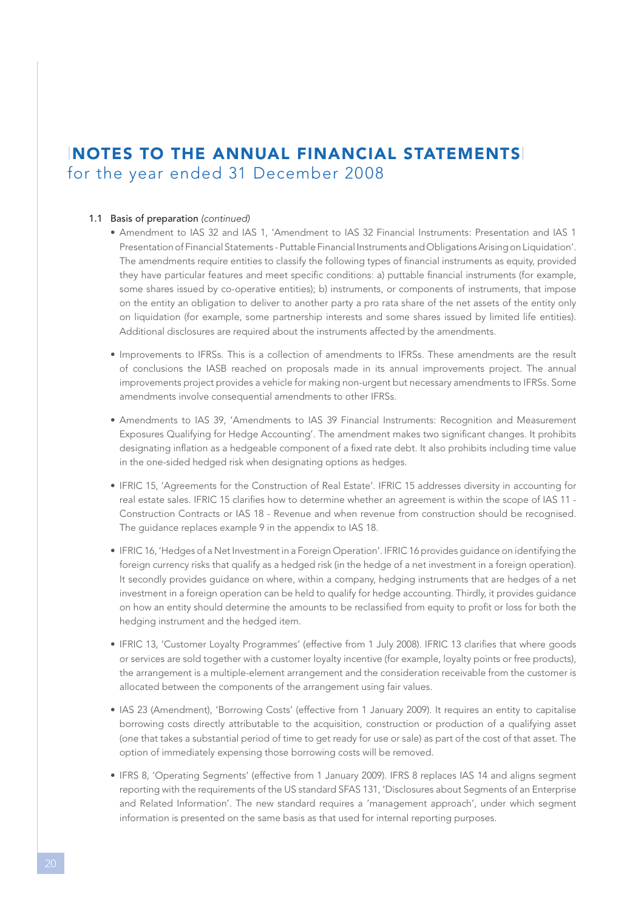# NOTES TO THE ANNUAL FINANCIAL STATEMENTS
for the year ended 31 December 2008

1.1 Basis of preparation *(continued)*

- Amendment to IAS 32 and IAS 1, 'Amendment to IAS 32 Financial Instruments: Presentation and IAS 1 Presentation of Financial Statements - Puttable Financial Instruments and Obligations Arising on Liquidation'. The amendments require entities to classify the following types of financial instruments as equity, provided they have particular features and meet specific conditions: a) puttable financial instruments (for example, some shares issued by co-operative entities); b) instruments, or components of instruments, that impose on the entity an obligation to deliver to another party a pro rata share of the net assets of the entity only on liquidation (for example, some partnership interests and some shares issued by limited life entities). Additional disclosures are required about the instruments affected by the amendments.

- Improvements to IFRSs. This is a collection of amendments to IFRSs. These amendments are the result of conclusions the IASB reached on proposals made in its annual improvements project. The annual improvements project provides a vehicle for making non-urgent but necessary amendments to IFRSs. Some amendments involve consequential amendments to other IFRSs.

- Amendments to IAS 39, 'Amendments to IAS 39 Financial Instruments: Recognition and Measurement Exposures Qualifying for Hedge Accounting'. The amendment makes two significant changes. It prohibits designating inflation as a hedgeable component of a fixed rate debt. It also prohibits including time value in the one-sided hedged risk when designating options as hedges.

- IFRIC 15, 'Agreements for the Construction of Real Estate'. IFRIC 15 addresses diversity in accounting for real estate sales. IFRIC 15 clarifies how to determine whether an agreement is within the scope of IAS 11 - Construction Contracts or IAS 18 - Revenue and when revenue from construction should be recognised. The guidance replaces example 9 in the appendix to IAS 18.

- IFRIC 16, 'Hedges of a Net Investment in a Foreign Operation'. IFRIC 16 provides guidance on identifying the foreign currency risks that qualify as a hedged risk (in the hedge of a net investment in a foreign operation). It secondly provides guidance on where, within a company, hedging instruments that are hedges of a net investment in a foreign operation can be held to qualify for hedge accounting. Thirdly, it provides guidance on how an entity should determine the amounts to be reclassified from equity to profit or loss for both the hedging instrument and the hedged item.

- IFRIC 13, 'Customer Loyalty Programmes' (effective from 1 July 2008). IFRIC 13 clarifies that where goods or services are sold together with a customer loyalty incentive (for example, loyalty points or free products), the arrangement is a multiple-element arrangement and the consideration receivable from the customer is allocated between the components of the arrangement using fair values.

- IAS 23 (Amendment), 'Borrowing Costs' (effective from 1 January 2009). It requires an entity to capitalise borrowing costs directly attributable to the acquisition, construction or production of a qualifying asset (one that takes a substantial period of time to get ready for use or sale) as part of the cost of that asset. The option of immediately expensing those borrowing costs will be removed.

- IFRS 8, 'Operating Segments' (effective from 1 January 2009). IFRS 8 replaces IAS 14 and aligns segment reporting with the requirements of the US standard SFAS 131, 'Disclosures about Segments of an Enterprise and Related Information'. The new standard requires a 'management approach', under which segment information is presented on the same basis as that used for internal reporting purposes.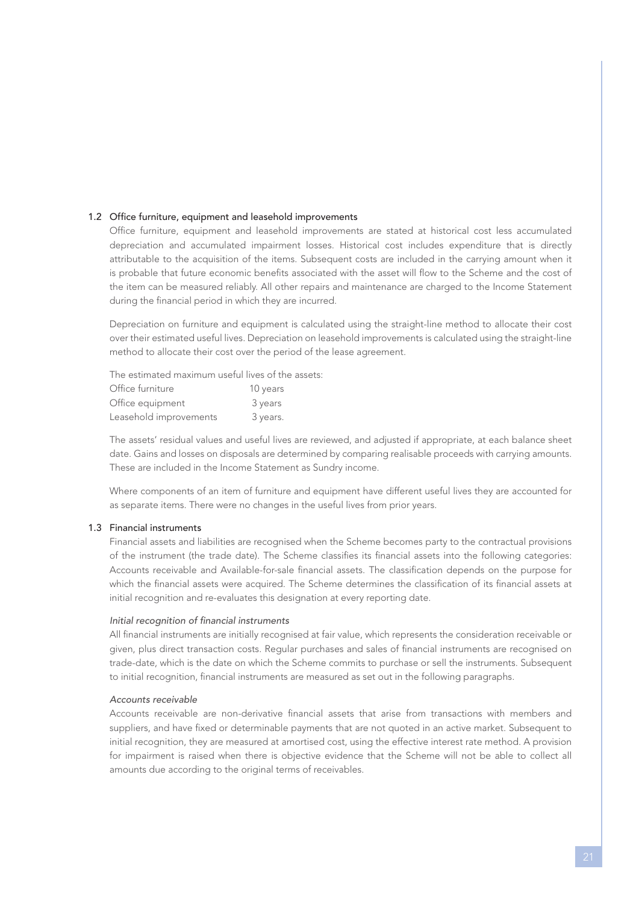### 1.2 Office furniture, equipment and leasehold improvements

Office furniture, equipment and leasehold improvements are stated at historical cost less accumulated depreciation and accumulated impairment losses. Historical cost includes expenditure that is directly attributable to the acquisition of the items. Subsequent costs are included in the carrying amount when it is probable that future economic benefits associated with the asset will flow to the Scheme and the cost of the item can be measured reliably. All other repairs and maintenance are charged to the Income Statement during the financial period in which they are incurred.

Depreciation on furniture and equipment is calculated using the straight-line method to allocate their cost over their estimated useful lives. Depreciation on leasehold improvements is calculated using the straight-line method to allocate their cost over the period of the lease agreement.

The estimated maximum useful lives of the assets:

| | |
|---|---|
| Office furniture | 10 years |
| Office equipment | 3 years |
| Leasehold improvements | 3 years. |

The assets' residual values and useful lives are reviewed, and adjusted if appropriate, at each balance sheet date. Gains and losses on disposals are determined by comparing realisable proceeds with carrying amounts. These are included in the Income Statement as Sundry income.

Where components of an item of furniture and equipment have different useful lives they are accounted for as separate items. There were no changes in the useful lives from prior years.

### 1.3 Financial instruments

Financial assets and liabilities are recognised when the Scheme becomes party to the contractual provisions of the instrument (the trade date). The Scheme classifies its financial assets into the following categories: Accounts receivable and Available-for-sale financial assets. The classification depends on the purpose for which the financial assets were acquired. The Scheme determines the classification of its financial assets at initial recognition and re-evaluates this designation at every reporting date.

*Initial recognition of financial instruments*

All financial instruments are initially recognised at fair value, which represents the consideration receivable or given, plus direct transaction costs. Regular purchases and sales of financial instruments are recognised on trade-date, which is the date on which the Scheme commits to purchase or sell the instruments. Subsequent to initial recognition, financial instruments are measured as set out in the following paragraphs.

*Accounts receivable*

Accounts receivable are non-derivative financial assets that arise from transactions with members and suppliers, and have fixed or determinable payments that are not quoted in an active market. Subsequent to initial recognition, they are measured at amortised cost, using the effective interest rate method. A provision for impairment is raised when there is objective evidence that the Scheme will not be able to collect all amounts due according to the original terms of receivables.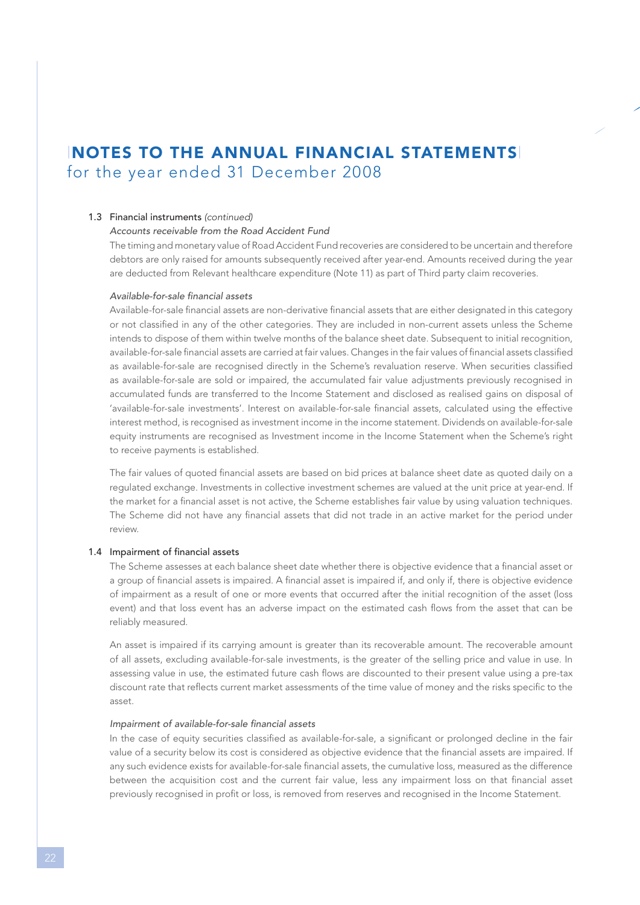# NOTES TO THE ANNUAL FINANCIAL STATEMENTS

for the year ended 31 December 2008

### 1.3 Financial instruments *(continued)*

*Accounts receivable from the Road Accident Fund*

The timing and monetary value of Road Accident Fund recoveries are considered to be uncertain and therefore debtors are only raised for amounts subsequently received after year-end. Amounts received during the year are deducted from Relevant healthcare expenditure (Note 11) as part of Third party claim recoveries.

*Available-for-sale financial assets*

Available-for-sale financial assets are non-derivative financial assets that are either designated in this category or not classified in any of the other categories. They are included in non-current assets unless the Scheme intends to dispose of them within twelve months of the balance sheet date. Subsequent to initial recognition, available-for-sale financial assets are carried at fair values. Changes in the fair values of financial assets classified as available-for-sale are recognised directly in the Scheme's revaluation reserve. When securities classified as available-for-sale are sold or impaired, the accumulated fair value adjustments previously recognised in accumulated funds are transferred to the Income Statement and disclosed as realised gains on disposal of 'available-for-sale investments'. Interest on available-for-sale financial assets, calculated using the effective interest method, is recognised as investment income in the income statement. Dividends on available-for-sale equity instruments are recognised as Investment income in the Income Statement when the Scheme's right to receive payments is established.

The fair values of quoted financial assets are based on bid prices at balance sheet date as quoted daily on a regulated exchange. Investments in collective investment schemes are valued at the unit price at year-end. If the market for a financial asset is not active, the Scheme establishes fair value by using valuation techniques. The Scheme did not have any financial assets that did not trade in an active market for the period under review.

### 1.4 Impairment of financial assets

The Scheme assesses at each balance sheet date whether there is objective evidence that a financial asset or a group of financial assets is impaired. A financial asset is impaired if, and only if, there is objective evidence of impairment as a result of one or more events that occurred after the initial recognition of the asset (loss event) and that loss event has an adverse impact on the estimated cash flows from the asset that can be reliably measured.

An asset is impaired if its carrying amount is greater than its recoverable amount. The recoverable amount of all assets, excluding available-for-sale investments, is the greater of the selling price and value in use. In assessing value in use, the estimated future cash flows are discounted to their present value using a pre-tax discount rate that reflects current market assessments of the time value of money and the risks specific to the asset.

*Impairment of available-for-sale financial assets*

In the case of equity securities classified as available-for-sale, a significant or prolonged decline in the fair value of a security below its cost is considered as objective evidence that the financial assets are impaired. If any such evidence exists for available-for-sale financial assets, the cumulative loss, measured as the difference between the acquisition cost and the current fair value, less any impairment loss on that financial asset previously recognised in profit or loss, is removed from reserves and recognised in the Income Statement.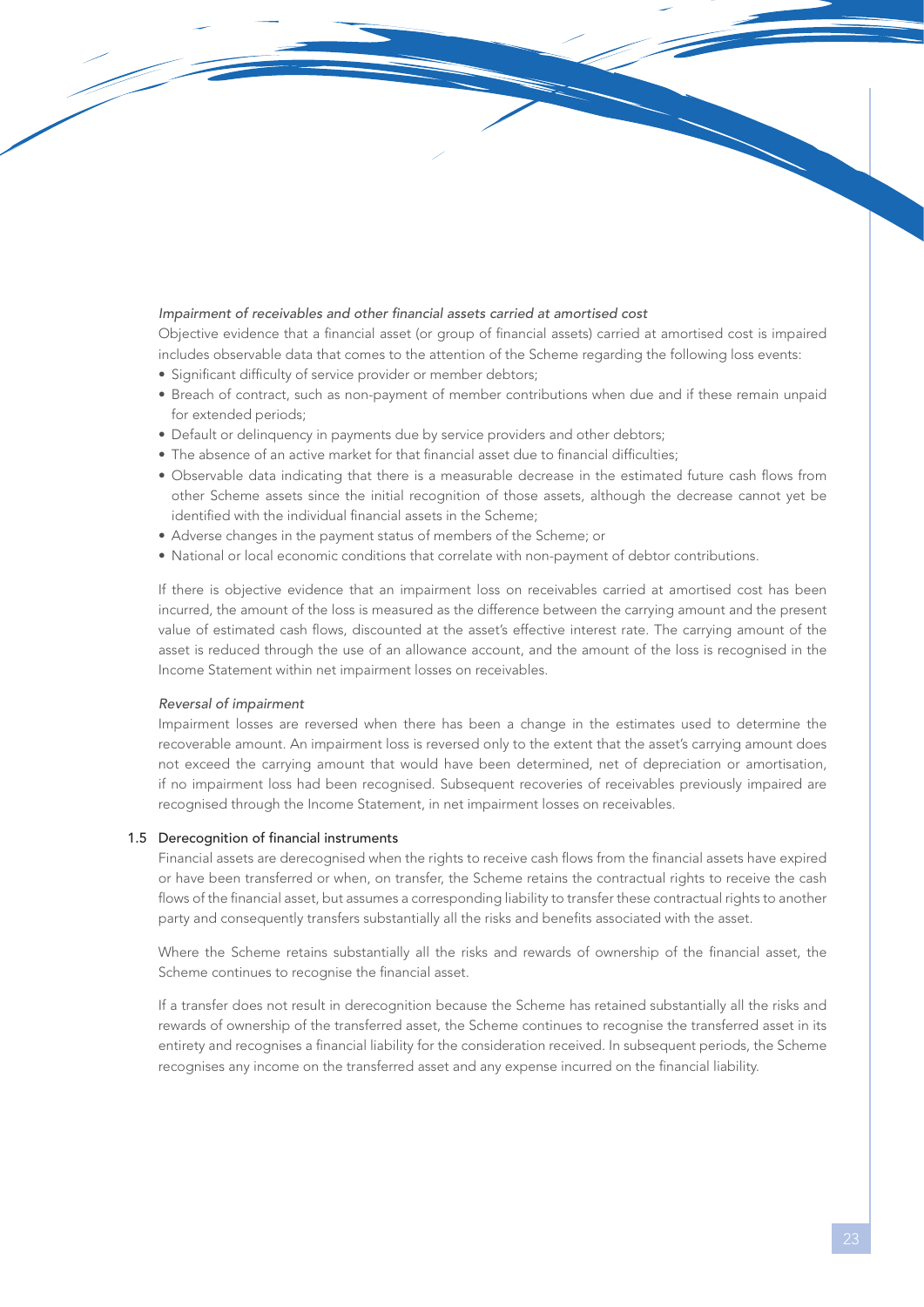*Impairment of receivables and other financial assets carried at amortised cost*

Objective evidence that a financial asset (or group of financial assets) carried at amortised cost is impaired includes observable data that comes to the attention of the Scheme regarding the following loss events:

- Significant difficulty of service provider or member debtors;
- Breach of contract, such as non-payment of member contributions when due and if these remain unpaid for extended periods;
- Default or delinquency in payments due by service providers and other debtors;
- The absence of an active market for that financial asset due to financial difficulties;
- Observable data indicating that there is a measurable decrease in the estimated future cash flows from other Scheme assets since the initial recognition of those assets, although the decrease cannot yet be identified with the individual financial assets in the Scheme;
- Adverse changes in the payment status of members of the Scheme; or
- National or local economic conditions that correlate with non-payment of debtor contributions.

If there is objective evidence that an impairment loss on receivables carried at amortised cost has been incurred, the amount of the loss is measured as the difference between the carrying amount and the present value of estimated cash flows, discounted at the asset's effective interest rate. The carrying amount of the asset is reduced through the use of an allowance account, and the amount of the loss is recognised in the Income Statement within net impairment losses on receivables.

*Reversal of impairment*

Impairment losses are reversed when there has been a change in the estimates used to determine the recoverable amount. An impairment loss is reversed only to the extent that the asset's carrying amount does not exceed the carrying amount that would have been determined, net of depreciation or amortisation, if no impairment loss had been recognised. Subsequent recoveries of receivables previously impaired are recognised through the Income Statement, in net impairment losses on receivables.

### 1.5 Derecognition of financial instruments

Financial assets are derecognised when the rights to receive cash flows from the financial assets have expired or have been transferred or when, on transfer, the Scheme retains the contractual rights to receive the cash flows of the financial asset, but assumes a corresponding liability to transfer these contractual rights to another party and consequently transfers substantially all the risks and benefits associated with the asset.

Where the Scheme retains substantially all the risks and rewards of ownership of the financial asset, the Scheme continues to recognise the financial asset.

If a transfer does not result in derecognition because the Scheme has retained substantially all the risks and rewards of ownership of the transferred asset, the Scheme continues to recognise the transferred asset in its entirety and recognises a financial liability for the consideration received. In subsequent periods, the Scheme recognises any income on the transferred asset and any expense incurred on the financial liability.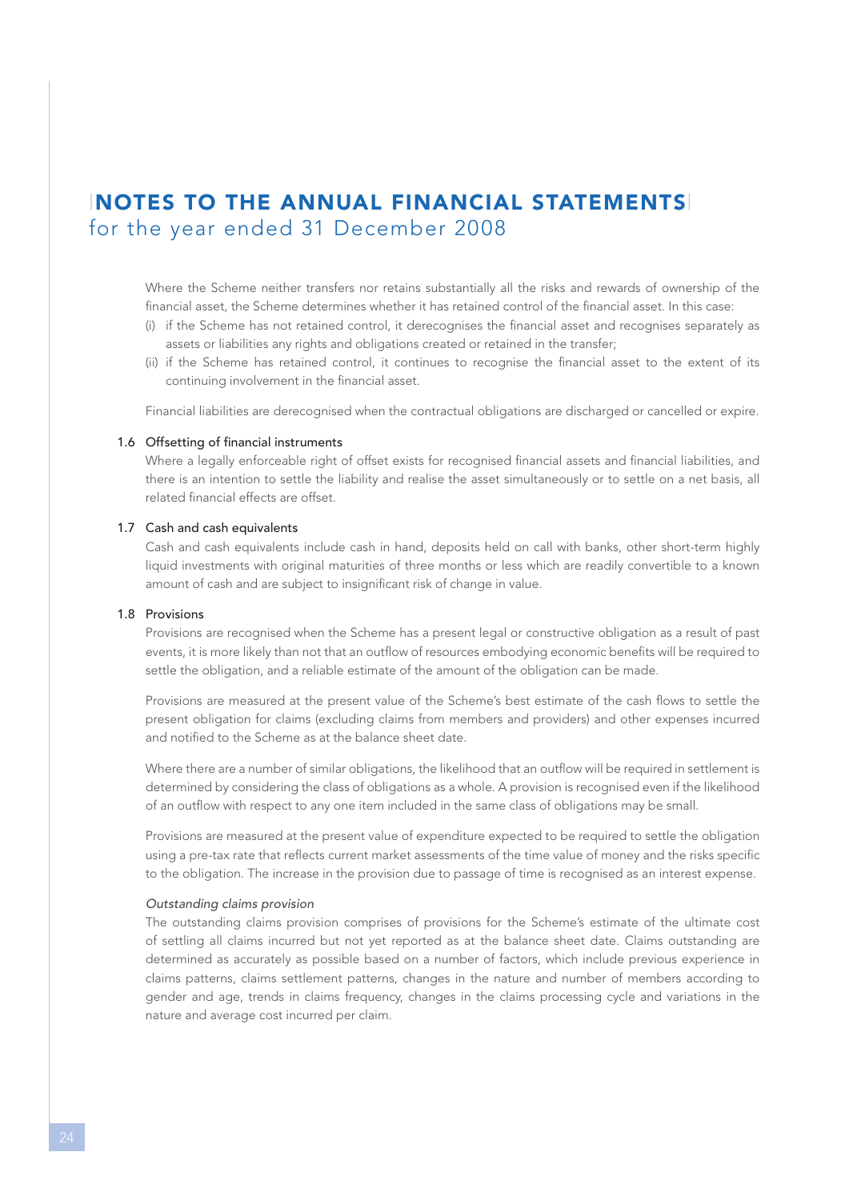# NOTES TO THE ANNUAL FINANCIAL STATEMENTS
for the year ended 31 December 2008

Where the Scheme neither transfers nor retains substantially all the risks and rewards of ownership of the financial asset, the Scheme determines whether it has retained control of the financial asset. In this case:

(i) if the Scheme has not retained control, it derecognises the financial asset and recognises separately as assets or liabilities any rights and obligations created or retained in the transfer;

(ii) if the Scheme has retained control, it continues to recognise the financial asset to the extent of its continuing involvement in the financial asset.

Financial liabilities are derecognised when the contractual obligations are discharged or cancelled or expire.

### 1.6 Offsetting of financial instruments

Where a legally enforceable right of offset exists for recognised financial assets and financial liabilities, and there is an intention to settle the liability and realise the asset simultaneously or to settle on a net basis, all related financial effects are offset.

### 1.7 Cash and cash equivalents

Cash and cash equivalents include cash in hand, deposits held on call with banks, other short-term highly liquid investments with original maturities of three months or less which are readily convertible to a known amount of cash and are subject to insignificant risk of change in value.

### 1.8 Provisions

Provisions are recognised when the Scheme has a present legal or constructive obligation as a result of past events, it is more likely than not that an outflow of resources embodying economic benefits will be required to settle the obligation, and a reliable estimate of the amount of the obligation can be made.

Provisions are measured at the present value of the Scheme's best estimate of the cash flows to settle the present obligation for claims (excluding claims from members and providers) and other expenses incurred and notified to the Scheme as at the balance sheet date.

Where there are a number of similar obligations, the likelihood that an outflow will be required in settlement is determined by considering the class of obligations as a whole. A provision is recognised even if the likelihood of an outflow with respect to any one item included in the same class of obligations may be small.

Provisions are measured at the present value of expenditure expected to be required to settle the obligation using a pre-tax rate that reflects current market assessments of the time value of money and the risks specific to the obligation. The increase in the provision due to passage of time is recognised as an interest expense.

*Outstanding claims provision*

The outstanding claims provision comprises of provisions for the Scheme's estimate of the ultimate cost of settling all claims incurred but not yet reported as at the balance sheet date. Claims outstanding are determined as accurately as possible based on a number of factors, which include previous experience in claims patterns, claims settlement patterns, changes in the nature and number of members according to gender and age, trends in claims frequency, changes in the claims processing cycle and variations in the nature and average cost incurred per claim.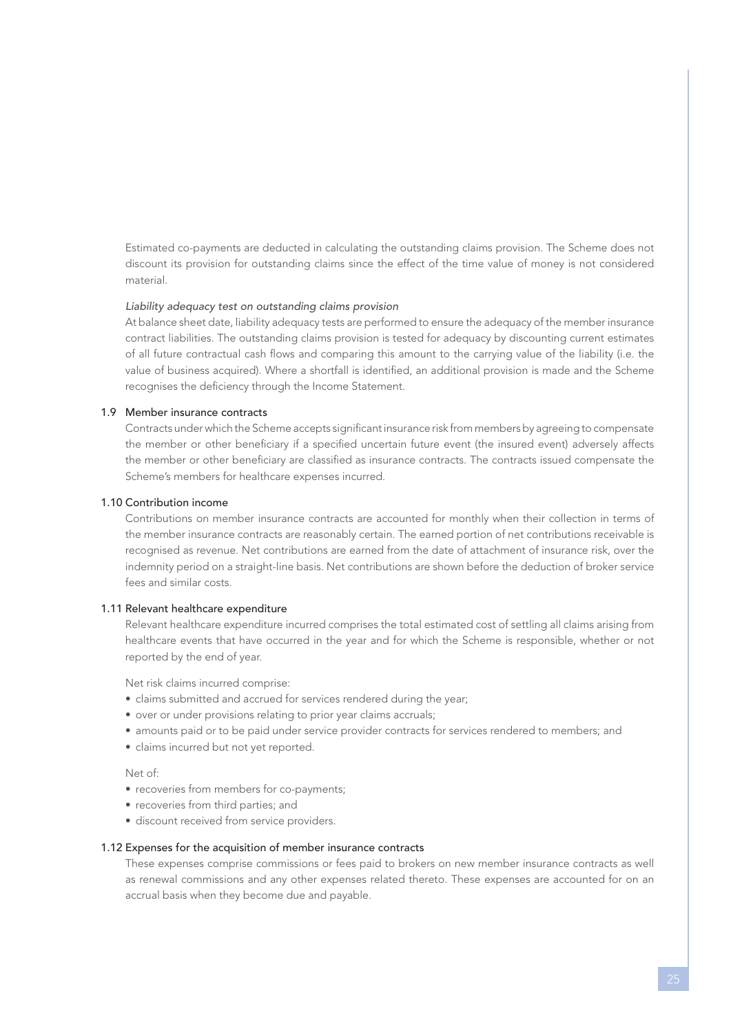Estimated co-payments are deducted in calculating the outstanding claims provision. The Scheme does not discount its provision for outstanding claims since the effect of the time value of money is not considered material.

*Liability adequacy test on outstanding claims provision*

At balance sheet date, liability adequacy tests are performed to ensure the adequacy of the member insurance contract liabilities. The outstanding claims provision is tested for adequacy by discounting current estimates of all future contractual cash flows and comparing this amount to the carrying value of the liability (i.e. the value of business acquired). Where a shortfall is identified, an additional provision is made and the Scheme recognises the deficiency through the Income Statement.

### 1.9 Member insurance contracts

Contracts under which the Scheme accepts significant insurance risk from members by agreeing to compensate the member or other beneficiary if a specified uncertain future event (the insured event) adversely affects the member or other beneficiary are classified as insurance contracts. The contracts issued compensate the Scheme's members for healthcare expenses incurred.

### 1.10 Contribution income

Contributions on member insurance contracts are accounted for monthly when their collection in terms of the member insurance contracts are reasonably certain. The earned portion of net contributions receivable is recognised as revenue. Net contributions are earned from the date of attachment of insurance risk, over the indemnity period on a straight-line basis. Net contributions are shown before the deduction of broker service fees and similar costs.

### 1.11 Relevant healthcare expenditure

Relevant healthcare expenditure incurred comprises the total estimated cost of settling all claims arising from healthcare events that have occurred in the year and for which the Scheme is responsible, whether or not reported by the end of year.

Net risk claims incurred comprise:

- claims submitted and accrued for services rendered during the year;
- over or under provisions relating to prior year claims accruals;
- amounts paid or to be paid under service provider contracts for services rendered to members; and
- claims incurred but not yet reported.

Net of:

- recoveries from members for co-payments;
- recoveries from third parties; and
- discount received from service providers.

### 1.12 Expenses for the acquisition of member insurance contracts

These expenses comprise commissions or fees paid to brokers on new member insurance contracts as well as renewal commissions and any other expenses related thereto. These expenses are accounted for on an accrual basis when they become due and payable.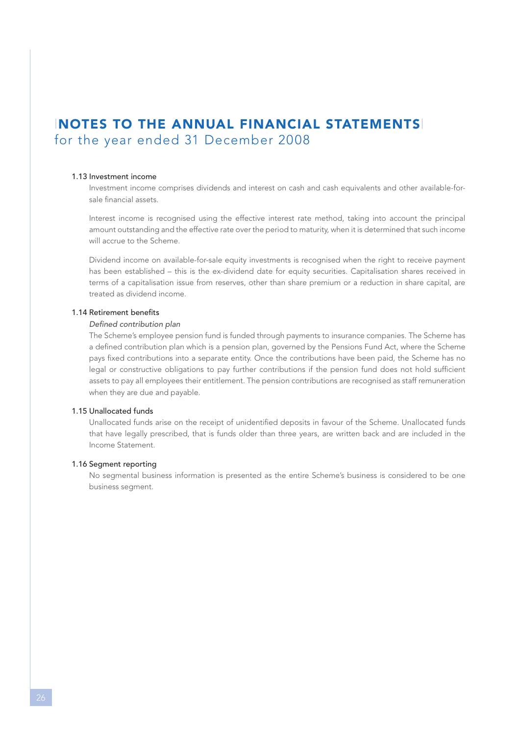# NOTES TO THE ANNUAL FINANCIAL STATEMENTS
for the year ended 31 December 2008

### 1.13 Investment income

Investment income comprises dividends and interest on cash and cash equivalents and other available-for-sale financial assets.

Interest income is recognised using the effective interest rate method, taking into account the principal amount outstanding and the effective rate over the period to maturity, when it is determined that such income will accrue to the Scheme.

Dividend income on available-for-sale equity investments is recognised when the right to receive payment has been established – this is the ex-dividend date for equity securities. Capitalisation shares received in terms of a capitalisation issue from reserves, other than share premium or a reduction in share capital, are treated as dividend income.

### 1.14 Retirement benefits

*Defined contribution plan*

The Scheme's employee pension fund is funded through payments to insurance companies. The Scheme has a defined contribution plan which is a pension plan, governed by the Pensions Fund Act, where the Scheme pays fixed contributions into a separate entity. Once the contributions have been paid, the Scheme has no legal or constructive obligations to pay further contributions if the pension fund does not hold sufficient assets to pay all employees their entitlement. The pension contributions are recognised as staff remuneration when they are due and payable.

### 1.15 Unallocated funds

Unallocated funds arise on the receipt of unidentified deposits in favour of the Scheme. Unallocated funds that have legally prescribed, that is funds older than three years, are written back and are included in the Income Statement.

### 1.16 Segment reporting

No segmental business information is presented as the entire Scheme's business is considered to be one business segment.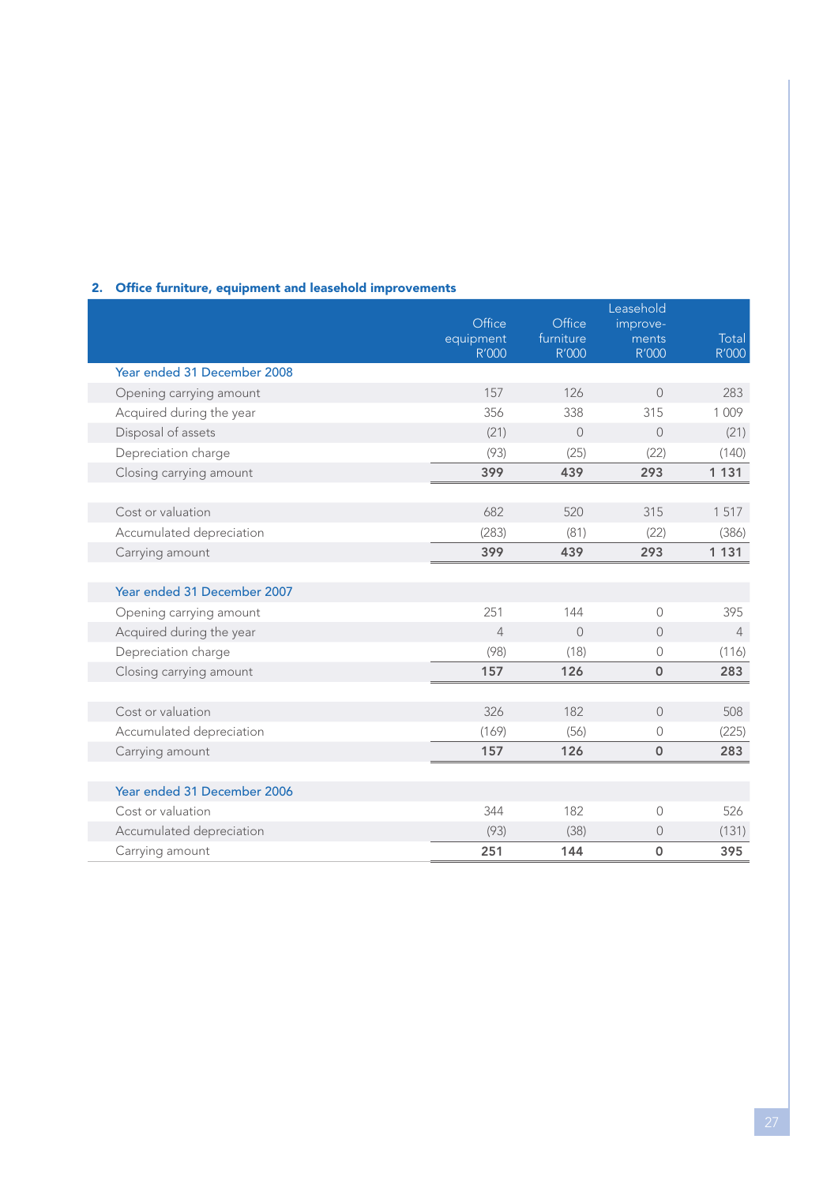## 2. Office furniture, equipment and leasehold improvements

| | Office equipment R'000 | Office furniture R'000 | Leasehold improve-ments R'000 | Total R'000 |
|---|---|---|---|---|
| **Year ended 31 December 2008** | | | | |
| Opening carrying amount | 157 | 126 | 0 | 283 |
| Acquired during the year | 356 | 338 | 315 | 1 009 |
| Disposal of assets | (21) | 0 | 0 | (21) |
| Depreciation charge | (93) | (25) | (22) | (140) |
| Closing carrying amount | **399** | **439** | **293** | **1 131** |
| | | | | |
| Cost or valuation | 682 | 520 | 315 | 1 517 |
| Accumulated depreciation | (283) | (81) | (22) | (386) |
| Carrying amount | **399** | **439** | **293** | **1 131** |
| | | | | |
| **Year ended 31 December 2007** | | | | |
| Opening carrying amount | 251 | 144 | 0 | 395 |
| Acquired during the year | 4 | 0 | 0 | 4 |
| Depreciation charge | (98) | (18) | 0 | (116) |
| Closing carrying amount | **157** | **126** | **0** | **283** |
| | | | | |
| Cost or valuation | 326 | 182 | 0 | 508 |
| Accumulated depreciation | (169) | (56) | 0 | (225) |
| Carrying amount | **157** | **126** | **0** | **283** |
| | | | | |
| **Year ended 31 December 2006** | | | | |
| Cost or valuation | 344 | 182 | 0 | 526 |
| Accumulated depreciation | (93) | (38) | 0 | (131) |
| Carrying amount | **251** | **144** | **0** | **395** |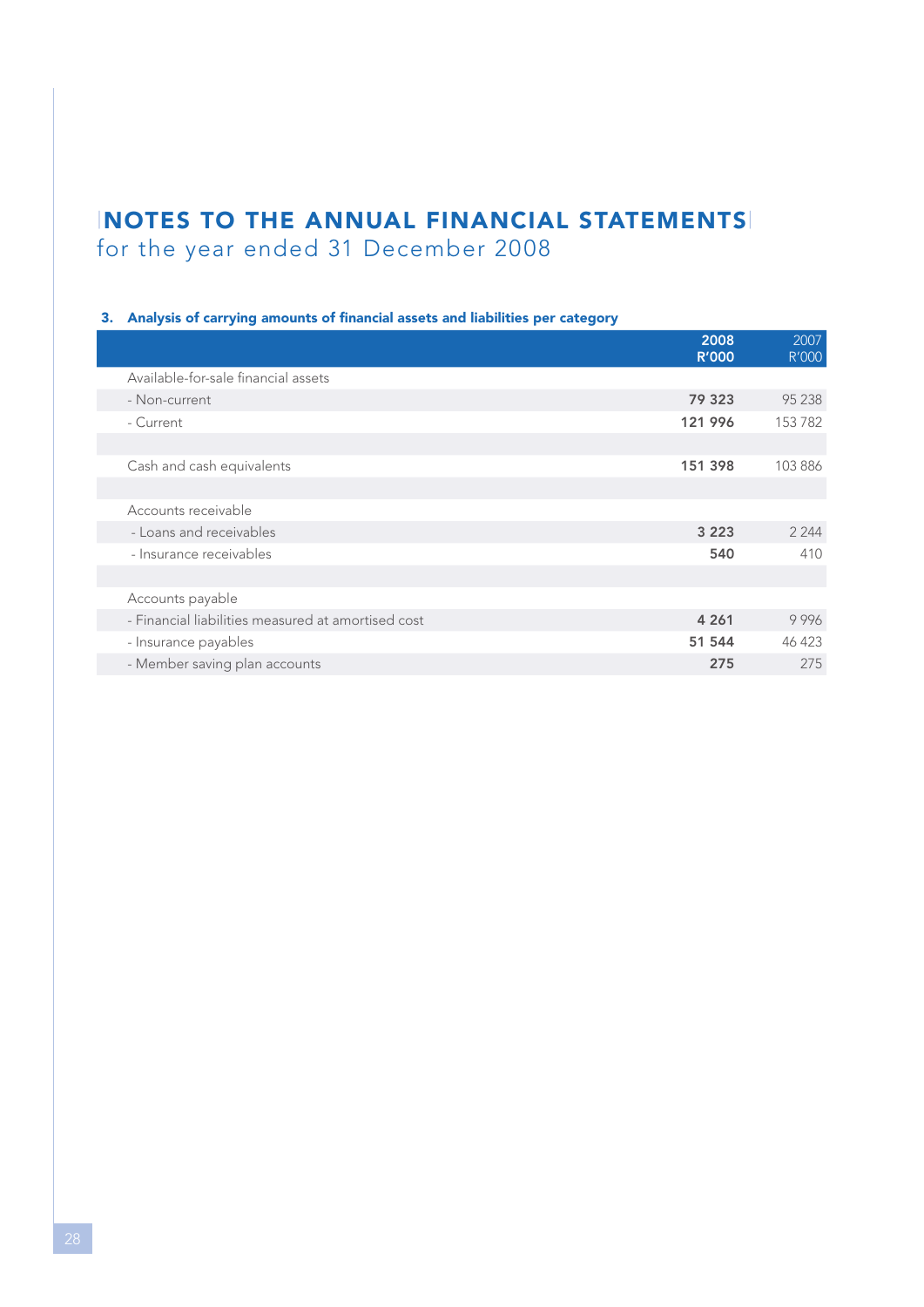# NOTES TO THE ANNUAL FINANCIAL STATEMENTS
for the year ended 31 December 2008

### 3. Analysis of carrying amounts of financial assets and liabilities per category

| | **2008 R'000** | 2007 R'000 |
|---|---|---|
| Available-for-sale financial assets | | |
| - Non-current | **79 323** | 95 238 |
| - Current | **121 996** | 153 782 |
| | | |
| Cash and cash equivalents | **151 398** | 103 886 |
| | | |
| Accounts receivable | | |
| - Loans and receivables | **3 223** | 2 244 |
| - Insurance receivables | **540** | 410 |
| | | |
| Accounts payable | | |
| - Financial liabilities measured at amortised cost | **4 261** | 9 996 |
| - Insurance payables | **51 544** | 46 423 |
| - Member saving plan accounts | **275** | 275 |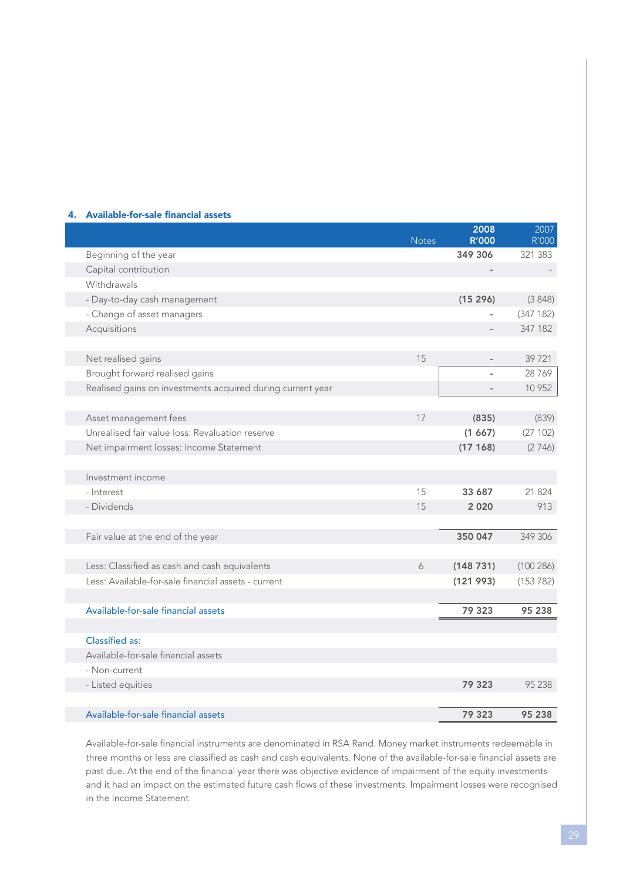## 4. Available-for-sale financial assets

| | Notes | 2008 R'000 | 2007 R'000 |
|---|---|---|---|
| Beginning of the year | | **349 306** | 321 383 |
| Capital contribution | | - | - |
| Withdrawals | | | |
| - Day-to-day cash management | | **(15 296)** | (3 848) |
| - Change of asset managers | | - | (347 182) |
| Acquisitions | | - | 347 182 |
| | | | |
| Net realised gains | 15 | - | 39 721 |
| Brought forward realised gains | | - | 28 769 |
| Realised gains on investments acquired during current year | | - | 10 952 |
| | | | |
| Asset management fees | 17 | **(835)** | (839) |
| Unrealised fair value loss: Revaluation reserve | | **(1 667)** | (27 102) |
| Net impairment losses: Income Statement | | **(17 168)** | (2 746) |
| | | | |
| Investment income | | | |
| - Interest | 15 | **33 687** | 21 824 |
| - Dividends | 15 | **2 020** | 913 |
| | | | |
| Fair value at the end of the year | | **350 047** | 349 306 |
| | | | |
| Less: Classified as cash and cash equivalents | 6 | **(148 731)** | (100 286) |
| Less: Available-for-sale financial assets - current | | **(121 993)** | (153 782) |
| | | | |
| Available-for-sale financial assets | | **79 323** | **95 238** |
| | | | |
| Classified as: | | | |
| Available-for-sale financial assets | | | |
| - Non-current | | | |
| - Listed equities | | **79 323** | 95 238 |
| | | | |
| Available-for-sale financial assets | | **79 323** | **95 238** |

Available-for-sale financial instruments are denominated in RSA Rand. Money market instruments redeemable in three months or less are classified as cash and cash equivalents. None of the available-for-sale financial assets are past due. At the end of the financial year there was objective evidence of impairment of the equity investments and it had an impact on the estimated future cash flows of these investments. Impairment losses were recognised in the Income Statement.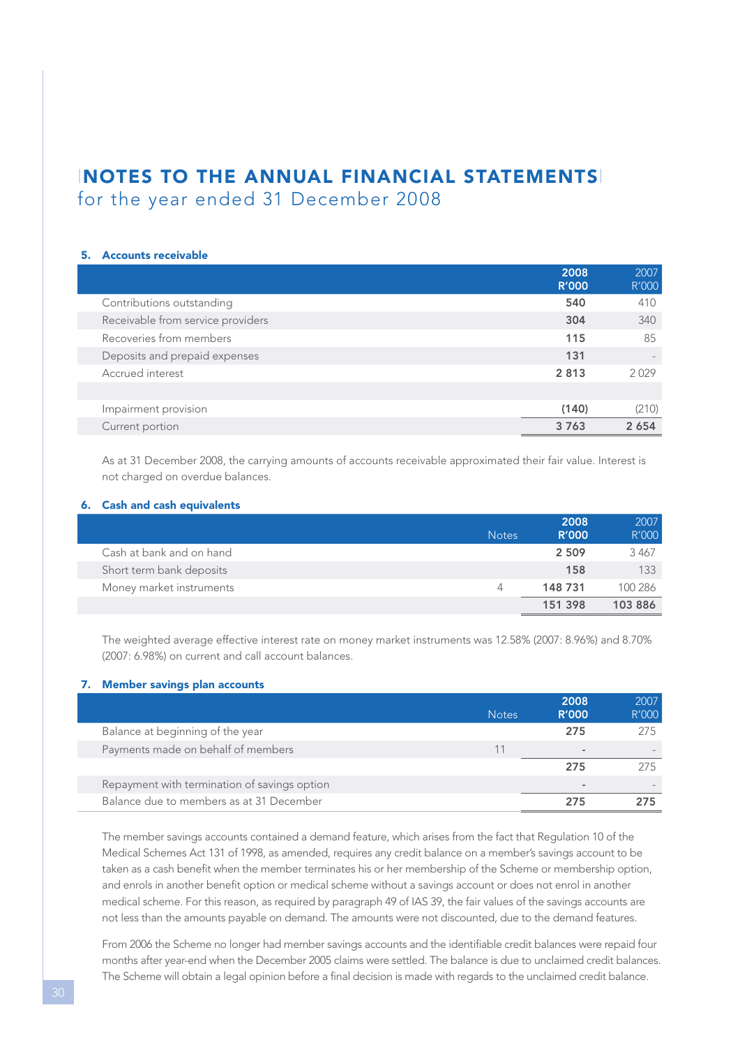# NOTES TO THE ANNUAL FINANCIAL STATEMENTS
for the year ended 31 December 2008

### 5. Accounts receivable

| | 2008 R'000 | 2007 R'000 |
|---|---|---|
| Contributions outstanding | **540** | 410 |
| Receivable from service providers | **304** | 340 |
| Recoveries from members | **115** | 85 |
| Deposits and prepaid expenses | **131** | - |
| Accrued interest | **2 813** | 2 029 |
| | | |
| Impairment provision | **(140)** | (210) |
| Current portion | **3 763** | **2 654** |

As at 31 December 2008, the carrying amounts of accounts receivable approximated their fair value. Interest is not charged on overdue balances.

### 6. Cash and cash equivalents

| | Notes | 2008 R'000 | 2007 R'000 |
|---|---|---|---|
| Cash at bank and on hand | | **2 509** | 3 467 |
| Short term bank deposits | | **158** | 133 |
| Money market instruments | 4 | **148 731** | 100 286 |
| | | **151 398** | **103 886** |

The weighted average effective interest rate on money market instruments was 12.58% (2007: 8.96%) and 8.70% (2007: 6.98%) on current and call account balances.

### 7. Member savings plan accounts

| | Notes | 2008 R'000 | 2007 R'000 |
|---|---|---|---|
| Balance at beginning of the year | | **275** | 275 |
| Payments made on behalf of members | 11 | **-** | - |
| | | **275** | 275 |
| Repayment with termination of savings option | | **-** | - |
| Balance due to members as at 31 December | | **275** | **275** |

The member savings accounts contained a demand feature, which arises from the fact that Regulation 10 of the Medical Schemes Act 131 of 1998, as amended, requires any credit balance on a member's savings account to be taken as a cash benefit when the member terminates his or her membership of the Scheme or membership option, and enrols in another benefit option or medical scheme without a savings account or does not enrol in another medical scheme. For this reason, as required by paragraph 49 of IAS 39, the fair values of the savings accounts are not less than the amounts payable on demand. The amounts were not discounted, due to the demand features.

From 2006 the Scheme no longer had member savings accounts and the identifiable credit balances were repaid four months after year-end when the December 2005 claims were settled. The balance is due to unclaimed credit balances. The Scheme will obtain a legal opinion before a final decision is made with regards to the unclaimed credit balance.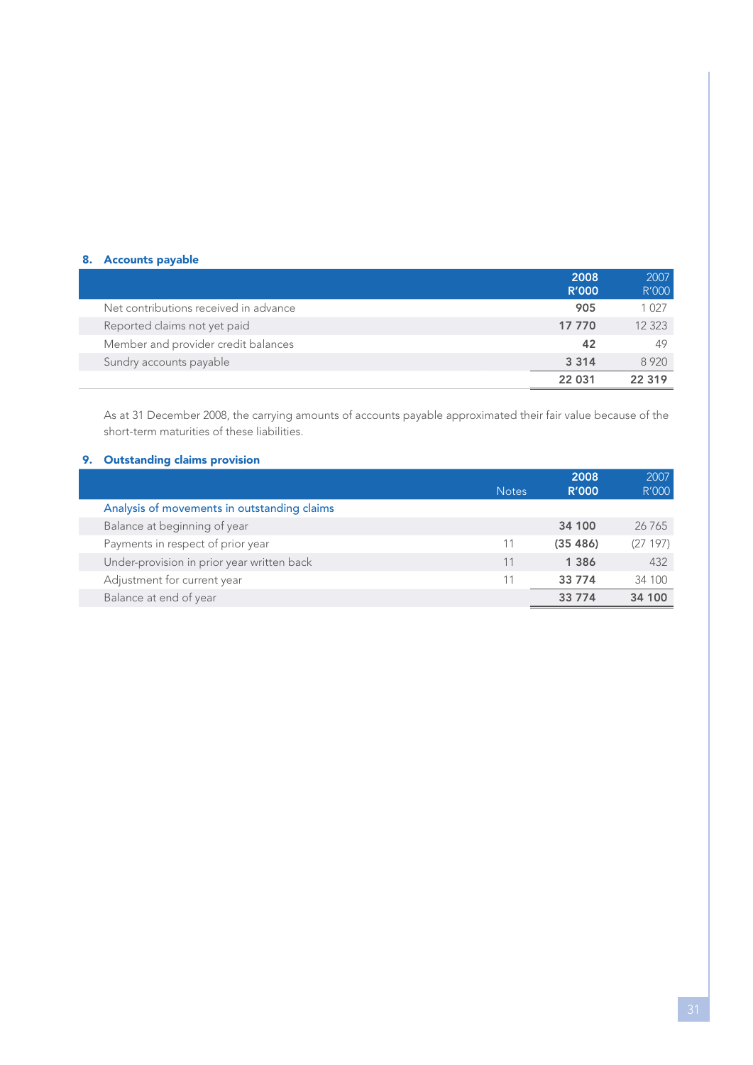## 8. Accounts payable

| | 2008 R'000 | 2007 R'000 |
|---|---|---|
| Net contributions received in advance | **905** | 1 027 |
| Reported claims not yet paid | **17 770** | 12 323 |
| Member and provider credit balances | **42** | 49 |
| Sundry accounts payable | **3 314** | 8 920 |
| | **22 031** | **22 319** |

As at 31 December 2008, the carrying amounts of accounts payable approximated their fair value because of the short-term maturities of these liabilities.

## 9. Outstanding claims provision

| | Notes | 2008 R'000 | 2007 R'000 |
|---|---|---|---|
| Analysis of movements in outstanding claims | | | |
| Balance at beginning of year | | **34 100** | 26 765 |
| Payments in respect of prior year | 11 | **(35 486)** | (27 197) |
| Under-provision in prior year written back | 11 | **1 386** | 432 |
| Adjustment for current year | 11 | **33 774** | 34 100 |
| Balance at end of year | | **33 774** | **34 100** |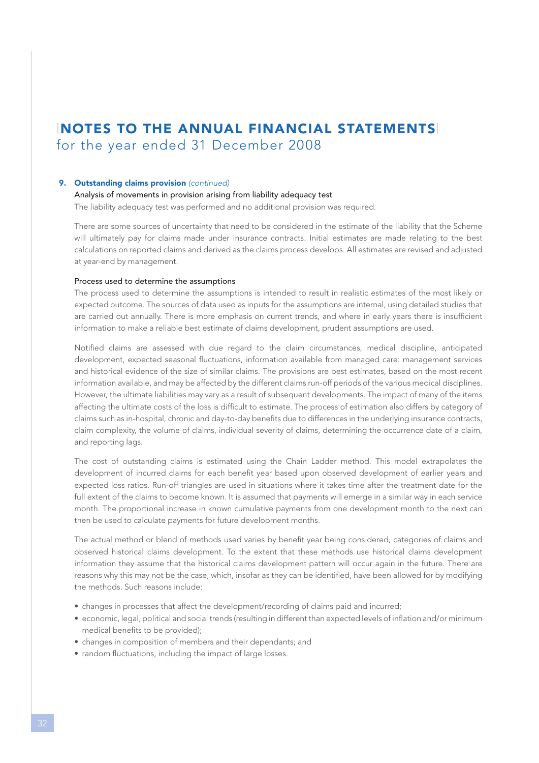# NOTES TO THE ANNUAL FINANCIAL STATEMENTS

for the year ended 31 December 2008

## 9. Outstanding claims provision *(continued)*

### Analysis of movements in provision arising from liability adequacy test

The liability adequacy test was performed and no additional provision was required.

There are some sources of uncertainty that need to be considered in the estimate of the liability that the Scheme will ultimately pay for claims made under insurance contracts. Initial estimates are made relating to the best calculations on reported claims and derived as the claims process develops. All estimates are revised and adjusted at year-end by management.

### Process used to determine the assumptions

The process used to determine the assumptions is intended to result in realistic estimates of the most likely or expected outcome. The sources of data used as inputs for the assumptions are internal, using detailed studies that are carried out annually. There is more emphasis on current trends, and where in early years there is insufficient information to make a reliable best estimate of claims development, prudent assumptions are used.

Notified claims are assessed with due regard to the claim circumstances, medical discipline, anticipated development, expected seasonal fluctuations, information available from managed care: management services and historical evidence of the size of similar claims. The provisions are best estimates, based on the most recent information available, and may be affected by the different claims run-off periods of the various medical disciplines. However, the ultimate liabilities may vary as a result of subsequent developments. The impact of many of the items affecting the ultimate costs of the loss is difficult to estimate. The process of estimation also differs by category of claims such as in-hospital, chronic and day-to-day benefits due to differences in the underlying insurance contracts, claim complexity, the volume of claims, individual severity of claims, determining the occurrence date of a claim, and reporting lags.

The cost of outstanding claims is estimated using the Chain Ladder method. This model extrapolates the development of incurred claims for each benefit year based upon observed development of earlier years and expected loss ratios. Run-off triangles are used in situations where it takes time after the treatment date for the full extent of the claims to become known. It is assumed that payments will emerge in a similar way in each service month. The proportional increase in known cumulative payments from one development month to the next can then be used to calculate payments for future development months.

The actual method or blend of methods used varies by benefit year being considered, categories of claims and observed historical claims development. To the extent that these methods use historical claims development information they assume that the historical claims development pattern will occur again in the future. There are reasons why this may not be the case, which, insofar as they can be identified, have been allowed for by modifying the methods. Such reasons include:

- changes in processes that affect the development/recording of claims paid and incurred;
- economic, legal, political and social trends (resulting in different than expected levels of inflation and/or minimum medical benefits to be provided);
- changes in composition of members and their dependants; and
- random fluctuations, including the impact of large losses.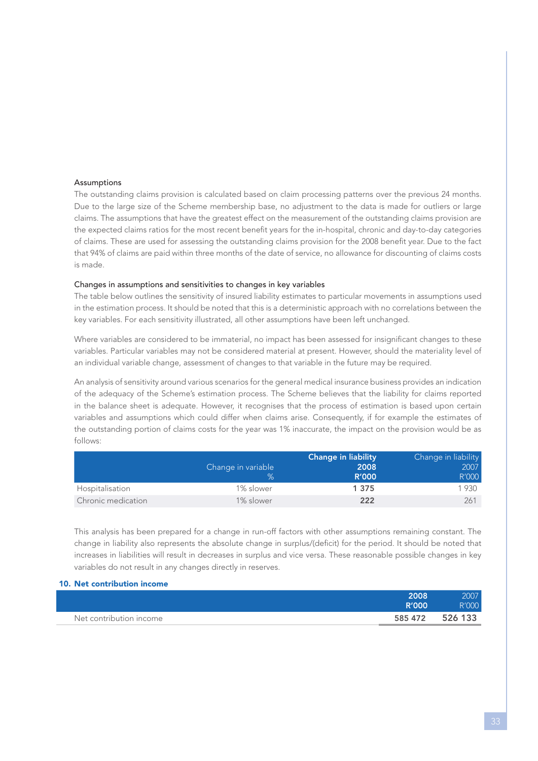### Assumptions

The outstanding claims provision is calculated based on claim processing patterns over the previous 24 months. Due to the large size of the Scheme membership base, no adjustment to the data is made for outliers or large claims. The assumptions that have the greatest effect on the measurement of the outstanding claims provision are the expected claims ratios for the most recent benefit years for the in-hospital, chronic and day-to-day categories of claims. These are used for assessing the outstanding claims provision for the 2008 benefit year. Due to the fact that 94% of claims are paid within three months of the date of service, no allowance for discounting of claims costs is made.

### Changes in assumptions and sensitivities to changes in key variables

The table below outlines the sensitivity of insured liability estimates to particular movements in assumptions used in the estimation process. It should be noted that this is a deterministic approach with no correlations between the key variables. For each sensitivity illustrated, all other assumptions have been left unchanged.

Where variables are considered to be immaterial, no impact has been assessed for insignificant changes to these variables. Particular variables may not be considered material at present. However, should the materiality level of an individual variable change, assessment of changes to that variable in the future may be required.

An analysis of sensitivity around various scenarios for the general medical insurance business provides an indication of the adequacy of the Scheme's estimation process. The Scheme believes that the liability for claims reported in the balance sheet is adequate. However, it recognises that the process of estimation is based upon certain variables and assumptions which could differ when claims arise. Consequently, if for example the estimates of the outstanding portion of claims costs for the year was 1% inaccurate, the impact on the provision would be as follows:

| | Change in variable % | **Change in liability 2008 R'000** | Change in liability 2007 R'000 |
|---|---|---|---|
| Hospitalisation | 1% slower | **1 375** | 1 930 |
| Chronic medication | 1% slower | **222** | 261 |

This analysis has been prepared for a change in run-off factors with other assumptions remaining constant. The change in liability also represents the absolute change in surplus/(deficit) for the period. It should be noted that increases in liabilities will result in decreases in surplus and vice versa. These reasonable possible changes in key variables do not result in any changes directly in reserves.

## 10. Net contribution income

| | **2008 R'000** | 2007 R'000 |
|---|---|---|
| Net contribution income | **585 472** | 526 133 |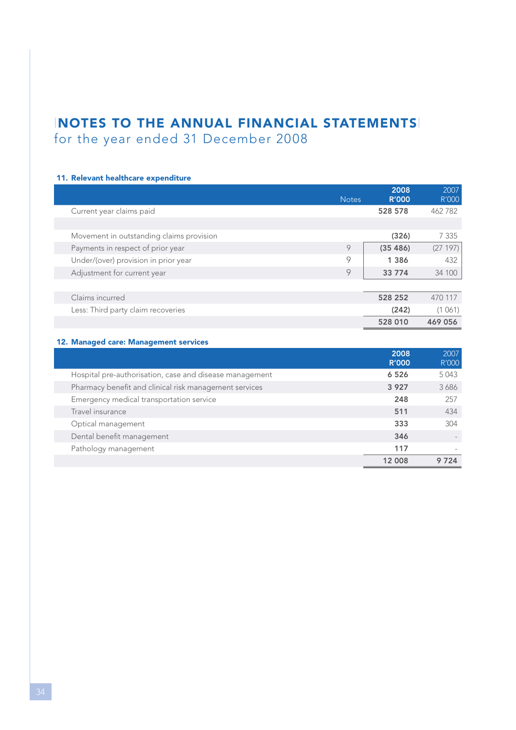# NOTES TO THE ANNUAL FINANCIAL STATEMENTS
for the year ended 31 December 2008

### 11. Relevant healthcare expenditure

| | Notes | 2008 R'000 | 2007 R'000 |
|---|---|---|---|
| Current year claims paid | | **528 578** | 462 782 |
| | | | |
| Movement in outstanding claims provision | | **(326)** | 7 335 |
| Payments in respect of prior year | 9 | **(35 486)** | (27 197) |
| Under/(over) provision in prior year | 9 | **1 386** | 432 |
| Adjustment for current year | 9 | **33 774** | 34 100 |
| | | | |
| Claims incurred | | **528 252** | 470 117 |
| Less: Third party claim recoveries | | **(242)** | (1 061) |
| | | **528 010** | **469 056** |

### 12. Managed care: Management services

| | 2008 R'000 | 2007 R'000 |
|---|---|---|
| Hospital pre-authorisation, case and disease management | **6 526** | 5 043 |
| Pharmacy benefit and clinical risk management services | **3 927** | 3 686 |
| Emergency medical transportation service | **248** | 257 |
| Travel insurance | **511** | 434 |
| Optical management | **333** | 304 |
| Dental benefit management | **346** | - |
| Pathology management | **117** | - |
| | **12 008** | **9 724** |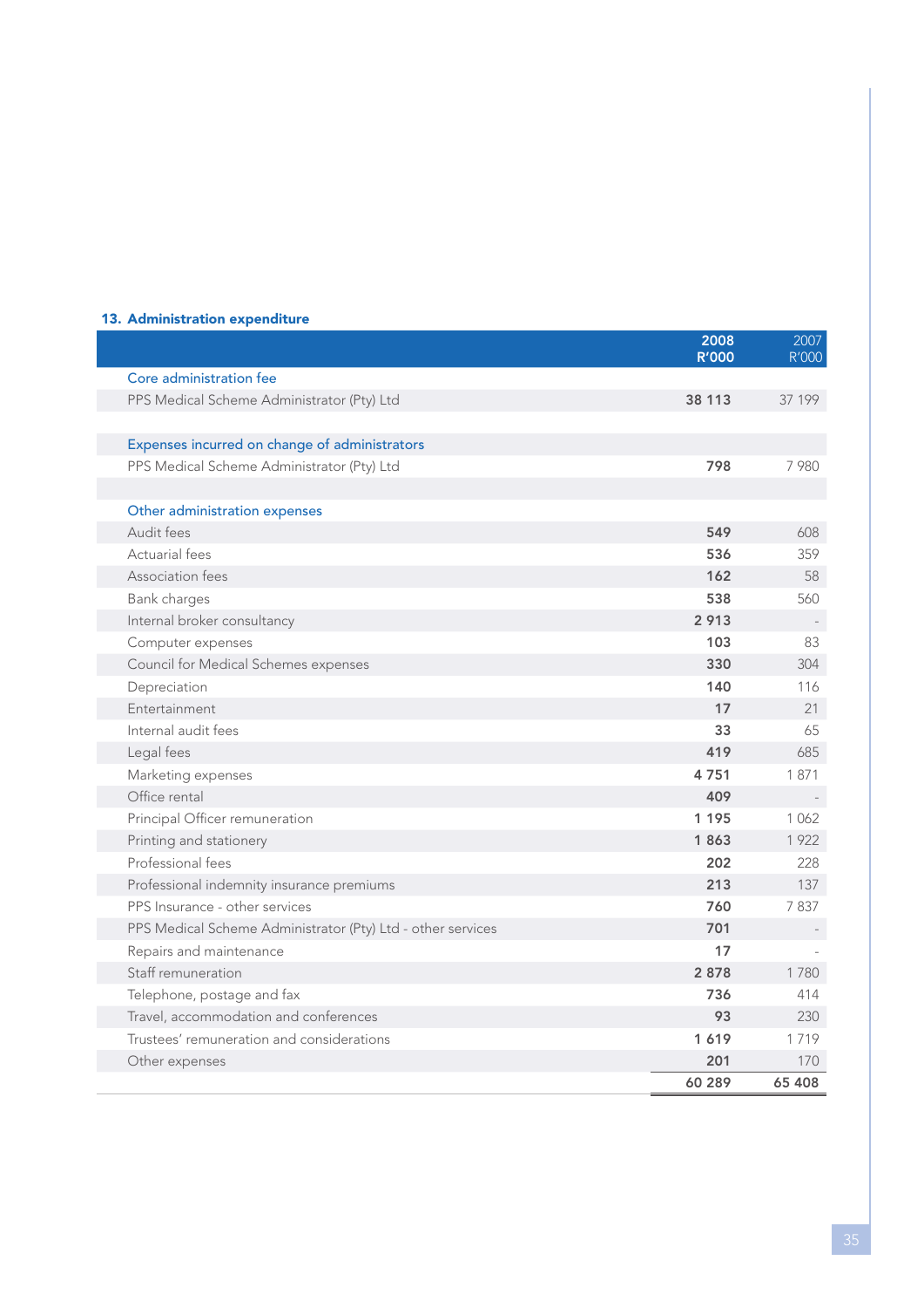## 13. Administration expenditure

| | 2008 R'000 | 2007 R'000 |
|---|---|---|
| **Core administration fee** | | |
| PPS Medical Scheme Administrator (Pty) Ltd | **38 113** | 37 199 |
| | | |
| **Expenses incurred on change of administrators** | | |
| PPS Medical Scheme Administrator (Pty) Ltd | **798** | 7 980 |
| | | |
| **Other administration expenses** | | |
| Audit fees | **549** | 608 |
| Actuarial fees | **536** | 359 |
| Association fees | **162** | 58 |
| Bank charges | **538** | 560 |
| Internal broker consultancy | **2 913** | - |
| Computer expenses | **103** | 83 |
| Council for Medical Schemes expenses | **330** | 304 |
| Depreciation | **140** | 116 |
| Entertainment | **17** | 21 |
| Internal audit fees | **33** | 65 |
| Legal fees | **419** | 685 |
| Marketing expenses | **4 751** | 1 871 |
| Office rental | **409** | - |
| Principal Officer remuneration | **1 195** | 1 062 |
| Printing and stationery | **1 863** | 1 922 |
| Professional fees | **202** | 228 |
| Professional indemnity insurance premiums | **213** | 137 |
| PPS Insurance - other services | **760** | 7 837 |
| PPS Medical Scheme Administrator (Pty) Ltd - other services | **701** | - |
| Repairs and maintenance | **17** | - |
| Staff remuneration | **2 878** | 1 780 |
| Telephone, postage and fax | **736** | 414 |
| Travel, accommodation and conferences | **93** | 230 |
| Trustees' remuneration and considerations | **1 619** | 1 719 |
| Other expenses | **201** | 170 |
| | **60 289** | **65 408** |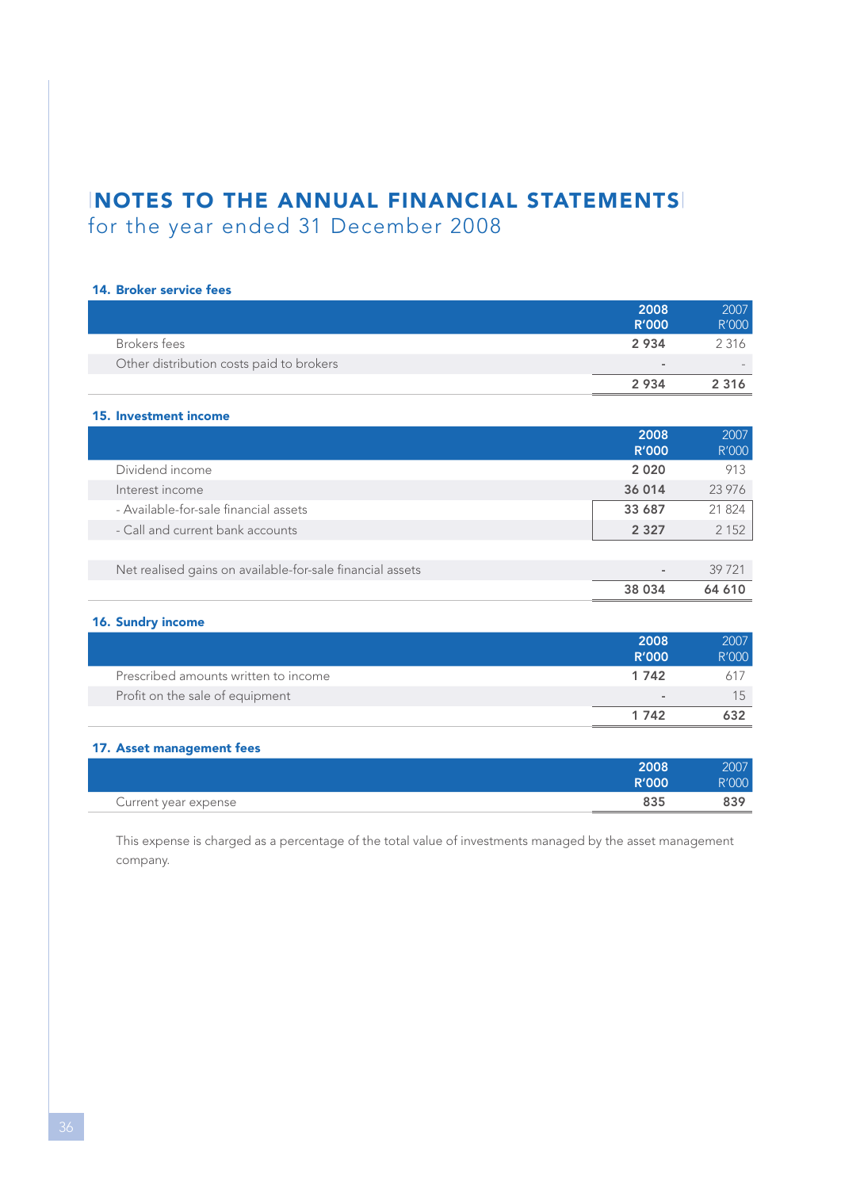# NOTES TO THE ANNUAL FINANCIAL STATEMENTS

for the year ended 31 December 2008

### 14. Broker service fees

| | 2008 R'000 | 2007 R'000 |
|---|---|---|
| Brokers fees | 2 934 | 2 316 |
| Other distribution costs paid to brokers | - | - |
| | **2 934** | **2 316** |

### 15. Investment income

| | 2008 R'000 | 2007 R'000 |
|---|---|---|
| Dividend income | 2 020 | 913 |
| Interest income | 36 014 | 23 976 |
| - Available-for-sale financial assets | 33 687 | 21 824 |
| - Call and current bank accounts | 2 327 | 2 152 |
| | | |
| Net realised gains on available-for-sale financial assets | - | 39 721 |
| | **38 034** | **64 610** |

### 16. Sundry income

| | 2008 R'000 | 2007 R'000 |
|---|---|---|
| Prescribed amounts written to income | 1 742 | 617 |
| Profit on the sale of equipment | - | 15 |
| | **1 742** | **632** |

### 17. Asset management fees

| | 2008 R'000 | 2007 R'000 |
|---|---|---|
| Current year expense | **835** | **839** |

This expense is charged as a percentage of the total value of investments managed by the asset management company.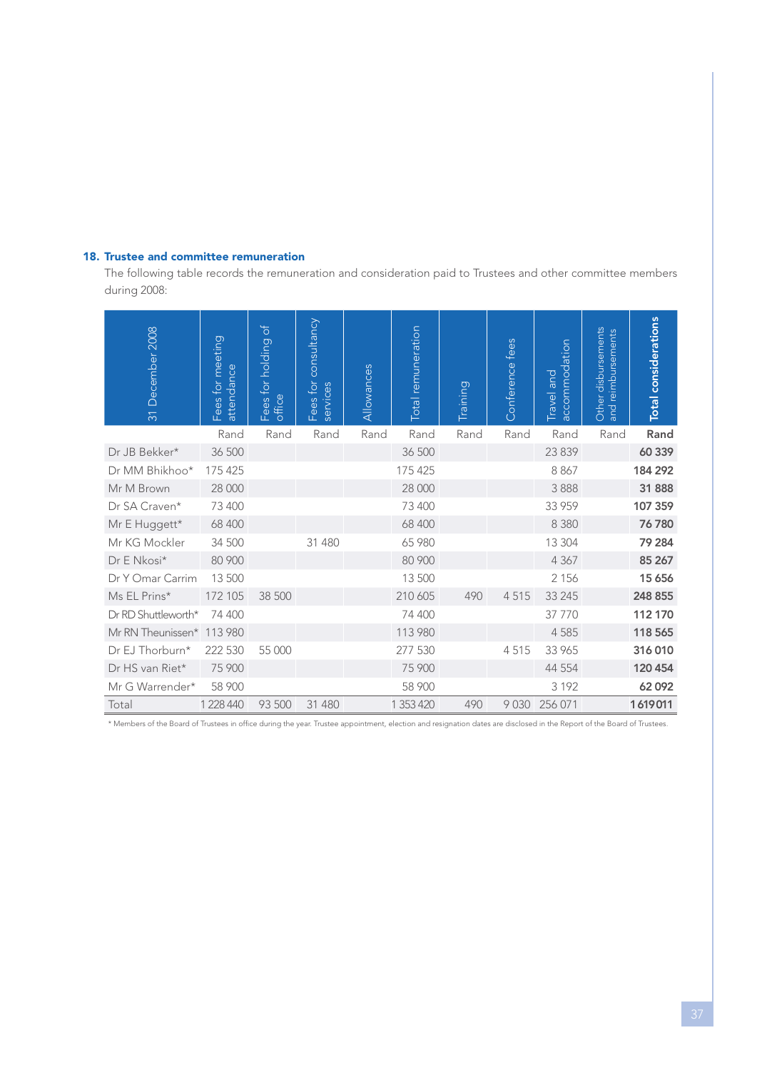## 18. Trustee and committee remuneration

The following table records the remuneration and consideration paid to Trustees and other committee members during 2008:

| 31 December 2008 | Fees for meeting attendance | Fees for holding of office | Fees for consultancy services | Allowances | Total remuneration | Training | Conference fees | Travel and accommodation | Other disbursements and reimbursements | **Total considerations** |
|---|---|---|---|---|---|---|---|---|---|---|
| | Rand | Rand | Rand | Rand | Rand | Rand | Rand | Rand | Rand | **Rand** |
| Dr JB Bekker* | 36 500 | | | | 36 500 | | | 23 839 | | **60 339** |
| Dr MM Bhikhoo* | 175 425 | | | | 175 425 | | | 8 867 | | **184 292** |
| Mr M Brown | 28 000 | | | | 28 000 | | | 3 888 | | **31 888** |
| Dr SA Craven* | 73 400 | | | | 73 400 | | | 33 959 | | **107 359** |
| Mr E Huggett* | 68 400 | | | | 68 400 | | | 8 380 | | **76 780** |
| Mr KG Mockler | 34 500 | | 31 480 | | 65 980 | | | 13 304 | | **79 284** |
| Dr E Nkosi* | 80 900 | | | | 80 900 | | | 4 367 | | **85 267** |
| Dr Y Omar Carrim | 13 500 | | | | 13 500 | | | 2 156 | | **15 656** |
| Ms EL Prins* | 172 105 | 38 500 | | | 210 605 | 490 | 4 515 | 33 245 | | **248 855** |
| Dr RD Shuttleworth* | 74 400 | | | | 74 400 | | | 37 770 | | **112 170** |
| Mr RN Theunissen* | 113 980 | | | | 113 980 | | | 4 585 | | **118 565** |
| Dr EJ Thorburn* | 222 530 | 55 000 | | | 277 530 | | 4 515 | 33 965 | | **316 010** |
| Dr HS van Riet* | 75 900 | | | | 75 900 | | | 44 554 | | **120 454** |
| Mr G Warrender* | 58 900 | | | | 58 900 | | | 3 192 | | **62 092** |
| Total | 1 228 440 | 93 500 | 31 480 | | 1 353 420 | 490 | 9 030 | 256 071 | | **1 619 011** |

* Members of the Board of Trustees in office during the year. Trustee appointment, election and resignation dates are disclosed in the Report of the Board of Trustees.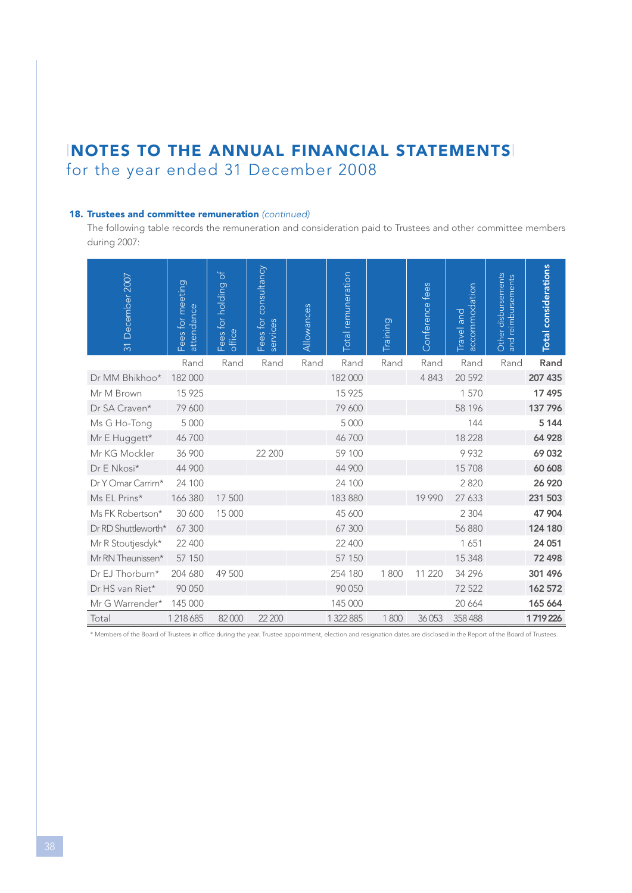# NOTES TO THE ANNUAL FINANCIAL STATEMENTS
## for the year ended 31 December 2008

### 18. Trustees and committee remuneration *(continued)*

The following table records the remuneration and consideration paid to Trustees and other committee members during 2007:

| 31 December 2007 | Fees for meeting attendance | Fees for holding of office | Fees for consultancy services | Allowances | Total remuneration | Training | Conference fees | Travel and accommodation | Other disbursements and reimbursements | **Total considerations** |
|---|---|---|---|---|---|---|---|---|---|---|
| | Rand | Rand | Rand | Rand | Rand | Rand | Rand | Rand | Rand | **Rand** |
| Dr MM Bhikhoo* | 182 000 | | | | 182 000 | | 4 843 | 20 592 | | **207 435** |
| Mr M Brown | 15 925 | | | | 15 925 | | | 1 570 | | **17 495** |
| Dr SA Craven* | 79 600 | | | | 79 600 | | | 58 196 | | **137 796** |
| Ms G Ho-Tong | 5 000 | | | | 5 000 | | | 144 | | **5 144** |
| Mr E Huggett* | 46 700 | | | | 46 700 | | | 18 228 | | **64 928** |
| Mr KG Mockler | 36 900 | | 22 200 | | 59 100 | | | 9 932 | | **69 032** |
| Dr E Nkosi* | 44 900 | | | | 44 900 | | | 15 708 | | **60 608** |
| Dr Y Omar Carrim* | 24 100 | | | | 24 100 | | | 2 820 | | **26 920** |
| Ms EL Prins* | 166 380 | 17 500 | | | 183 880 | | 19 990 | 27 633 | | **231 503** |
| Ms FK Robertson* | 30 600 | 15 000 | | | 45 600 | | | 2 304 | | **47 904** |
| Dr RD Shuttleworth* | 67 300 | | | | 67 300 | | | 56 880 | | **124 180** |
| Mr R Stoutjesdyk* | 22 400 | | | | 22 400 | | | 1 651 | | **24 051** |
| Mr RN Theunissen* | 57 150 | | | | 57 150 | | | 15 348 | | **72 498** |
| Dr EJ Thorburn* | 204 680 | 49 500 | | | 254 180 | 1 800 | 11 220 | 34 296 | | **301 496** |
| Dr HS van Riet* | 90 050 | | | | 90 050 | | | 72 522 | | **162 572** |
| Mr G Warrender* | 145 000 | | | | 145 000 | | | 20 664 | | **165 664** |
| Total | 1 218 685 | 82 000 | 22 200 | | 1 322 885 | 1 800 | 36 053 | 358 488 | | **1 719 226** |

\* Members of the Board of Trustees in office during the year. Trustee appointment, election and resignation dates are disclosed in the Report of the Board of Trustees.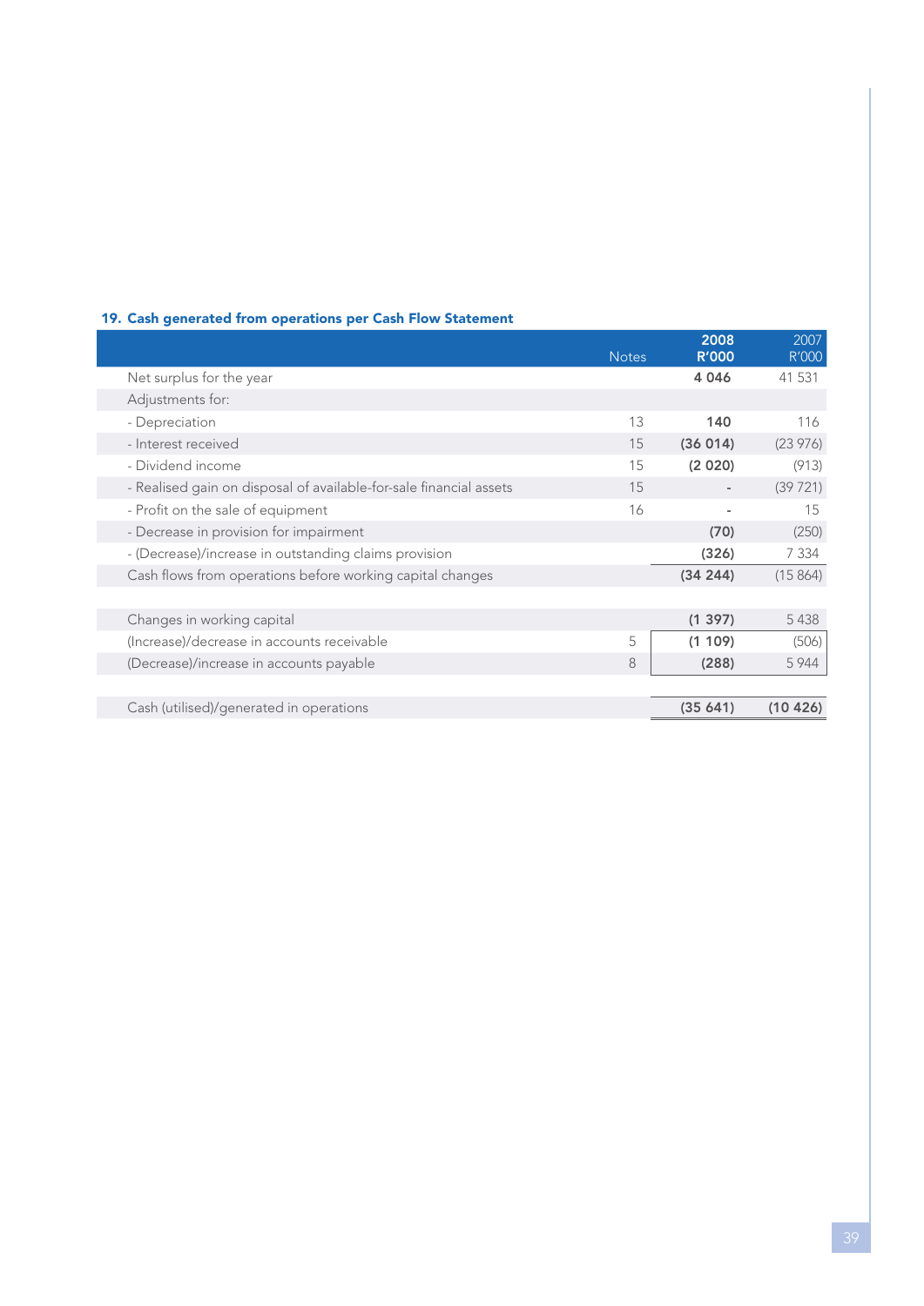### 19. Cash generated from operations per Cash Flow Statement

| | Notes | 2008 R'000 | 2007 R'000 |
|---|---|---|---|
| Net surplus for the year | | **4 046** | 41 531 |
| Adjustments for: | | | |
| - Depreciation | 13 | **140** | 116 |
| - Interest received | 15 | **(36 014)** | (23 976) |
| - Dividend income | 15 | **(2 020)** | (913) |
| - Realised gain on disposal of available-for-sale financial assets | 15 | **-** | (39 721) |
| - Profit on the sale of equipment | 16 | **-** | 15 |
| - Decrease in provision for impairment | | **(70)** | (250) |
| - (Decrease)/increase in outstanding claims provision | | **(326)** | 7 334 |
| Cash flows from operations before working capital changes | | **(34 244)** | (15 864) |
| | | | |
| Changes in working capital | | **(1 397)** | 5 438 |
| (Increase)/decrease in accounts receivable | 5 | **(1 109)** | (506) |
| (Decrease)/increase in accounts payable | 8 | **(288)** | 5 944 |
| | | | |
| Cash (utilised)/generated in operations | | **(35 641)** | **(10 426)** |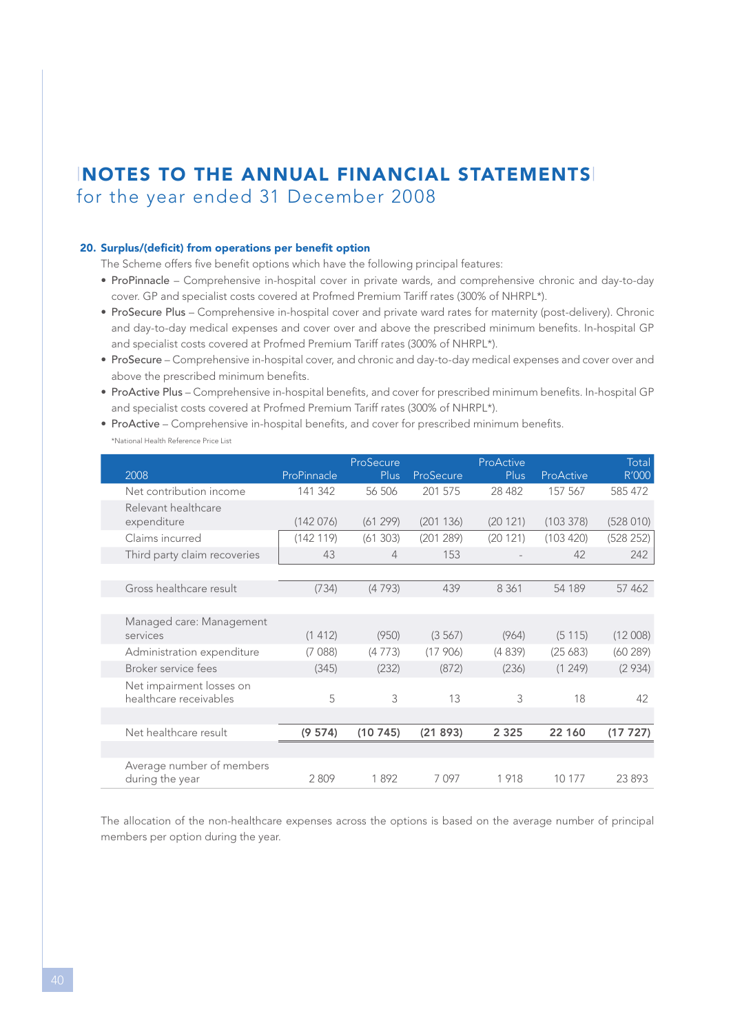# NOTES TO THE ANNUAL FINANCIAL STATEMENTS
for the year ended 31 December 2008

### 20. Surplus/(deficit) from operations per benefit option

The Scheme offers five benefit options which have the following principal features:

- ProPinnacle – Comprehensive in-hospital cover in private wards, and comprehensive chronic and day-to-day cover. GP and specialist costs covered at Profmed Premium Tariff rates (300% of NHRPL*).
- ProSecure Plus – Comprehensive in-hospital cover and private ward rates for maternity (post-delivery). Chronic and day-to-day medical expenses and cover over and above the prescribed minimum benefits. In-hospital GP and specialist costs covered at Profmed Premium Tariff rates (300% of NHRPL*).
- ProSecure – Comprehensive in-hospital cover, and chronic and day-to-day medical expenses and cover over and above the prescribed minimum benefits.
- ProActive Plus – Comprehensive in-hospital benefits, and cover for prescribed minimum benefits. In-hospital GP and specialist costs covered at Profmed Premium Tariff rates (300% of NHRPL*).
- ProActive – Comprehensive in-hospital benefits, and cover for prescribed minimum benefits.

*National Health Reference Price List

| 2008 | ProPinnacle | ProSecure Plus | ProSecure | ProActive Plus | ProActive | Total R'000 |
|---|---|---|---|---|---|---|
| Net contribution income | 141 342 | 56 506 | 201 575 | 28 482 | 157 567 | 585 472 |
| Relevant healthcare expenditure | (142 076) | (61 299) | (201 136) | (20 121) | (103 378) | (528 010) |
| Claims incurred | (142 119) | (61 303) | (201 289) | (20 121) | (103 420) | (528 252) |
| Third party claim recoveries | 43 | 4 | 153 | - | 42 | 242 |
| Gross healthcare result | (734) | (4 793) | 439 | 8 361 | 54 189 | 57 462 |
| Managed care: Management services | (1 412) | (950) | (3 567) | (964) | (5 115) | (12 008) |
| Administration expenditure | (7 088) | (4 773) | (17 906) | (4 839) | (25 683) | (60 289) |
| Broker service fees | (345) | (232) | (872) | (236) | (1 249) | (2 934) |
| Net impairment losses on healthcare receivables | 5 | 3 | 13 | 3 | 18 | 42 |
| Net healthcare result | **(9 574)** | **(10 745)** | **(21 893)** | **2 325** | **22 160** | **(17 727)** |
| Average number of members during the year | 2 809 | 1 892 | 7 097 | 1 918 | 10 177 | 23 893 |

The allocation of the non-healthcare expenses across the options is based on the average number of principal members per option during the year.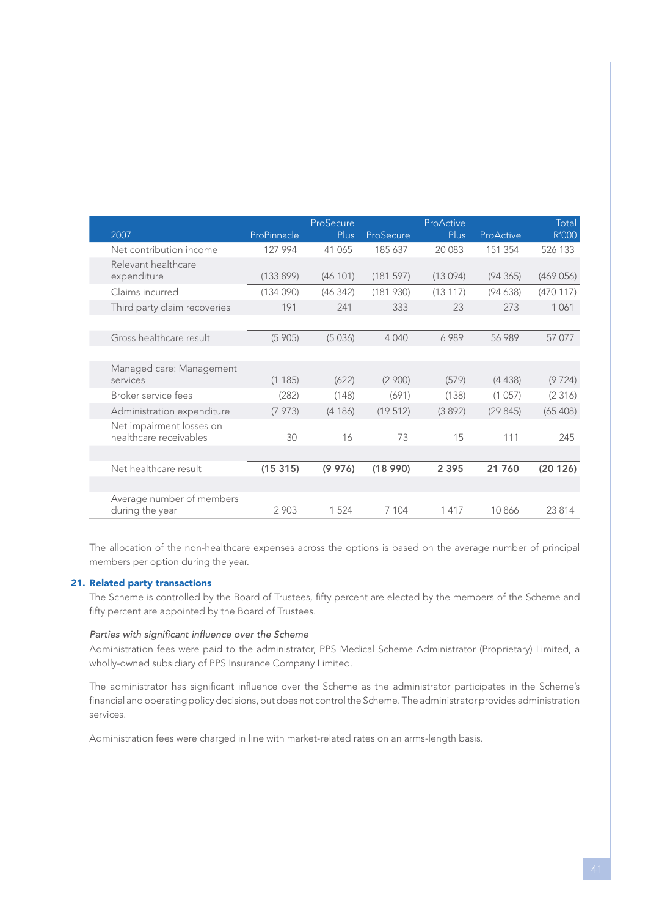| 2007 | ProPinnacle | ProSecure Plus | ProSecure | ProActive Plus | ProActive | Total R'000 |
|---|---|---|---|---|---|---|
| Net contribution income | 127 994 | 41 065 | 185 637 | 20 083 | 151 354 | 526 133 |
| Relevant healthcare expenditure | (133 899) | (46 101) | (181 597) | (13 094) | (94 365) | (469 056) |
| Claims incurred | (134 090) | (46 342) | (181 930) | (13 117) | (94 638) | (470 117) |
| Third party claim recoveries | 191 | 241 | 333 | 23 | 273 | 1 061 |
| | | | | | | |
| Gross healthcare result | (5 905) | (5 036) | 4 040 | 6 989 | 56 989 | 57 077 |
| | | | | | | |
| Managed care: Management services | (1 185) | (622) | (2 900) | (579) | (4 438) | (9 724) |
| Broker service fees | (282) | (148) | (691) | (138) | (1 057) | (2 316) |
| Administration expenditure | (7 973) | (4 186) | (19 512) | (3 892) | (29 845) | (65 408) |
| Net impairment losses on healthcare receivables | 30 | 16 | 73 | 15 | 111 | 245 |
| | | | | | | |
| Net healthcare result | **(15 315)** | **(9 976)** | **(18 990)** | **2 395** | **21 760** | **(20 126)** |
| | | | | | | |
| Average number of members during the year | 2 903 | 1 524 | 7 104 | 1 417 | 10 866 | 23 814 |

The allocation of the non-healthcare expenses across the options is based on the average number of principal members per option during the year.

## 21. Related party transactions

The Scheme is controlled by the Board of Trustees, fifty percent are elected by the members of the Scheme and fifty percent are appointed by the Board of Trustees.

*Parties with significant influence over the Scheme*

Administration fees were paid to the administrator, PPS Medical Scheme Administrator (Proprietary) Limited, a wholly-owned subsidiary of PPS Insurance Company Limited.

The administrator has significant influence over the Scheme as the administrator participates in the Scheme's financial and operating policy decisions, but does not control the Scheme. The administrator provides administration services.

Administration fees were charged in line with market-related rates on an arms-length basis.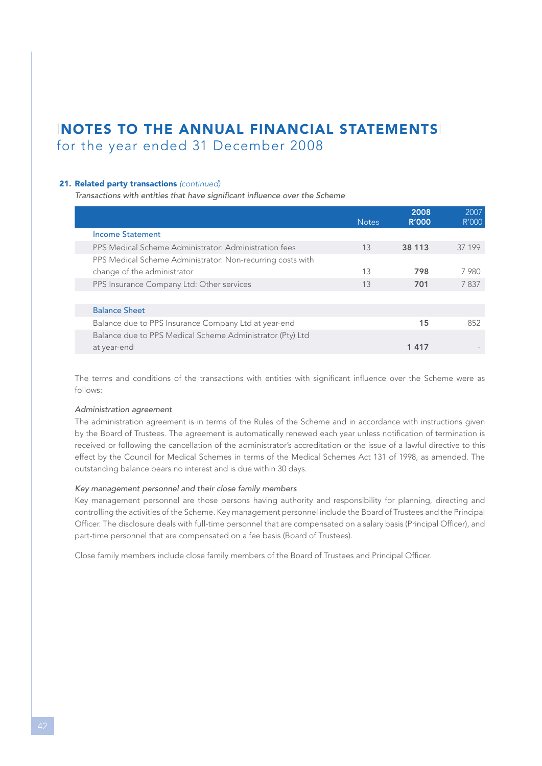# NOTES TO THE ANNUAL FINANCIAL STATEMENTS
## for the year ended 31 December 2008

### 21. Related party transactions *(continued)*

*Transactions with entities that have significant influence over the Scheme*

| | Notes | 2008 R'000 | 2007 R'000 |
|---|---|---|---|
| Income Statement | | | |
| PPS Medical Scheme Administrator: Administration fees | 13 | **38 113** | 37 199 |
| PPS Medical Scheme Administrator: Non-recurring costs with change of the administrator | 13 | **798** | 7 980 |
| PPS Insurance Company Ltd: Other services | 13 | **701** | 7 837 |
| | | | |
| Balance Sheet | | | |
| Balance due to PPS Insurance Company Ltd at year-end | | **15** | 852 |
| Balance due to PPS Medical Scheme Administrator (Pty) Ltd at year-end | | **1 417** | - |

The terms and conditions of the transactions with entities with significant influence over the Scheme were as follows:

*Administration agreement*

The administration agreement is in terms of the Rules of the Scheme and in accordance with instructions given by the Board of Trustees. The agreement is automatically renewed each year unless notification of termination is received or following the cancellation of the administrator's accreditation or the issue of a lawful directive to this effect by the Council for Medical Schemes in terms of the Medical Schemes Act 131 of 1998, as amended. The outstanding balance bears no interest and is due within 30 days.

*Key management personnel and their close family members*

Key management personnel are those persons having authority and responsibility for planning, directing and controlling the activities of the Scheme. Key management personnel include the Board of Trustees and the Principal Officer. The disclosure deals with full-time personnel that are compensated on a salary basis (Principal Officer), and part-time personnel that are compensated on a fee basis (Board of Trustees).

Close family members include close family members of the Board of Trustees and Principal Officer.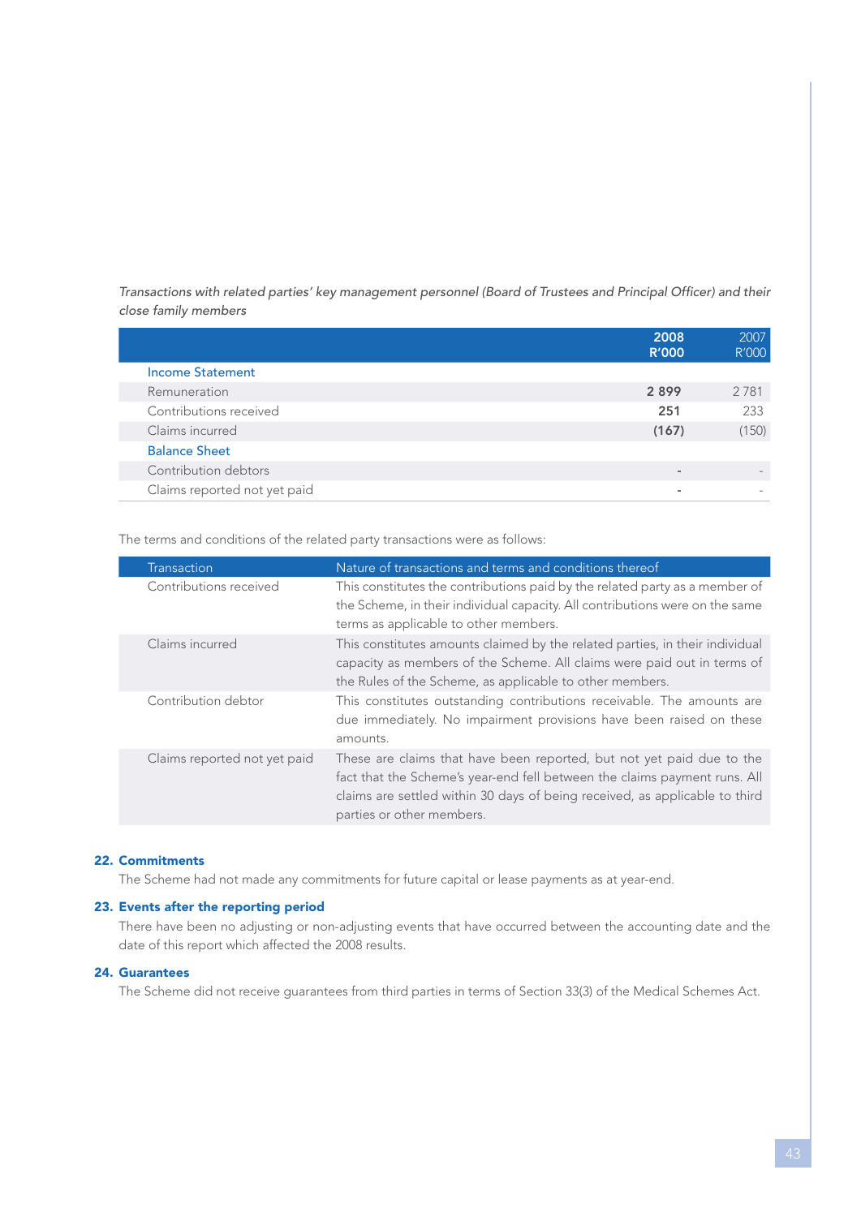*Transactions with related parties' key management personnel (Board of Trustees and Principal Officer) and their close family members*

| | **2008 R'000** | 2007 R'000 |
|---|---|---|
| **Income Statement** | | |
| Remuneration | **2 899** | 2 781 |
| Contributions received | **251** | 233 |
| Claims incurred | **(167)** | (150) |
| **Balance Sheet** | | |
| Contribution debtors | **-** | - |
| Claims reported not yet paid | **-** | - |

The terms and conditions of the related party transactions were as follows:

| Transaction | Nature of transactions and terms and conditions thereof |
|---|---|
| Contributions received | This constitutes the contributions paid by the related party as a member of the Scheme, in their individual capacity. All contributions were on the same terms as applicable to other members. |
| Claims incurred | This constitutes amounts claimed by the related parties, in their individual capacity as members of the Scheme. All claims were paid out in terms of the Rules of the Scheme, as applicable to other members. |
| Contribution debtor | This constitutes outstanding contributions receivable. The amounts are due immediately. No impairment provisions have been raised on these amounts. |
| Claims reported not yet paid | These are claims that have been reported, but not yet paid due to the fact that the Scheme's year-end fell between the claims payment runs. All claims are settled within 30 days of being received, as applicable to third parties or other members. |

## 22. Commitments

The Scheme had not made any commitments for future capital or lease payments as at year-end.

## 23. Events after the reporting period

There have been no adjusting or non-adjusting events that have occurred between the accounting date and the date of this report which affected the 2008 results.

## 24. Guarantees

The Scheme did not receive guarantees from third parties in terms of Section 33(3) of the Medical Schemes Act.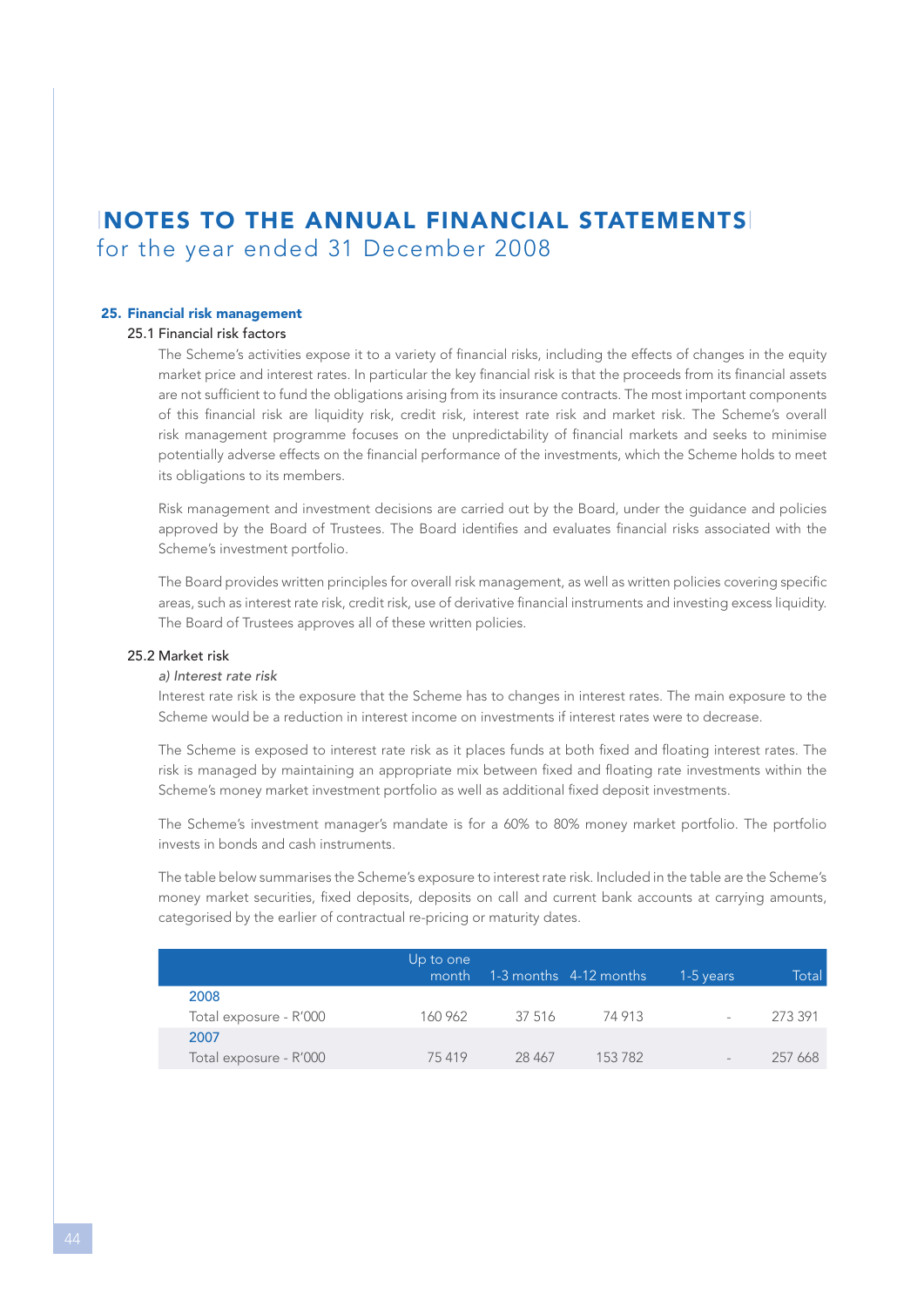# NOTES TO THE ANNUAL FINANCIAL STATEMENTS

for the year ended 31 December 2008

## 25. Financial risk management

### 25.1 Financial risk factors

The Scheme's activities expose it to a variety of financial risks, including the effects of changes in the equity market price and interest rates. In particular the key financial risk is that the proceeds from its financial assets are not sufficient to fund the obligations arising from its insurance contracts. The most important components of this financial risk are liquidity risk, credit risk, interest rate risk and market risk. The Scheme's overall risk management programme focuses on the unpredictability of financial markets and seeks to minimise potentially adverse effects on the financial performance of the investments, which the Scheme holds to meet its obligations to its members.

Risk management and investment decisions are carried out by the Board, under the guidance and policies approved by the Board of Trustees. The Board identifies and evaluates financial risks associated with the Scheme's investment portfolio.

The Board provides written principles for overall risk management, as well as written policies covering specific areas, such as interest rate risk, credit risk, use of derivative financial instruments and investing excess liquidity. The Board of Trustees approves all of these written policies.

### 25.2 Market risk

*a) Interest rate risk*

Interest rate risk is the exposure that the Scheme has to changes in interest rates. The main exposure to the Scheme would be a reduction in interest income on investments if interest rates were to decrease.

The Scheme is exposed to interest rate risk as it places funds at both fixed and floating interest rates. The risk is managed by maintaining an appropriate mix between fixed and floating rate investments within the Scheme's money market investment portfolio as well as additional fixed deposit investments.

The Scheme's investment manager's mandate is for a 60% to 80% money market portfolio. The portfolio invests in bonds and cash instruments.

The table below summarises the Scheme's exposure to interest rate risk. Included in the table are the Scheme's money market securities, fixed deposits, deposits on call and current bank accounts at carrying amounts, categorised by the earlier of contractual re-pricing or maturity dates.

| | Up to one month | 1-3 months | 4-12 months | 1-5 years | Total |
|---|---|---|---|---|---|
| **2008** | | | | | |
| Total exposure - R'000 | 160 962 | 37 516 | 74 913 | - | 273 391 |
| **2007** | | | | | |
| Total exposure - R'000 | 75 419 | 28 467 | 153 782 | - | 257 668 |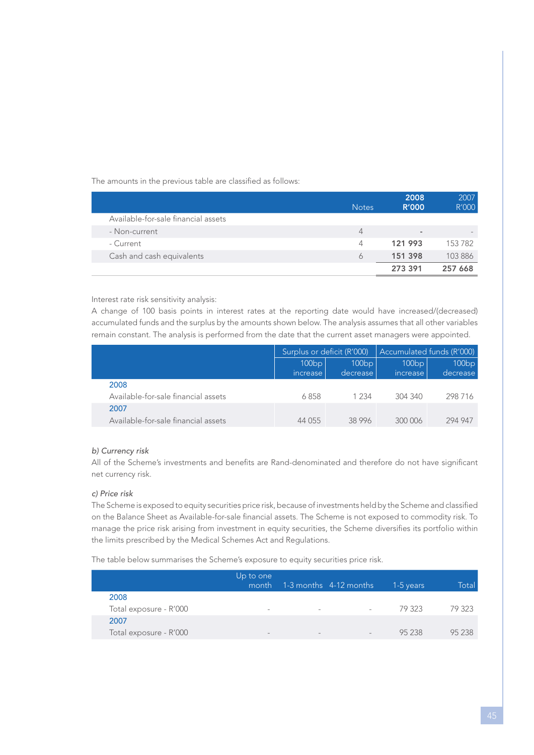The amounts in the previous table are classified as follows:

| | Notes | **2008 R'000** | 2007 R'000 |
|---|---|---|---|
| Available-for-sale financial assets | | | |
| - Non-current | 4 | **-** | - |
| - Current | 4 | **121 993** | 153 782 |
| Cash and cash equivalents | 6 | **151 398** | 103 886 |
| | | **273 391** | **257 668** |

Interest rate risk sensitivity analysis:
A change of 100 basis points in interest rates at the reporting date would have increased/(decreased) accumulated funds and the surplus by the amounts shown below. The analysis assumes that all other variables remain constant. The analysis is performed from the date that the current asset managers were appointed.

| | Surplus or deficit (R'000) | | Accumulated funds (R'000) | |
|---|---|---|---|---|
| | 100bp increase | 100bp decrease | 100bp increase | 100bp decrease |
| **2008** | | | | |
| Available-for-sale financial assets | 6 858 | 1 234 | 304 340 | 298 716 |
| **2007** | | | | |
| Available-for-sale financial assets | 44 055 | 38 996 | 300 006 | 294 947 |

*b) Currency risk*

All of the Scheme's investments and benefits are Rand-denominated and therefore do not have significant net currency risk.

*c) Price risk*

The Scheme is exposed to equity securities price risk, because of investments held by the Scheme and classified on the Balance Sheet as Available-for-sale financial assets. The Scheme is not exposed to commodity risk. To manage the price risk arising from investment in equity securities, the Scheme diversifies its portfolio within the limits prescribed by the Medical Schemes Act and Regulations.

The table below summarises the Scheme's exposure to equity securities price risk.

| | Up to one month | 1-3 months | 4-12 months | 1-5 years | Total |
|---|---|---|---|---|---|
| **2008** | | | | | |
| Total exposure - R'000 | - | - | - | 79 323 | 79 323 |
| **2007** | | | | | |
| Total exposure - R'000 | - | - | - | 95 238 | 95 238 |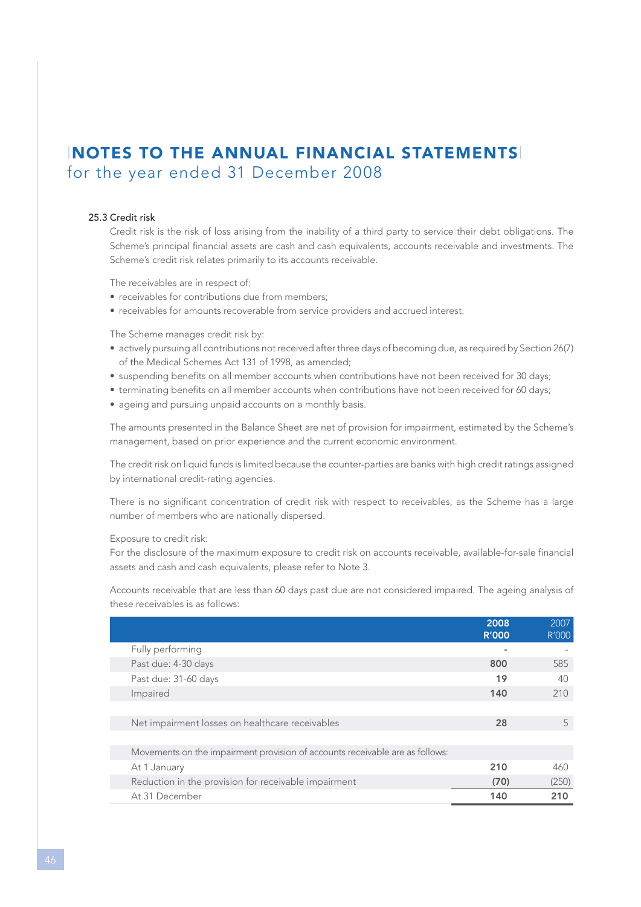# NOTES TO THE ANNUAL FINANCIAL STATEMENTS
for the year ended 31 December 2008

### 25.3 Credit risk

Credit risk is the risk of loss arising from the inability of a third party to service their debt obligations. The Scheme's principal financial assets are cash and cash equivalents, accounts receivable and investments. The Scheme's credit risk relates primarily to its accounts receivable.

The receivables are in respect of:

- receivables for contributions due from members;
- receivables for amounts recoverable from service providers and accrued interest.

The Scheme manages credit risk by:

- actively pursuing all contributions not received after three days of becoming due, as required by Section 26(7) of the Medical Schemes Act 131 of 1998, as amended;
- suspending benefits on all member accounts when contributions have not been received for 30 days;
- terminating benefits on all member accounts when contributions have not been received for 60 days;
- ageing and pursuing unpaid accounts on a monthly basis.

The amounts presented in the Balance Sheet are net of provision for impairment, estimated by the Scheme's management, based on prior experience and the current economic environment.

The credit risk on liquid funds is limited because the counter-parties are banks with high credit ratings assigned by international credit-rating agencies.

There is no significant concentration of credit risk with respect to receivables, as the Scheme has a large number of members who are nationally dispersed.

Exposure to credit risk:
For the disclosure of the maximum exposure to credit risk on accounts receivable, available-for-sale financial assets and cash and cash equivalents, please refer to Note 3.

Accounts receivable that are less than 60 days past due are not considered impaired. The ageing analysis of these receivables is as follows:

| | **2008 R'000** | 2007 R'000 |
|---|---|---|
| Fully performing | - | - |
| Past due: 4-30 days | **800** | 585 |
| Past due: 31-60 days | **19** | 40 |
| Impaired | **140** | 210 |
| | | |
| Net impairment losses on healthcare receivables | **28** | 5 |
| | | |
| Movements on the impairment provision of accounts receivable are as follows: | | |
| At 1 January | **210** | 460 |
| Reduction in the provision for receivable impairment | **(70)** | (250) |
| At 31 December | **140** | **210** |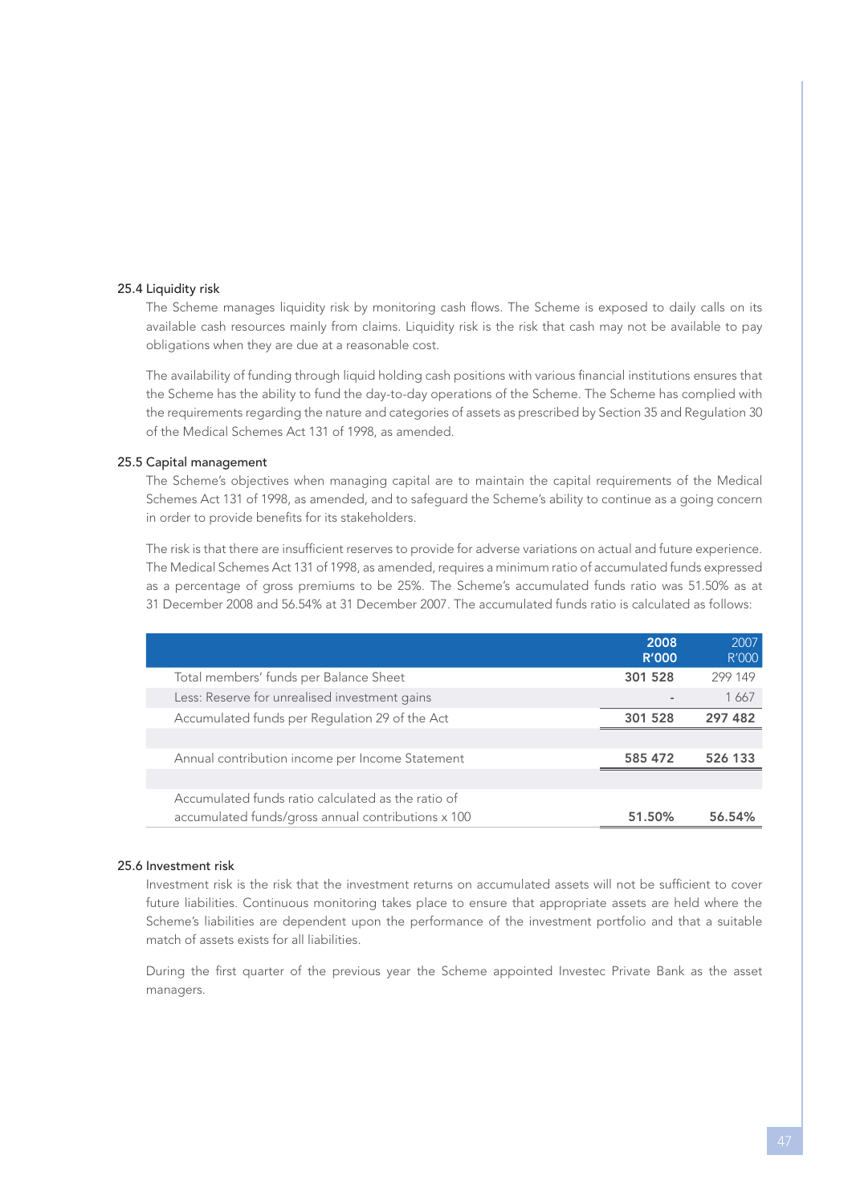### 25.4 Liquidity risk

The Scheme manages liquidity risk by monitoring cash flows. The Scheme is exposed to daily calls on its available cash resources mainly from claims. Liquidity risk is the risk that cash may not be available to pay obligations when they are due at a reasonable cost.

The availability of funding through liquid holding cash positions with various financial institutions ensures that the Scheme has the ability to fund the day-to-day operations of the Scheme. The Scheme has complied with the requirements regarding the nature and categories of assets as prescribed by Section 35 and Regulation 30 of the Medical Schemes Act 131 of 1998, as amended.

### 25.5 Capital management

The Scheme's objectives when managing capital are to maintain the capital requirements of the Medical Schemes Act 131 of 1998, as amended, and to safeguard the Scheme's ability to continue as a going concern in order to provide benefits for its stakeholders.

The risk is that there are insufficient reserves to provide for adverse variations on actual and future experience. The Medical Schemes Act 131 of 1998, as amended, requires a minimum ratio of accumulated funds expressed as a percentage of gross premiums to be 25%. The Scheme's accumulated funds ratio was 51.50% as at 31 December 2008 and 56.54% at 31 December 2007. The accumulated funds ratio is calculated as follows:

| | **2008 R'000** | 2007 R'000 |
|---|---|---|
| Total members' funds per Balance Sheet | **301 528** | 299 149 |
| Less: Reserve for unrealised investment gains | - | 1 667 |
| Accumulated funds per Regulation 29 of the Act | **301 528** | **297 482** |
| | | |
| Annual contribution income per Income Statement | **585 472** | **526 133** |
| | | |
| Accumulated funds ratio calculated as the ratio of accumulated funds/gross annual contributions x 100 | **51.50%** | **56.54%** |

### 25.6 Investment risk

Investment risk is the risk that the investment returns on accumulated assets will not be sufficient to cover future liabilities. Continuous monitoring takes place to ensure that appropriate assets are held where the Scheme's liabilities are dependent upon the performance of the investment portfolio and that a suitable match of assets exists for all liabilities.

During the first quarter of the previous year the Scheme appointed Investec Private Bank as the asset managers.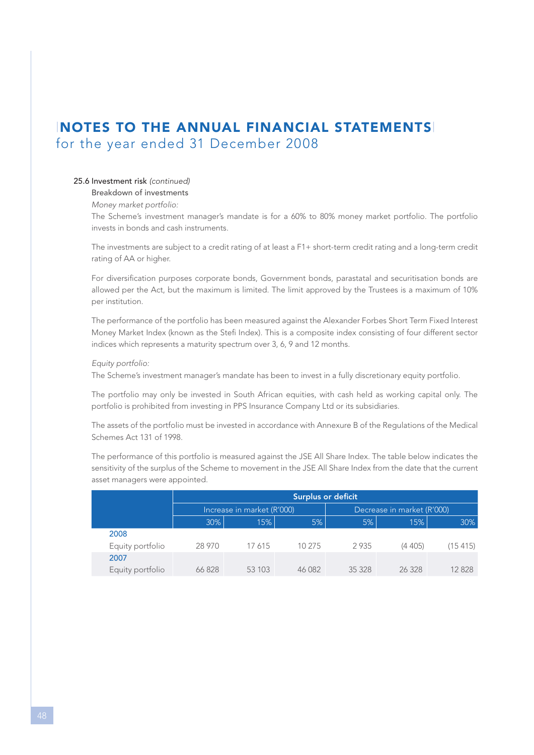# NOTES TO THE ANNUAL FINANCIAL STATEMENTS
## for the year ended 31 December 2008

### 25.6 Investment risk *(continued)*

Breakdown of investments

*Money market portfolio:*

The Scheme's investment manager's mandate is for a 60% to 80% money market portfolio. The portfolio invests in bonds and cash instruments.

The investments are subject to a credit rating of at least a F1+ short-term credit rating and a long-term credit rating of AA or higher.

For diversification purposes corporate bonds, Government bonds, parastatal and securitisation bonds are allowed per the Act, but the maximum is limited. The limit approved by the Trustees is a maximum of 10% per institution.

The performance of the portfolio has been measured against the Alexander Forbes Short Term Fixed Interest Money Market Index (known as the Stefi Index). This is a composite index consisting of four different sector indices which represents a maturity spectrum over 3, 6, 9 and 12 months.

*Equity portfolio:*

The Scheme's investment manager's mandate has been to invest in a fully discretionary equity portfolio.

The portfolio may only be invested in South African equities, with cash held as working capital only. The portfolio is prohibited from investing in PPS Insurance Company Ltd or its subsidiaries.

The assets of the portfolio must be invested in accordance with Annexure B of the Regulations of the Medical Schemes Act 131 of 1998.

The performance of this portfolio is measured against the JSE All Share Index. The table below indicates the sensitivity of the surplus of the Scheme to movement in the JSE All Share Index from the date that the current asset managers were appointed.

| | Surplus or deficit | | | | | |
|---|---|---|---|---|---|---|
| | Increase in market (R'000) | | | Decrease in market (R'000) | | |
| | 30% | 15% | 5% | 5% | 15% | 30% |
| **2008** | | | | | | |
| Equity portfolio | 28 970 | 17 615 | 10 275 | 2 935 | (4 405) | (15 415) |
| **2007** | | | | | | |
| Equity portfolio | 66 828 | 53 103 | 46 082 | 35 328 | 26 328 | 12 828 |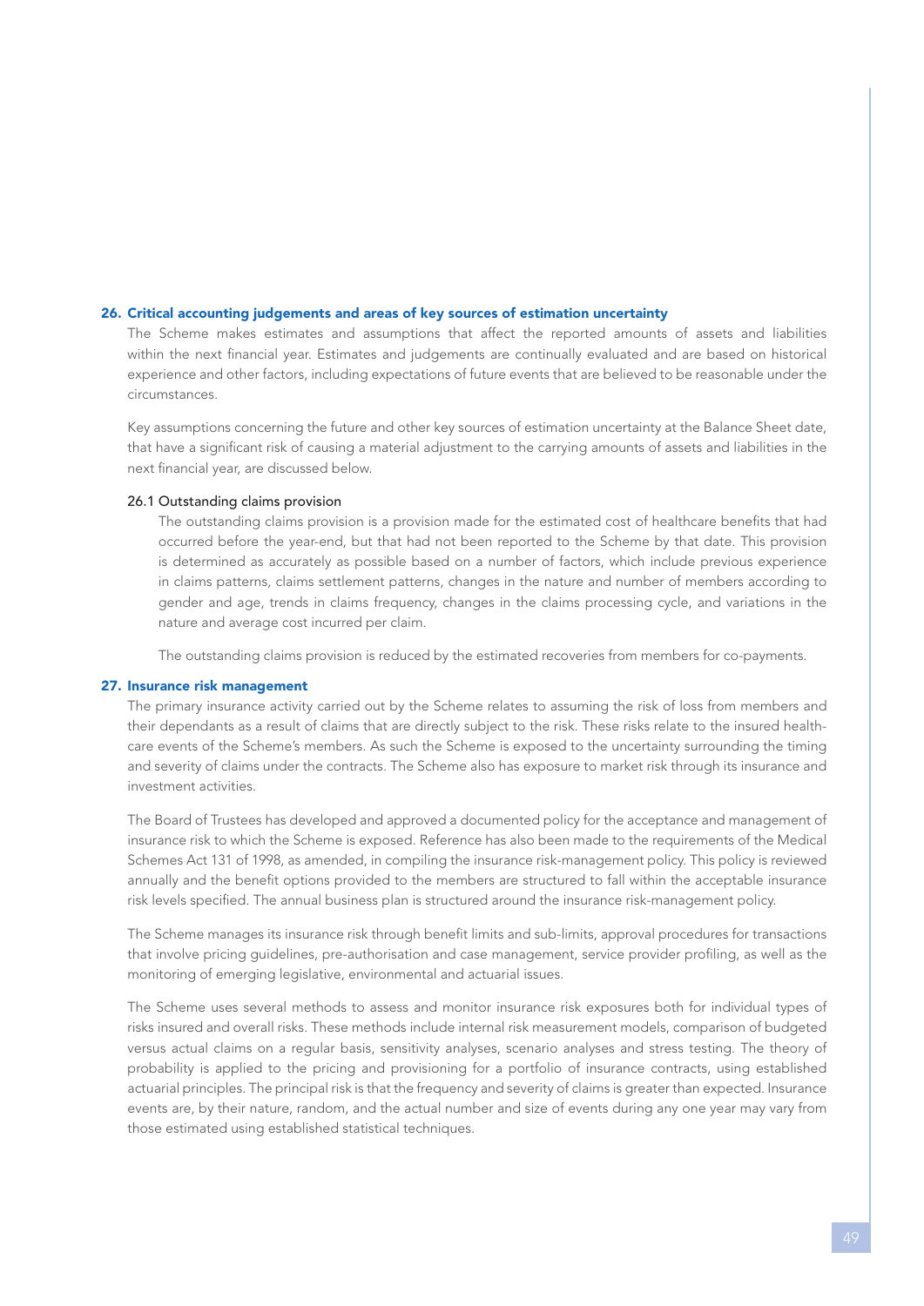## 26. Critical accounting judgements and areas of key sources of estimation uncertainty

The Scheme makes estimates and assumptions that affect the reported amounts of assets and liabilities within the next financial year. Estimates and judgements are continually evaluated and are based on historical experience and other factors, including expectations of future events that are believed to be reasonable under the circumstances.

Key assumptions concerning the future and other key sources of estimation uncertainty at the Balance Sheet date, that have a significant risk of causing a material adjustment to the carrying amounts of assets and liabilities in the next financial year, are discussed below.

### 26.1 Outstanding claims provision

The outstanding claims provision is a provision made for the estimated cost of healthcare benefits that had occurred before the year-end, but that had not been reported to the Scheme by that date. This provision is determined as accurately as possible based on a number of factors, which include previous experience in claims patterns, claims settlement patterns, changes in the nature and number of members according to gender and age, trends in claims frequency, changes in the claims processing cycle, and variations in the nature and average cost incurred per claim.

The outstanding claims provision is reduced by the estimated recoveries from members for co-payments.

## 27. Insurance risk management

The primary insurance activity carried out by the Scheme relates to assuming the risk of loss from members and their dependants as a result of claims that are directly subject to the risk. These risks relate to the insured health-care events of the Scheme's members. As such the Scheme is exposed to the uncertainty surrounding the timing and severity of claims under the contracts. The Scheme also has exposure to market risk through its insurance and investment activities.

The Board of Trustees has developed and approved a documented policy for the acceptance and management of insurance risk to which the Scheme is exposed. Reference has also been made to the requirements of the Medical Schemes Act 131 of 1998, as amended, in compiling the insurance risk-management policy. This policy is reviewed annually and the benefit options provided to the members are structured to fall within the acceptable insurance risk levels specified. The annual business plan is structured around the insurance risk-management policy.

The Scheme manages its insurance risk through benefit limits and sub-limits, approval procedures for transactions that involve pricing guidelines, pre-authorisation and case management, service provider profiling, as well as the monitoring of emerging legislative, environmental and actuarial issues.

The Scheme uses several methods to assess and monitor insurance risk exposures both for individual types of risks insured and overall risks. These methods include internal risk measurement models, comparison of budgeted versus actual claims on a regular basis, sensitivity analyses, scenario analyses and stress testing. The theory of probability is applied to the pricing and provisioning for a portfolio of insurance contracts, using established actuarial principles. The principal risk is that the frequency and severity of claims is greater than expected. Insurance events are, by their nature, random, and the actual number and size of events during any one year may vary from those estimated using established statistical techniques.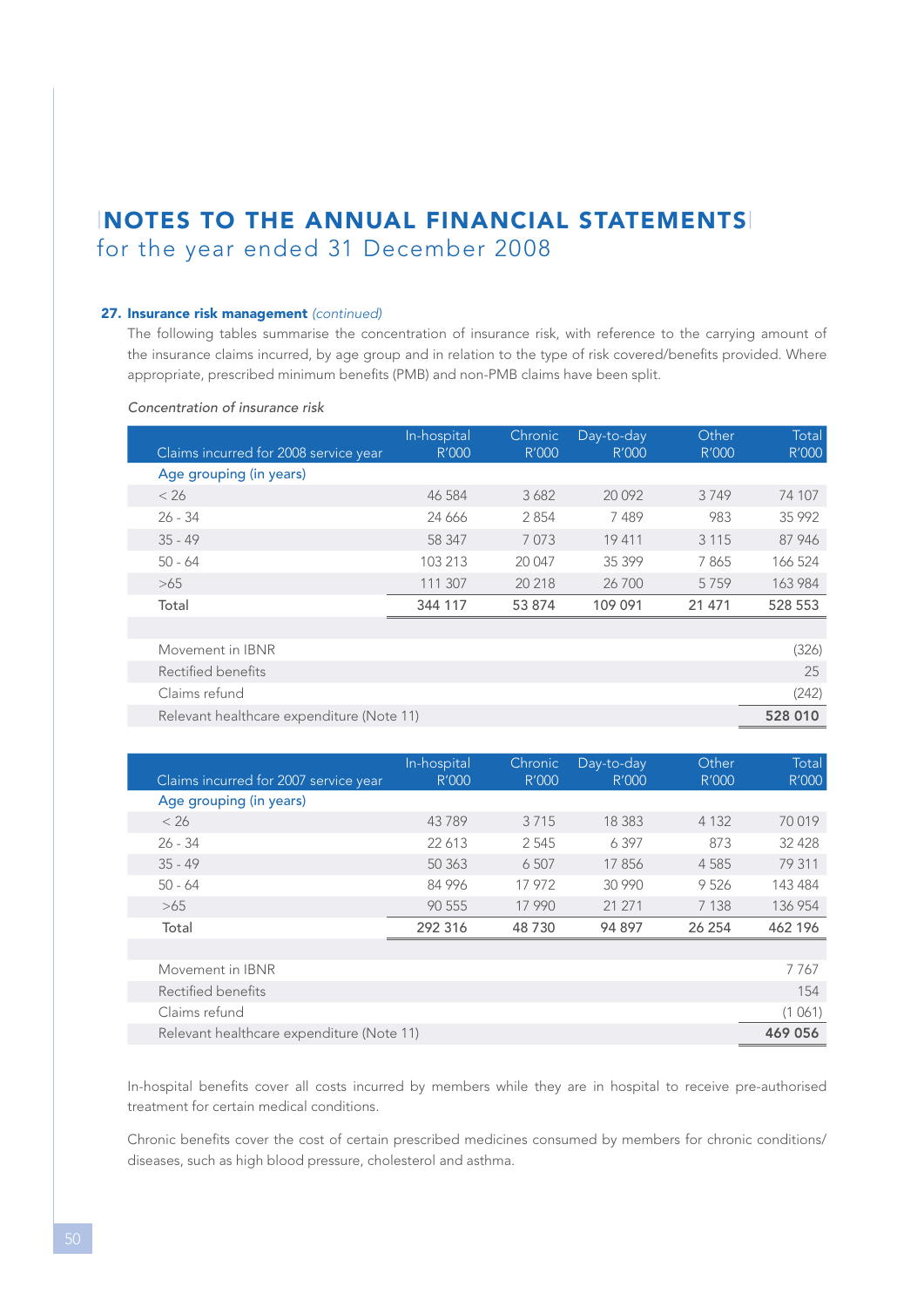# NOTES TO THE ANNUAL FINANCIAL STATEMENTS
for the year ended 31 December 2008

### 27. Insurance risk management *(continued)*

The following tables summarise the concentration of insurance risk, with reference to the carrying amount of the insurance claims incurred, by age group and in relation to the type of risk covered/benefits provided. Where appropriate, prescribed minimum benefits (PMB) and non-PMB claims have been split.

*Concentration of insurance risk*

| Claims incurred for 2008 service year | In-hospital R'000 | Chronic R'000 | Day-to-day R'000 | Other R'000 | Total R'000 |
|---|---|---|---|---|---|
| Age grouping (in years) | | | | | |
| < 26 | 46 584 | 3 682 | 20 092 | 3 749 | 74 107 |
| 26 - 34 | 24 666 | 2 854 | 7 489 | 983 | 35 992 |
| 35 - 49 | 58 347 | 7 073 | 19 411 | 3 115 | 87 946 |
| 50 - 64 | 103 213 | 20 047 | 35 399 | 7 865 | 166 524 |
| >65 | 111 307 | 20 218 | 26 700 | 5 759 | 163 984 |
| Total | 344 117 | 53 874 | 109 091 | 21 471 | 528 553 |
| | | | | | |
| Movement in IBNR | | | | | (326) |
| Rectified benefits | | | | | 25 |
| Claims refund | | | | | (242) |
| Relevant healthcare expenditure (Note 11) | | | | | 528 010 |

| Claims incurred for 2007 service year | In-hospital R'000 | Chronic R'000 | Day-to-day R'000 | Other R'000 | Total R'000 |
|---|---|---|---|---|---|
| Age grouping (in years) | | | | | |
| < 26 | 43 789 | 3 715 | 18 383 | 4 132 | 70 019 |
| 26 - 34 | 22 613 | 2 545 | 6 397 | 873 | 32 428 |
| 35 - 49 | 50 363 | 6 507 | 17 856 | 4 585 | 79 311 |
| 50 - 64 | 84 996 | 17 972 | 30 990 | 9 526 | 143 484 |
| >65 | 90 555 | 17 990 | 21 271 | 7 138 | 136 954 |
| Total | 292 316 | 48 730 | 94 897 | 26 254 | 462 196 |
| | | | | | |
| Movement in IBNR | | | | | 7 767 |
| Rectified benefits | | | | | 154 |
| Claims refund | | | | | (1 061) |
| Relevant healthcare expenditure (Note 11) | | | | | 469 056 |

In-hospital benefits cover all costs incurred by members while they are in hospital to receive pre-authorised treatment for certain medical conditions.

Chronic benefits cover the cost of certain prescribed medicines consumed by members for chronic conditions/diseases, such as high blood pressure, cholesterol and asthma.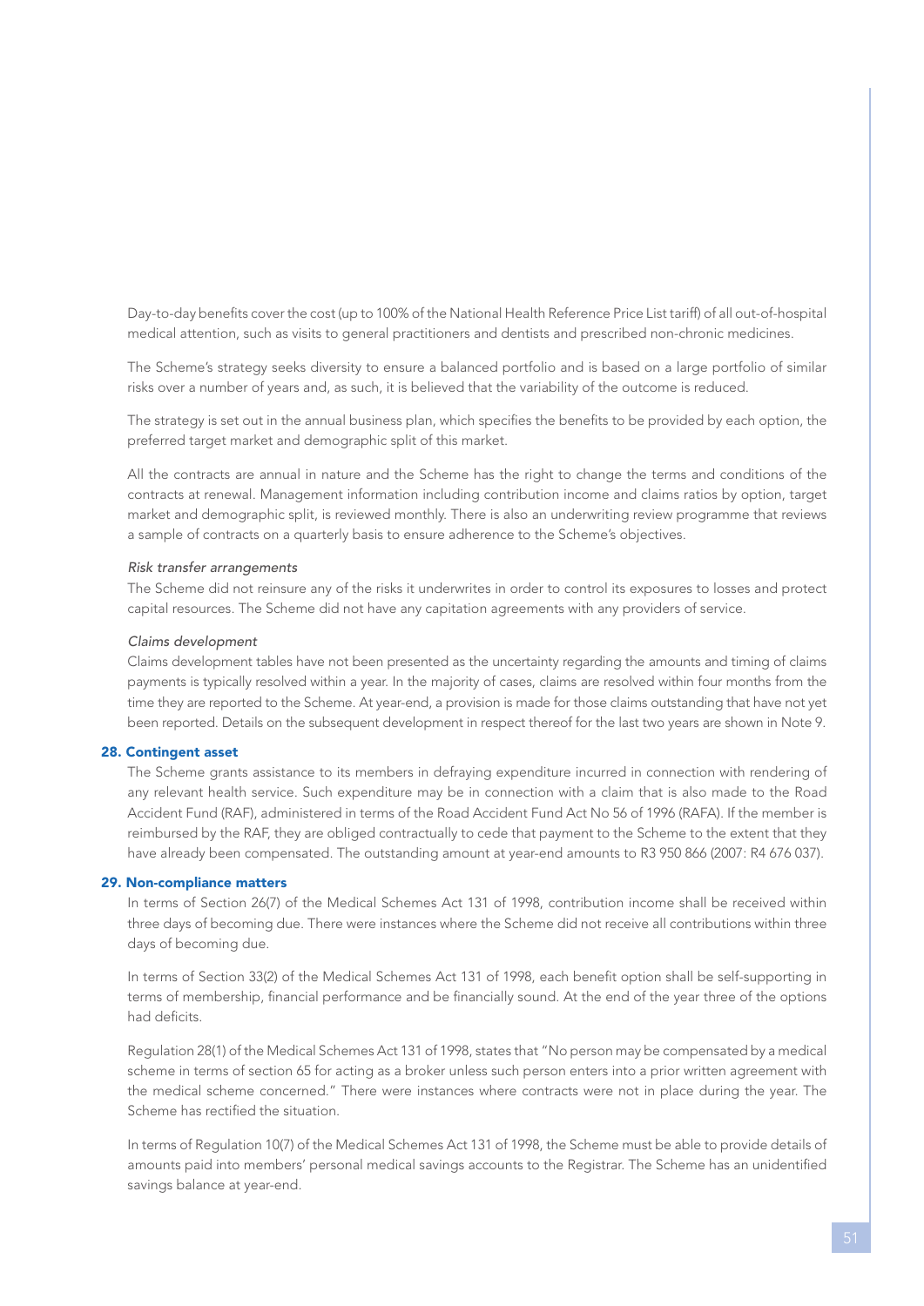Day-to-day benefits cover the cost (up to 100% of the National Health Reference Price List tariff) of all out-of-hospital medical attention, such as visits to general practitioners and dentists and prescribed non-chronic medicines.

The Scheme's strategy seeks diversity to ensure a balanced portfolio and is based on a large portfolio of similar risks over a number of years and, as such, it is believed that the variability of the outcome is reduced.

The strategy is set out in the annual business plan, which specifies the benefits to be provided by each option, the preferred target market and demographic split of this market.

All the contracts are annual in nature and the Scheme has the right to change the terms and conditions of the contracts at renewal. Management information including contribution income and claims ratios by option, target market and demographic split, is reviewed monthly. There is also an underwriting review programme that reviews a sample of contracts on a quarterly basis to ensure adherence to the Scheme's objectives.

*Risk transfer arrangements*

The Scheme did not reinsure any of the risks it underwrites in order to control its exposures to losses and protect capital resources. The Scheme did not have any capitation agreements with any providers of service.

*Claims development*

Claims development tables have not been presented as the uncertainty regarding the amounts and timing of claims payments is typically resolved within a year. In the majority of cases, claims are resolved within four months from the time they are reported to the Scheme. At year-end, a provision is made for those claims outstanding that have not yet been reported. Details on the subsequent development in respect thereof for the last two years are shown in Note 9.

## 28. Contingent asset

The Scheme grants assistance to its members in defraying expenditure incurred in connection with rendering of any relevant health service. Such expenditure may be in connection with a claim that is also made to the Road Accident Fund (RAF), administered in terms of the Road Accident Fund Act No 56 of 1996 (RAFA). If the member is reimbursed by the RAF, they are obliged contractually to cede that payment to the Scheme to the extent that they have already been compensated. The outstanding amount at year-end amounts to R3 950 866 (2007: R4 676 037).

## 29. Non-compliance matters

In terms of Section 26(7) of the Medical Schemes Act 131 of 1998, contribution income shall be received within three days of becoming due. There were instances where the Scheme did not receive all contributions within three days of becoming due.

In terms of Section 33(2) of the Medical Schemes Act 131 of 1998, each benefit option shall be self-supporting in terms of membership, financial performance and be financially sound. At the end of the year three of the options had deficits.

Regulation 28(1) of the Medical Schemes Act 131 of 1998, states that "No person may be compensated by a medical scheme in terms of section 65 for acting as a broker unless such person enters into a prior written agreement with the medical scheme concerned." There were instances where contracts were not in place during the year. The Scheme has rectified the situation.

In terms of Regulation 10(7) of the Medical Schemes Act 131 of 1998, the Scheme must be able to provide details of amounts paid into members' personal medical savings accounts to the Registrar. The Scheme has an unidentified savings balance at year-end.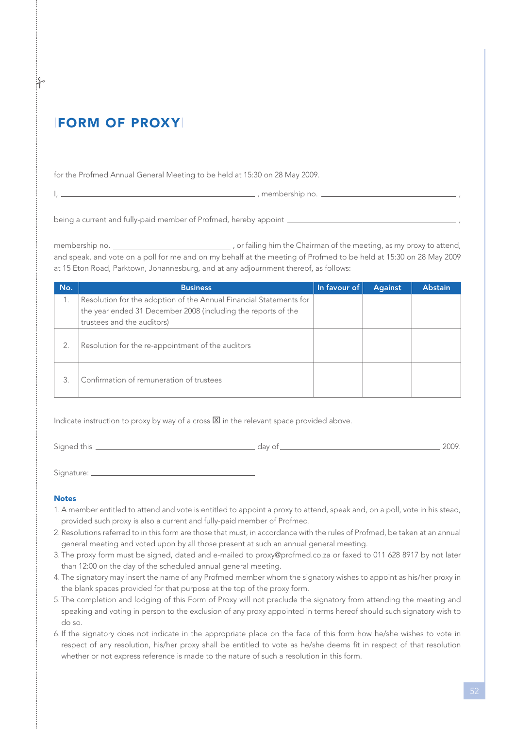# FORM OF PROXY

for the Profmed Annual General Meeting to be held at 15:30 on 28 May 2009.

I, ______________________________ , membership no. ______________________ ,

being a current and fully-paid member of Profmed, hereby appoint ______________________________ ,

membership no. ______________________ , or failing him the Chairman of the meeting, as my proxy to attend, and speak, and vote on a poll for me and on my behalf at the meeting of Profmed to be held at 15:30 on 28 May 2009 at 15 Eton Road, Parktown, Johannesburg, and at any adjournment thereof, as follows:

| No. | Business | In favour of | Against | Abstain |
|---|---|---|---|---|
| 1. | Resolution for the adoption of the Annual Financial Statements for the year ended 31 December 2008 (including the reports of the trustees and the auditors) | | | |
| 2. | Resolution for the re-appointment of the auditors | | | |
| 3. | Confirmation of remuneration of trustees | | | |

Indicate instruction to proxy by way of a cross ☒ in the relevant space provided above.

Signed this ______________________________ day of ______________________________ 2009.

Signature: ______________________________

**Notes**

1. A member entitled to attend and vote is entitled to appoint a proxy to attend, speak and, on a poll, vote in his stead, provided such proxy is also a current and fully-paid member of Profmed.
2. Resolutions referred to in this form are those that must, in accordance with the rules of Profmed, be taken at an annual general meeting and voted upon by all those present at such an annual general meeting.
3. The proxy form must be signed, dated and e-mailed to proxy@profmed.co.za or faxed to 011 628 8917 by not later than 12:00 on the day of the scheduled annual general meeting.
4. The signatory may insert the name of any Profmed member whom the signatory wishes to appoint as his/her proxy in the blank spaces provided for that purpose at the top of the proxy form.
5. The completion and lodging of this Form of Proxy will not preclude the signatory from attending the meeting and speaking and voting in person to the exclusion of any proxy appointed in terms hereof should such signatory wish to do so.
6. If the signatory does not indicate in the appropriate place on the face of this form how he/she wishes to vote in respect of any resolution, his/her proxy shall be entitled to vote as he/she deems fit in respect of that resolution whether or not express reference is made to the nature of such a resolution in this form.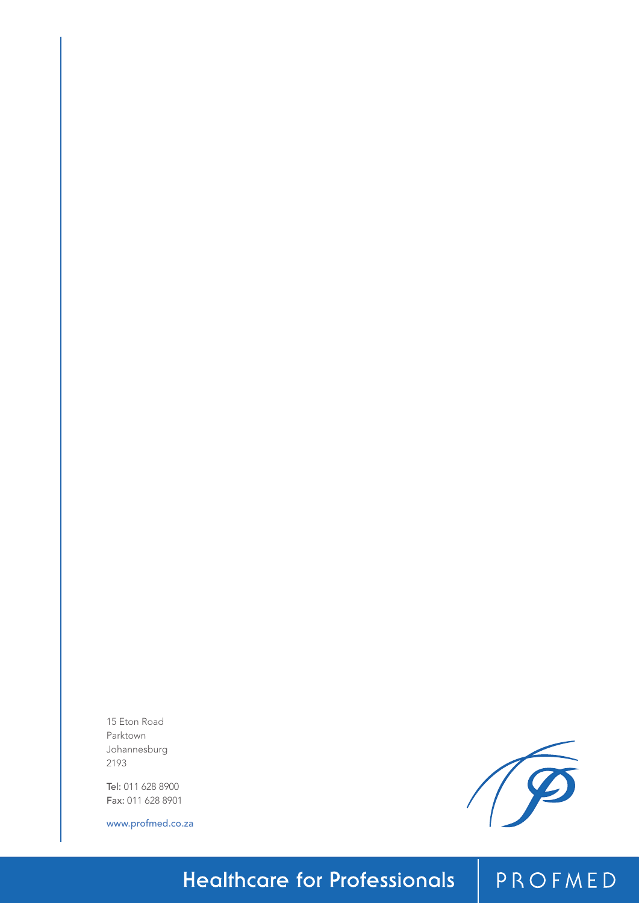15 Eton Road
Parktown
Johannesburg
2193

Tel: 011 628 8900
Fax: 011 628 8901

www.profmed.co.za

Healthcare for Professionals | PROFMED